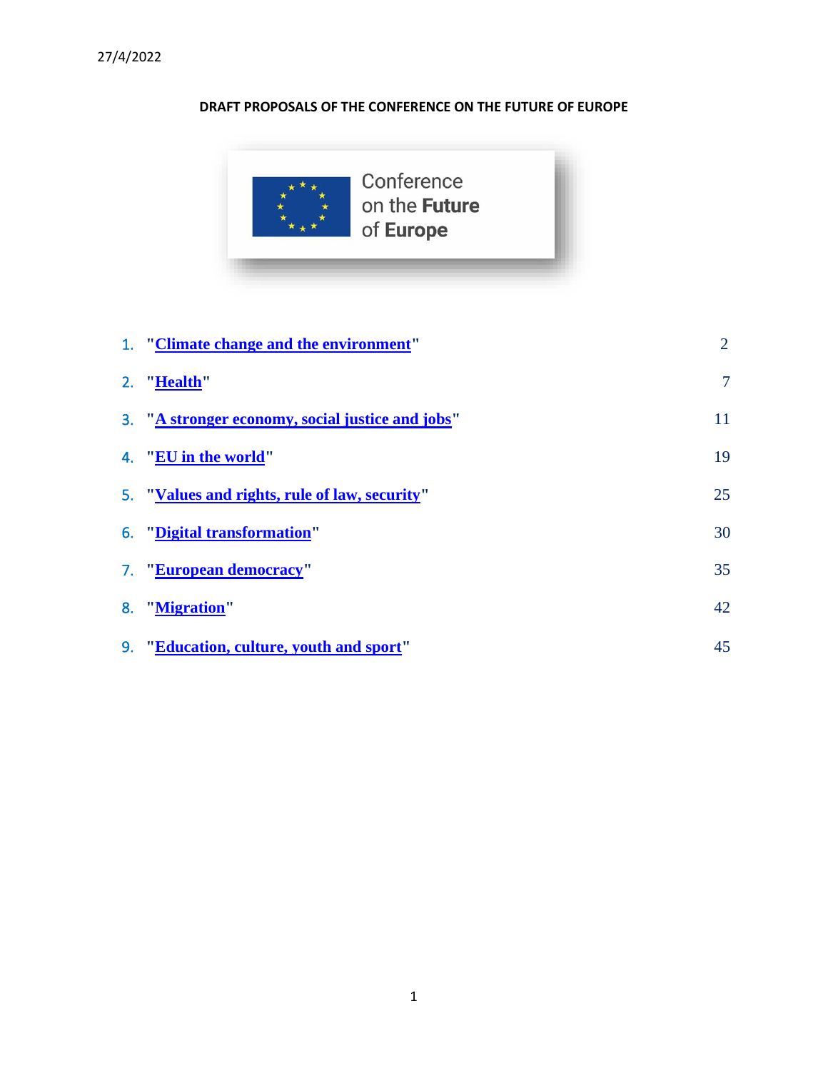27/4/2022

# DRAFT PROPOSALS OF THE CONFERENCE ON THE FUTURE OF EUROPE

Conference on the **Future** of **Europe**

| | | |
|---|---|---|
| 1. | "Climate change and the environment" | 2 |
| 2. | "Health" | 7 |
| 3. | "A stronger economy, social justice and jobs" | 11 |
| 4. | "EU in the world" | 19 |
| 5. | "Values and rights, rule of law, security" | 25 |
| 6. | "Digital transformation" | 30 |
| 7. | "European democracy" | 35 |
| 8. | "Migration" | 42 |
| 9. | "Education, culture, youth and sport" | 45 |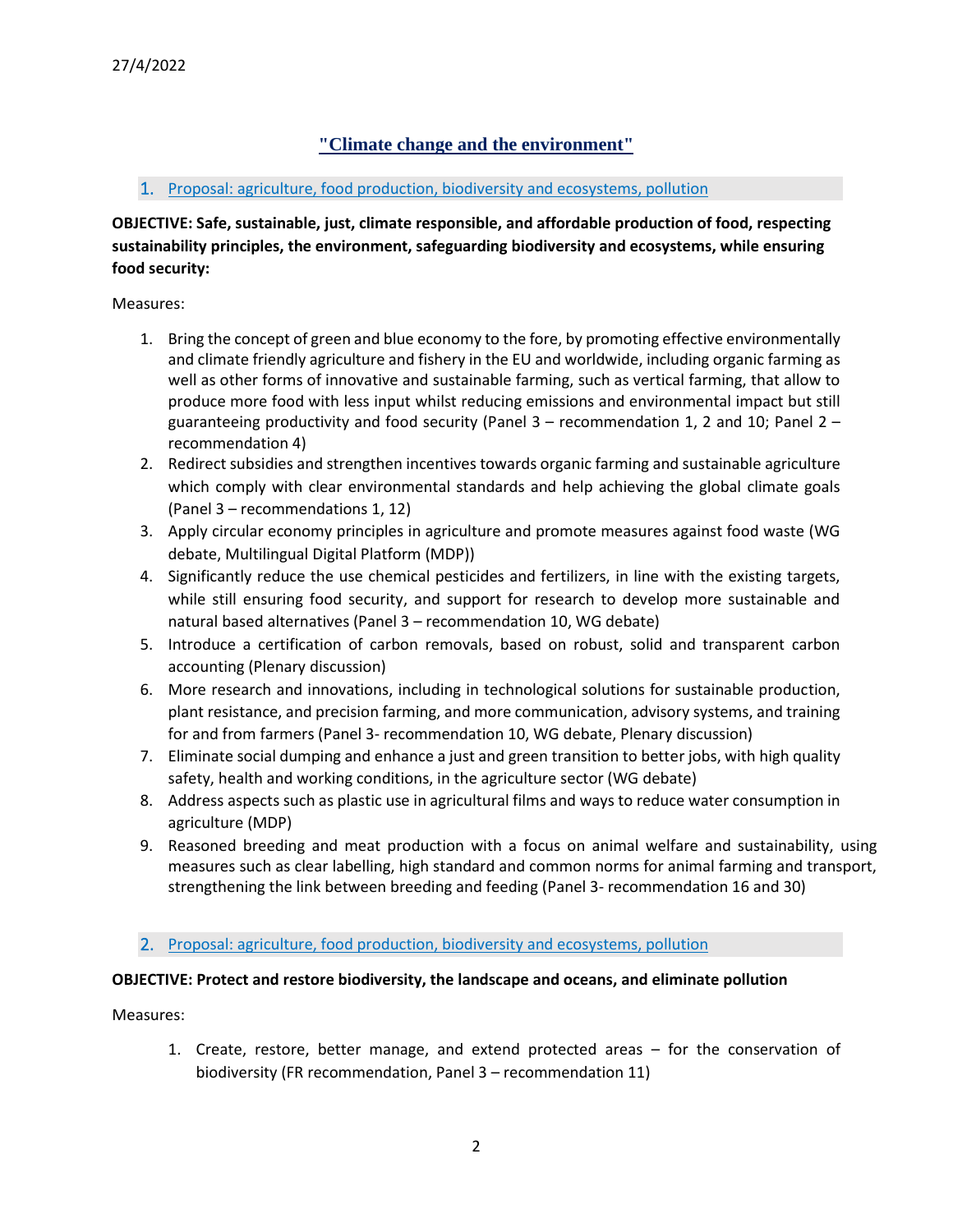27/4/2022

# "Climate change and the environment"

## 1. Proposal: agriculture, food production, biodiversity and ecosystems, pollution

**OBJECTIVE: Safe, sustainable, just, climate responsible, and affordable production of food, respecting sustainability principles, the environment, safeguarding biodiversity and ecosystems, while ensuring food security:**

Measures:

1. Bring the concept of green and blue economy to the fore, by promoting effective environmentally and climate friendly agriculture and fishery in the EU and worldwide, including organic farming as well as other forms of innovative and sustainable farming, such as vertical farming, that allow to produce more food with less input whilst reducing emissions and environmental impact but still guaranteeing productivity and food security (Panel 3 – recommendation 1, 2 and 10; Panel 2 – recommendation 4)
2. Redirect subsidies and strengthen incentives towards organic farming and sustainable agriculture which comply with clear environmental standards and help achieving the global climate goals (Panel 3 – recommendations 1, 12)
3. Apply circular economy principles in agriculture and promote measures against food waste (WG debate, Multilingual Digital Platform (MDP))
4. Significantly reduce the use chemical pesticides and fertilizers, in line with the existing targets, while still ensuring food security, and support for research to develop more sustainable and natural based alternatives (Panel 3 – recommendation 10, WG debate)
5. Introduce a certification of carbon removals, based on robust, solid and transparent carbon accounting (Plenary discussion)
6. More research and innovations, including in technological solutions for sustainable production, plant resistance, and precision farming, and more communication, advisory systems, and training for and from farmers (Panel 3- recommendation 10, WG debate, Plenary discussion)
7. Eliminate social dumping and enhance a just and green transition to better jobs, with high quality safety, health and working conditions, in the agriculture sector (WG debate)
8. Address aspects such as plastic use in agricultural films and ways to reduce water consumption in agriculture (MDP)
9. Reasoned breeding and meat production with a focus on animal welfare and sustainability, using measures such as clear labelling, high standard and common norms for animal farming and transport, strengthening the link between breeding and feeding (Panel 3- recommendation 16 and 30)

## 2. Proposal: agriculture, food production, biodiversity and ecosystems, pollution

**OBJECTIVE: Protect and restore biodiversity, the landscape and oceans, and eliminate pollution**

Measures:

1. Create, restore, better manage, and extend protected areas – for the conservation of biodiversity (FR recommendation, Panel 3 – recommendation 11)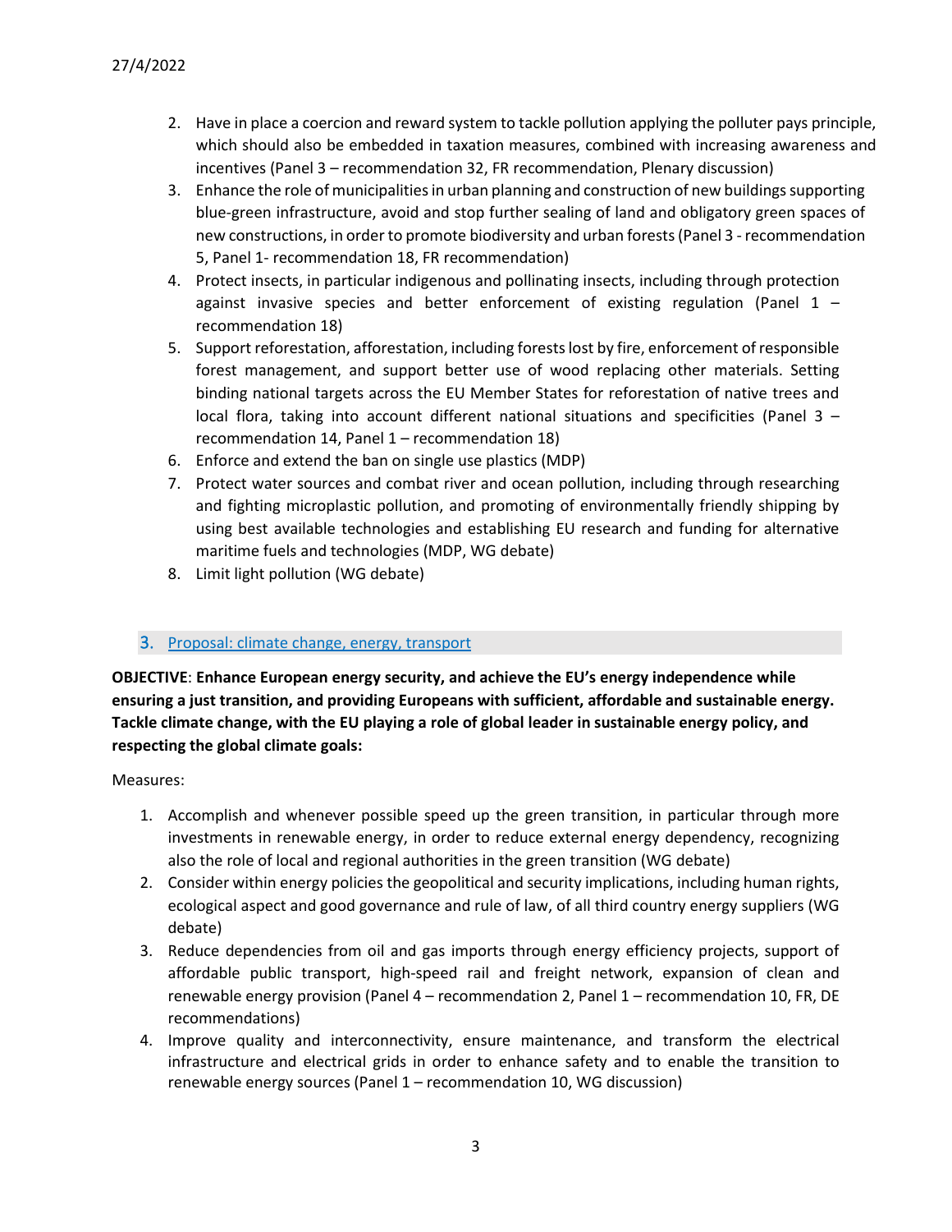2. Have in place a coercion and reward system to tackle pollution applying the polluter pays principle, which should also be embedded in taxation measures, combined with increasing awareness and incentives (Panel 3 – recommendation 32, FR recommendation, Plenary discussion)
3. Enhance the role of municipalities in urban planning and construction of new buildings supporting blue-green infrastructure, avoid and stop further sealing of land and obligatory green spaces of new constructions, in order to promote biodiversity and urban forests (Panel 3 - recommendation 5, Panel 1- recommendation 18, FR recommendation)
4. Protect insects, in particular indigenous and pollinating insects, including through protection against invasive species and better enforcement of existing regulation (Panel 1 – recommendation 18)
5. Support reforestation, afforestation, including forests lost by fire, enforcement of responsible forest management, and support better use of wood replacing other materials. Setting binding national targets across the EU Member States for reforestation of native trees and local flora, taking into account different national situations and specificities (Panel 3 – recommendation 14, Panel 1 – recommendation 18)
6. Enforce and extend the ban on single use plastics (MDP)
7. Protect water sources and combat river and ocean pollution, including through researching and fighting microplastic pollution, and promoting of environmentally friendly shipping by using best available technologies and establishing EU research and funding for alternative maritime fuels and technologies (MDP, WG debate)
8. Limit light pollution (WG debate)

## 3. Proposal: climate change, energy, transport

**OBJECTIVE**: **Enhance European energy security, and achieve the EU's energy independence while ensuring a just transition, and providing Europeans with sufficient, affordable and sustainable energy. Tackle climate change, with the EU playing a role of global leader in sustainable energy policy, and respecting the global climate goals:**

Measures:

1. Accomplish and whenever possible speed up the green transition, in particular through more investments in renewable energy, in order to reduce external energy dependency, recognizing also the role of local and regional authorities in the green transition (WG debate)
2. Consider within energy policies the geopolitical and security implications, including human rights, ecological aspect and good governance and rule of law, of all third country energy suppliers (WG debate)
3. Reduce dependencies from oil and gas imports through energy efficiency projects, support of affordable public transport, high-speed rail and freight network, expansion of clean and renewable energy provision (Panel 4 – recommendation 2, Panel 1 – recommendation 10, FR, DE recommendations)
4. Improve quality and interconnectivity, ensure maintenance, and transform the electrical infrastructure and electrical grids in order to enhance safety and to enable the transition to renewable energy sources (Panel 1 – recommendation 10, WG discussion)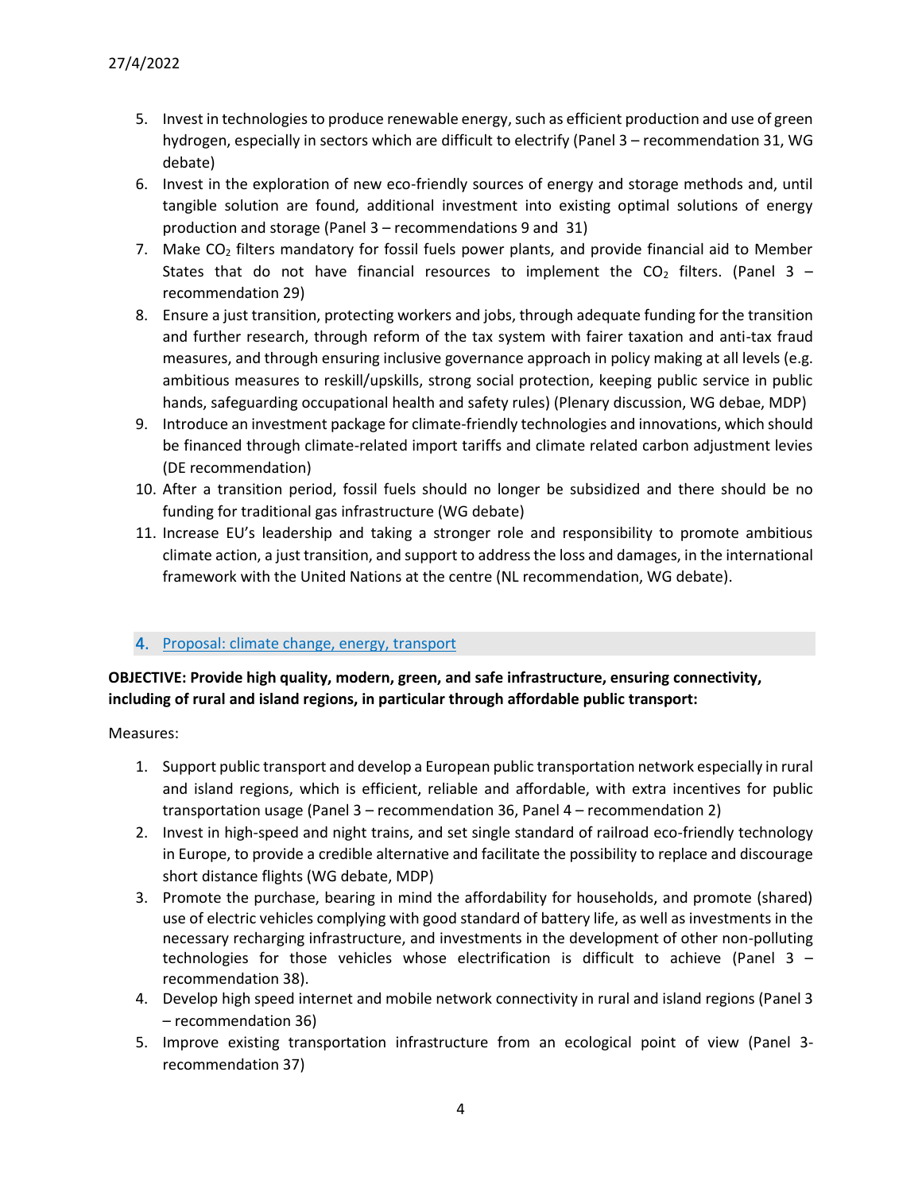5. Invest in technologies to produce renewable energy, such as efficient production and use of green hydrogen, especially in sectors which are difficult to electrify (Panel 3 – recommendation 31, WG debate)
6. Invest in the exploration of new eco-friendly sources of energy and storage methods and, until tangible solution are found, additional investment into existing optimal solutions of energy production and storage (Panel 3 – recommendations 9 and 31)
7. Make $CO_2$ filters mandatory for fossil fuels power plants, and provide financial aid to Member States that do not have financial resources to implement the $CO_2$ filters. (Panel 3 – recommendation 29)
8. Ensure a just transition, protecting workers and jobs, through adequate funding for the transition and further research, through reform of the tax system with fairer taxation and anti-tax fraud measures, and through ensuring inclusive governance approach in policy making at all levels (e.g. ambitious measures to reskill/upskills, strong social protection, keeping public service in public hands, safeguarding occupational health and safety rules) (Plenary discussion, WG debae, MDP)
9. Introduce an investment package for climate-friendly technologies and innovations, which should be financed through climate-related import tariffs and climate related carbon adjustment levies (DE recommendation)
10. After a transition period, fossil fuels should no longer be subsidized and there should be no funding for traditional gas infrastructure (WG debate)
11. Increase EU's leadership and taking a stronger role and responsibility to promote ambitious climate action, a just transition, and support to address the loss and damages, in the international framework with the United Nations at the centre (NL recommendation, WG debate).

## 4. Proposal: climate change, energy, transport

**OBJECTIVE: Provide high quality, modern, green, and safe infrastructure, ensuring connectivity, including of rural and island regions, in particular through affordable public transport:**

Measures:

1. Support public transport and develop a European public transportation network especially in rural and island regions, which is efficient, reliable and affordable, with extra incentives for public transportation usage (Panel 3 – recommendation 36, Panel 4 – recommendation 2)
2. Invest in high-speed and night trains, and set single standard of railroad eco-friendly technology in Europe, to provide a credible alternative and facilitate the possibility to replace and discourage short distance flights (WG debate, MDP)
3. Promote the purchase, bearing in mind the affordability for households, and promote (shared) use of electric vehicles complying with good standard of battery life, as well as investments in the necessary recharging infrastructure, and investments in the development of other non-polluting technologies for those vehicles whose electrification is difficult to achieve (Panel 3 – recommendation 38).
4. Develop high speed internet and mobile network connectivity in rural and island regions (Panel 3 – recommendation 36)
5. Improve existing transportation infrastructure from an ecological point of view (Panel 3- recommendation 37)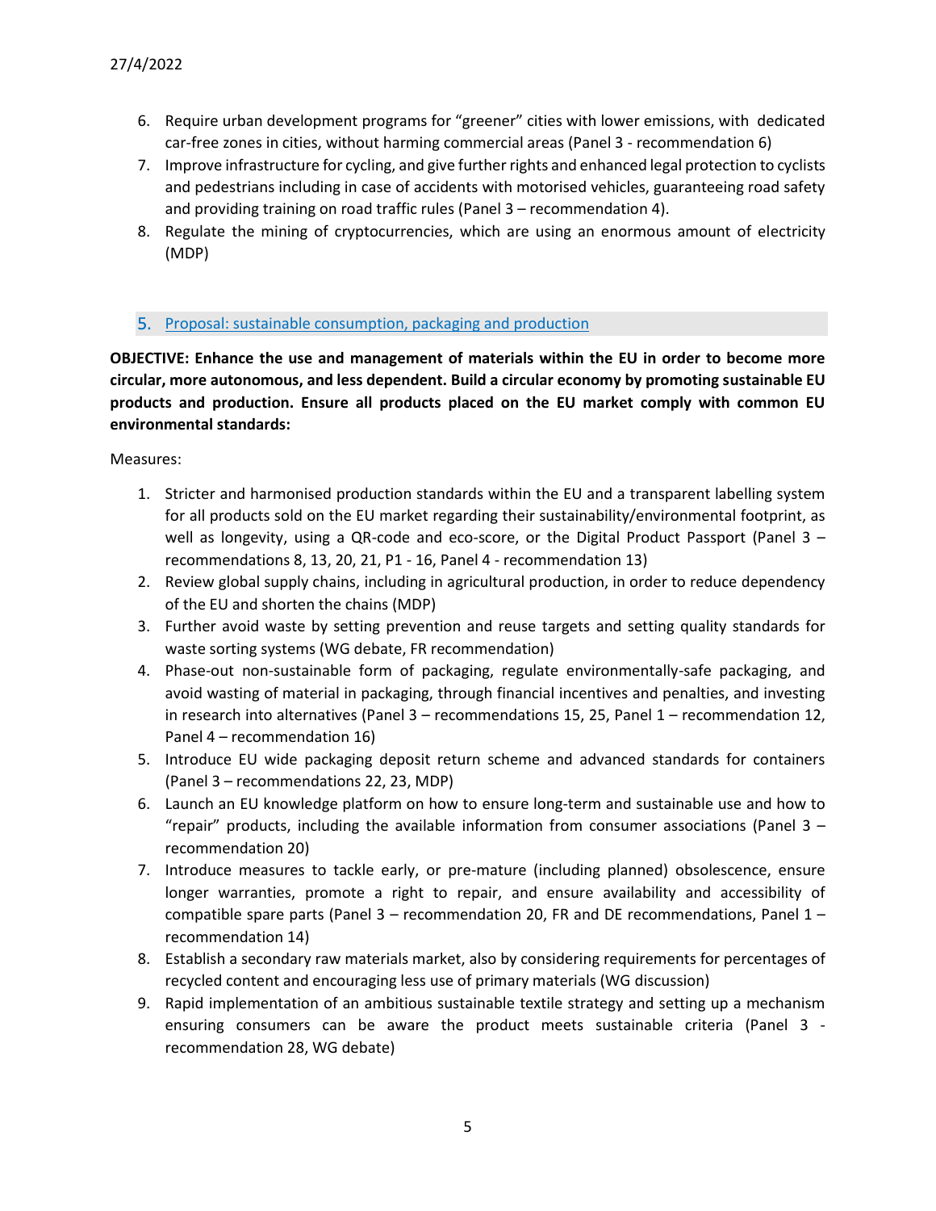6. Require urban development programs for “greener” cities with lower emissions, with dedicated car-free zones in cities, without harming commercial areas (Panel 3 - recommendation 6)
7. Improve infrastructure for cycling, and give further rights and enhanced legal protection to cyclists and pedestrians including in case of accidents with motorised vehicles, guaranteeing road safety and providing training on road traffic rules (Panel 3 – recommendation 4).
8. Regulate the mining of cryptocurrencies, which are using an enormous amount of electricity (MDP)

## 5. Proposal: sustainable consumption, packaging and production

**OBJECTIVE: Enhance the use and management of materials within the EU in order to become more circular, more autonomous, and less dependent. Build a circular economy by promoting sustainable EU products and production. Ensure all products placed on the EU market comply with common EU environmental standards:**

Measures:

1. Stricter and harmonised production standards within the EU and a transparent labelling system for all products sold on the EU market regarding their sustainability/environmental footprint, as well as longevity, using a QR-code and eco-score, or the Digital Product Passport (Panel 3 – recommendations 8, 13, 20, 21, P1 - 16, Panel 4 - recommendation 13)
2. Review global supply chains, including in agricultural production, in order to reduce dependency of the EU and shorten the chains (MDP)
3. Further avoid waste by setting prevention and reuse targets and setting quality standards for waste sorting systems (WG debate, FR recommendation)
4. Phase-out non-sustainable form of packaging, regulate environmentally-safe packaging, and avoid wasting of material in packaging, through financial incentives and penalties, and investing in research into alternatives (Panel 3 – recommendations 15, 25, Panel 1 – recommendation 12, Panel 4 – recommendation 16)
5. Introduce EU wide packaging deposit return scheme and advanced standards for containers (Panel 3 – recommendations 22, 23, MDP)
6. Launch an EU knowledge platform on how to ensure long-term and sustainable use and how to “repair” products, including the available information from consumer associations (Panel 3 – recommendation 20)
7. Introduce measures to tackle early, or pre-mature (including planned) obsolescence, ensure longer warranties, promote a right to repair, and ensure availability and accessibility of compatible spare parts (Panel 3 – recommendation 20, FR and DE recommendations, Panel 1 – recommendation 14)
8. Establish a secondary raw materials market, also by considering requirements for percentages of recycled content and encouraging less use of primary materials (WG discussion)
9. Rapid implementation of an ambitious sustainable textile strategy and setting up a mechanism ensuring consumers can be aware the product meets sustainable criteria (Panel 3 - recommendation 28, WG debate)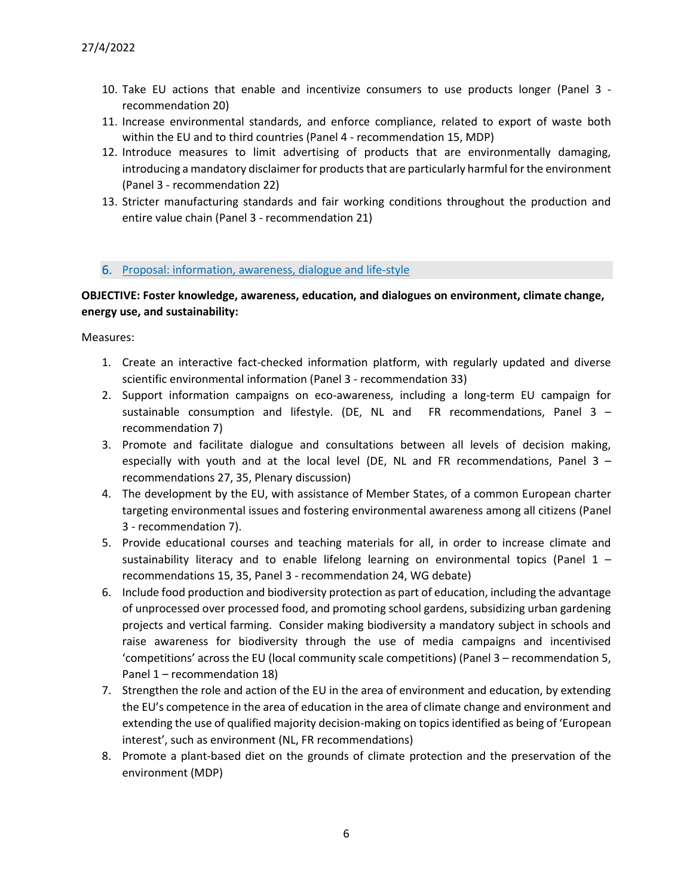10. Take EU actions that enable and incentivize consumers to use products longer (Panel 3 - recommendation 20)
11. Increase environmental standards, and enforce compliance, related to export of waste both within the EU and to third countries (Panel 4 - recommendation 15, MDP)
12. Introduce measures to limit advertising of products that are environmentally damaging, introducing a mandatory disclaimer for products that are particularly harmful for the environment (Panel 3 - recommendation 22)
13. Stricter manufacturing standards and fair working conditions throughout the production and entire value chain (Panel 3 - recommendation 21)

## 6. Proposal: information, awareness, dialogue and life-style

**OBJECTIVE: Foster knowledge, awareness, education, and dialogues on environment, climate change, energy use, and sustainability:**

Measures:

1. Create an interactive fact-checked information platform, with regularly updated and diverse scientific environmental information (Panel 3 - recommendation 33)
2. Support information campaigns on eco-awareness, including a long-term EU campaign for sustainable consumption and lifestyle. (DE, NL and FR recommendations, Panel 3 – recommendation 7)
3. Promote and facilitate dialogue and consultations between all levels of decision making, especially with youth and at the local level (DE, NL and FR recommendations, Panel 3 – recommendations 27, 35, Plenary discussion)
4. The development by the EU, with assistance of Member States, of a common European charter targeting environmental issues and fostering environmental awareness among all citizens (Panel 3 - recommendation 7).
5. Provide educational courses and teaching materials for all, in order to increase climate and sustainability literacy and to enable lifelong learning on environmental topics (Panel 1 – recommendations 15, 35, Panel 3 - recommendation 24, WG debate)
6. Include food production and biodiversity protection as part of education, including the advantage of unprocessed over processed food, and promoting school gardens, subsidizing urban gardening projects and vertical farming. Consider making biodiversity a mandatory subject in schools and raise awareness for biodiversity through the use of media campaigns and incentivised 'competitions' across the EU (local community scale competitions) (Panel 3 – recommendation 5, Panel 1 – recommendation 18)
7. Strengthen the role and action of the EU in the area of environment and education, by extending the EU's competence in the area of education in the area of climate change and environment and extending the use of qualified majority decision-making on topics identified as being of 'European interest', such as environment (NL, FR recommendations)
8. Promote a plant-based diet on the grounds of climate protection and the preservation of the environment (MDP)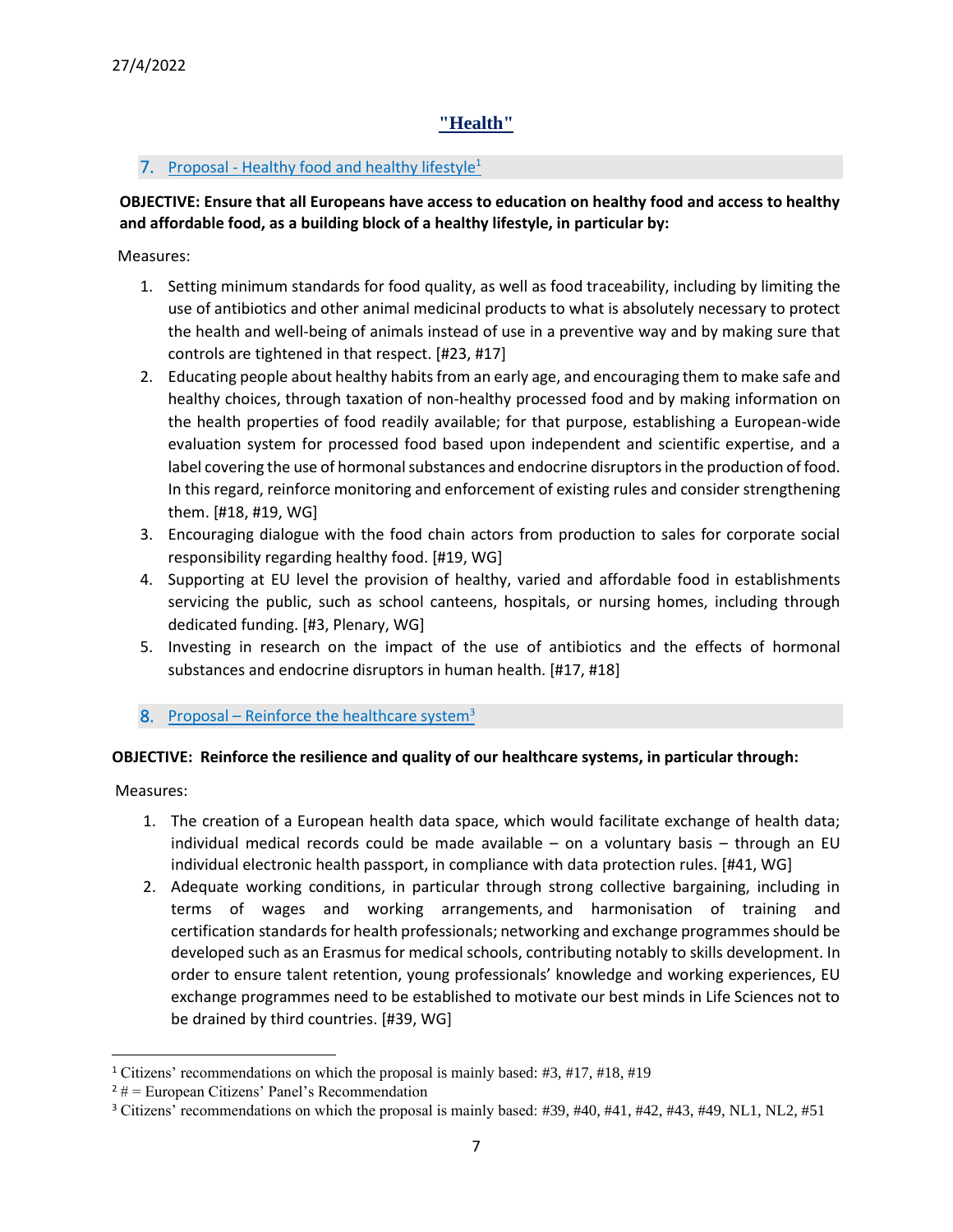# "Health"

## 7. Proposal - Healthy food and healthy lifestyle[1]

**OBJECTIVE: Ensure that all Europeans have access to education on healthy food and access to healthy and affordable food, as a building block of a healthy lifestyle, in particular by:**

Measures:

1. Setting minimum standards for food quality, as well as food traceability, including by limiting the use of antibiotics and other animal medicinal products to what is absolutely necessary to protect the health and well-being of animals instead of use in a preventive way and by making sure that controls are tightened in that respect. [#23, #17]
2. Educating people about healthy habits from an early age, and encouraging them to make safe and healthy choices, through taxation of non-healthy processed food and by making information on the health properties of food readily available; for that purpose, establishing a European-wide evaluation system for processed food based upon independent and scientific expertise, and a label covering the use of hormonal substances and endocrine disruptors in the production of food. In this regard, reinforce monitoring and enforcement of existing rules and consider strengthening them. [#18, #19, WG]
3. Encouraging dialogue with the food chain actors from production to sales for corporate social responsibility regarding healthy food. [#19, WG]
4. Supporting at EU level the provision of healthy, varied and affordable food in establishments servicing the public, such as school canteens, hospitals, or nursing homes, including through dedicated funding. [#3, Plenary, WG]
5. Investing in research on the impact of the use of antibiotics and the effects of hormonal substances and endocrine disruptors in human health. [#17, #18]

## 8. Proposal – Reinforce the healthcare system[3]

**OBJECTIVE: Reinforce the resilience and quality of our healthcare systems, in particular through:**

Measures:

1. The creation of a European health data space, which would facilitate exchange of health data; individual medical records could be made available – on a voluntary basis – through an EU individual electronic health passport, in compliance with data protection rules. [#41, WG]
2. Adequate working conditions, in particular through strong collective bargaining, including in terms of wages and working arrangements, and harmonisation of training and certification standards for health professionals; networking and exchange programmes should be developed such as an Erasmus for medical schools, contributing notably to skills development. In order to ensure talent retention, young professionals' knowledge and working experiences, EU exchange programmes need to be established to motivate our best minds in Life Sciences not to be drained by third countries. [#39, WG]

---

[1] Citizens' recommendations on which the proposal is mainly based: #3, #17, #18, #19

[2] # = European Citizens' Panel's Recommendation

[3] Citizens' recommendations on which the proposal is mainly based: #39, #40, #41, #42, #43, #49, NL1, NL2, #51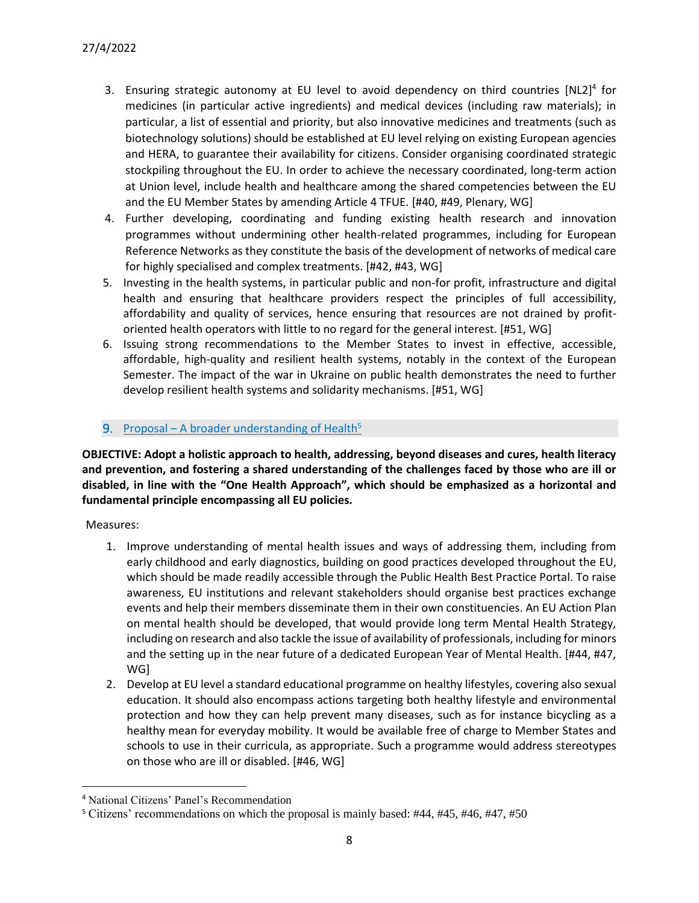3. Ensuring strategic autonomy at EU level to avoid dependency on third countries [NL2][4] for medicines (in particular active ingredients) and medical devices (including raw materials); in particular, a list of essential and priority, but also innovative medicines and treatments (such as biotechnology solutions) should be established at EU level relying on existing European agencies and HERA, to guarantee their availability for citizens. Consider organising coordinated strategic stockpiling throughout the EU. In order to achieve the necessary coordinated, long-term action at Union level, include health and healthcare among the shared competencies between the EU and the EU Member States by amending Article 4 TFUE. [#40, #49, Plenary, WG]
4. Further developing, coordinating and funding existing health research and innovation programmes without undermining other health-related programmes, including for European Reference Networks as they constitute the basis of the development of networks of medical care for highly specialised and complex treatments. [#42, #43, WG]
5. Investing in the health systems, in particular public and non-for profit, infrastructure and digital health and ensuring that healthcare providers respect the principles of full accessibility, affordability and quality of services, hence ensuring that resources are not drained by profit-oriented health operators with little to no regard for the general interest. [#51, WG]
6. Issuing strong recommendations to the Member States to invest in effective, accessible, affordable, high-quality and resilient health systems, notably in the context of the European Semester. The impact of the war in Ukraine on public health demonstrates the need to further develop resilient health systems and solidarity mechanisms. [#51, WG]

## 9. Proposal – A broader understanding of Health[5]

**OBJECTIVE: Adopt a holistic approach to health, addressing, beyond diseases and cures, health literacy and prevention, and fostering a shared understanding of the challenges faced by those who are ill or disabled, in line with the "One Health Approach", which should be emphasized as a horizontal and fundamental principle encompassing all EU policies.**

Measures:

1. Improve understanding of mental health issues and ways of addressing them, including from early childhood and early diagnostics, building on good practices developed throughout the EU, which should be made readily accessible through the Public Health Best Practice Portal. To raise awareness, EU institutions and relevant stakeholders should organise best practices exchange events and help their members disseminate them in their own constituencies. An EU Action Plan on mental health should be developed, that would provide long term Mental Health Strategy, including on research and also tackle the issue of availability of professionals, including for minors and the setting up in the near future of a dedicated European Year of Mental Health. [#44, #47, WG]
2. Develop at EU level a standard educational programme on healthy lifestyles, covering also sexual education. It should also encompass actions targeting both healthy lifestyle and environmental protection and how they can help prevent many diseases, such as for instance bicycling as a healthy mean for everyday mobility. It would be available free of charge to Member States and schools to use in their curricula, as appropriate. Such a programme would address stereotypes on those who are ill or disabled. [#46, WG]

[4] National Citizens' Panel's Recommendation

[5] Citizens' recommendations on which the proposal is mainly based: #44, #45, #46, #47, #50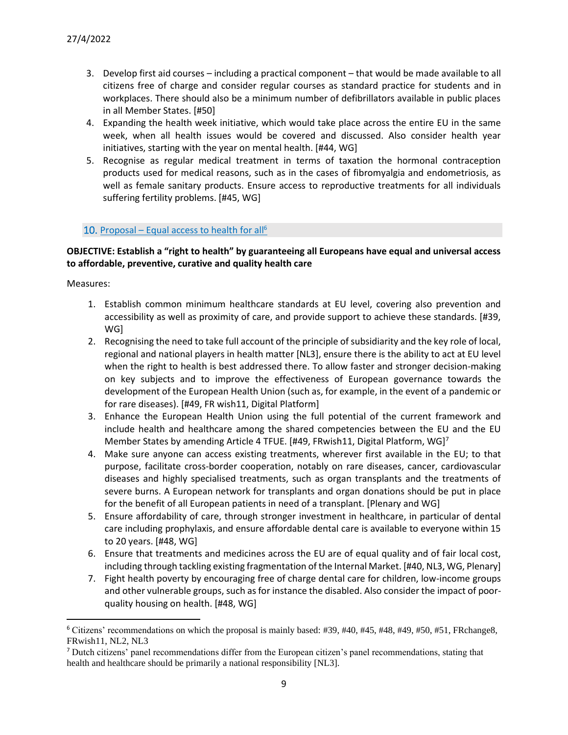3. Develop first aid courses – including a practical component – that would be made available to all citizens free of charge and consider regular courses as standard practice for students and in workplaces. There should also be a minimum number of defibrillators available in public places in all Member States. [#50]
4. Expanding the health week initiative, which would take place across the entire EU in the same week, when all health issues would be covered and discussed. Also consider health year initiatives, starting with the year on mental health. [#44, WG]
5. Recognise as regular medical treatment in terms of taxation the hormonal contraception products used for medical reasons, such as in the cases of fibromyalgia and endometriosis, as well as female sanitary products. Ensure access to reproductive treatments for all individuals suffering fertility problems. [#45, WG]

## 10. Proposal – Equal access to health for all[6]

**OBJECTIVE: Establish a "right to health" by guaranteeing all Europeans have equal and universal access to affordable, preventive, curative and quality health care**

Measures:

1. Establish common minimum healthcare standards at EU level, covering also prevention and accessibility as well as proximity of care, and provide support to achieve these standards. [#39, WG]
2. Recognising the need to take full account of the principle of subsidiarity and the key role of local, regional and national players in health matter [NL3], ensure there is the ability to act at EU level when the right to health is best addressed there. To allow faster and stronger decision-making on key subjects and to improve the effectiveness of European governance towards the development of the European Health Union (such as, for example, in the event of a pandemic or for rare diseases). [#49, FR wish11, Digital Platform]
3. Enhance the European Health Union using the full potential of the current framework and include health and healthcare among the shared competencies between the EU and the EU Member States by amending Article 4 TFUE. [#49, FRwish11, Digital Platform, WG][7]
4. Make sure anyone can access existing treatments, wherever first available in the EU; to that purpose, facilitate cross-border cooperation, notably on rare diseases, cancer, cardiovascular diseases and highly specialised treatments, such as organ transplants and the treatments of severe burns. A European network for transplants and organ donations should be put in place for the benefit of all European patients in need of a transplant. [Plenary and WG]
5. Ensure affordability of care, through stronger investment in healthcare, in particular of dental care including prophylaxis, and ensure affordable dental care is available to everyone within 15 to 20 years. [#48, WG]
6. Ensure that treatments and medicines across the EU are of equal quality and of fair local cost, including through tackling existing fragmentation of the Internal Market. [#40, NL3, WG, Plenary]
7. Fight health poverty by encouraging free of charge dental care for children, low-income groups and other vulnerable groups, such as for instance the disabled. Also consider the impact of poor-quality housing on health. [#48, WG]

[6] Citizens' recommendations on which the proposal is mainly based: #39, #40, #45, #48, #49, #50, #51, FRchange8, FRwish11, NL2, NL3

[7] Dutch citizens' panel recommendations differ from the European citizen's panel recommendations, stating that health and healthcare should be primarily a national responsibility [NL3].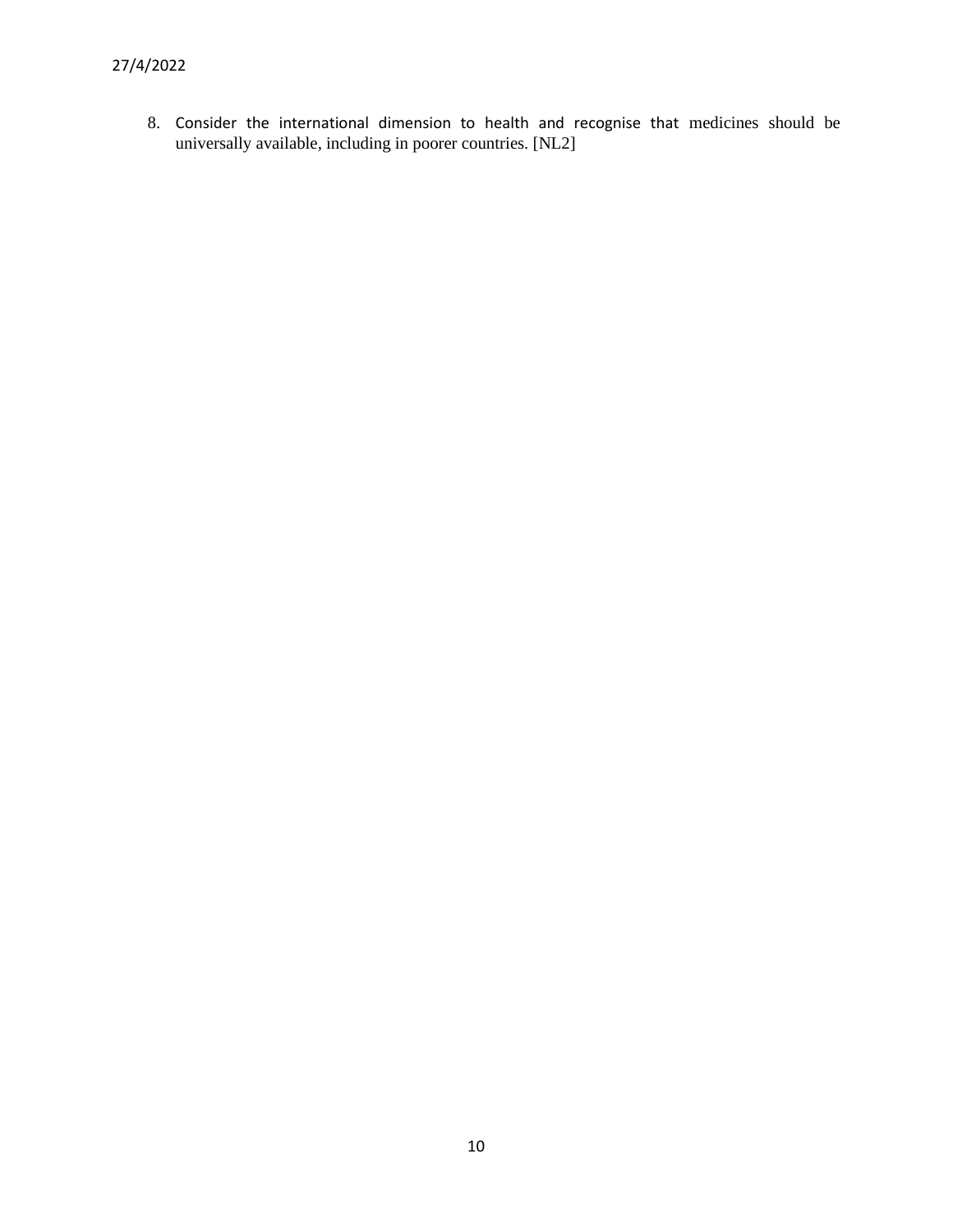8. Consider the international dimension to health and recognise that medicines should be universally available, including in poorer countries. [NL2]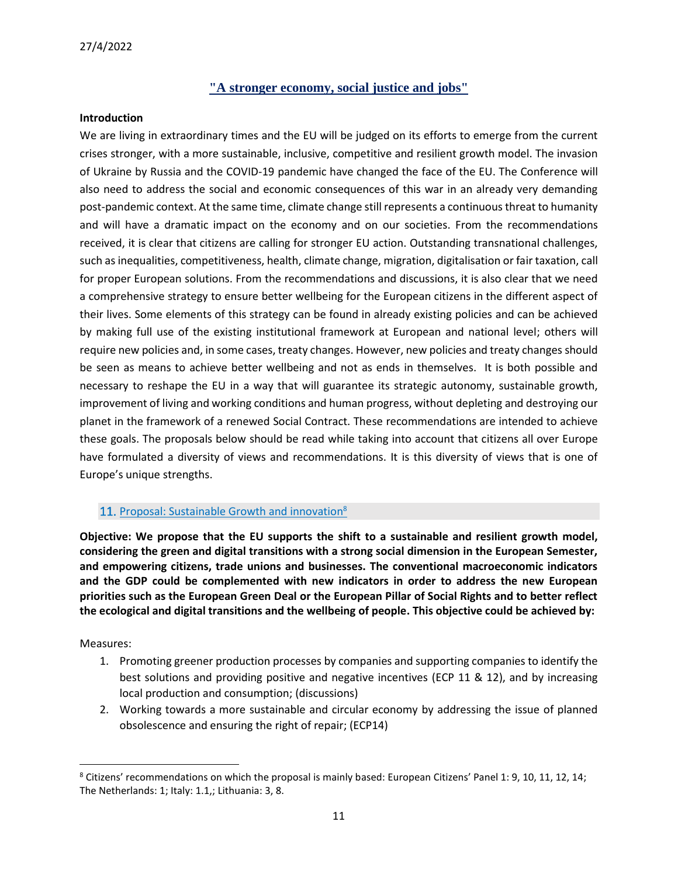27/4/2022

# "A stronger economy, social justice and jobs"

**Introduction**

We are living in extraordinary times and the EU will be judged on its efforts to emerge from the current crises stronger, with a more sustainable, inclusive, competitive and resilient growth model. The invasion of Ukraine by Russia and the COVID-19 pandemic have changed the face of the EU. The Conference will also need to address the social and economic consequences of this war in an already very demanding post-pandemic context. At the same time, climate change still represents a continuous threat to humanity and will have a dramatic impact on the economy and on our societies. From the recommendations received, it is clear that citizens are calling for stronger EU action. Outstanding transnational challenges, such as inequalities, competitiveness, health, climate change, migration, digitalisation or fair taxation, call for proper European solutions. From the recommendations and discussions, it is also clear that we need a comprehensive strategy to ensure better wellbeing for the European citizens in the different aspect of their lives. Some elements of this strategy can be found in already existing policies and can be achieved by making full use of the existing institutional framework at European and national level; others will require new policies and, in some cases, treaty changes. However, new policies and treaty changes should be seen as means to achieve better wellbeing and not as ends in themselves. It is both possible and necessary to reshape the EU in a way that will guarantee its strategic autonomy, sustainable growth, improvement of living and working conditions and human progress, without depleting and destroying our planet in the framework of a renewed Social Contract. These recommendations are intended to achieve these goals. The proposals below should be read while taking into account that citizens all over Europe have formulated a diversity of views and recommendations. It is this diversity of views that is one of Europe's unique strengths.

## 11. Proposal: Sustainable Growth and innovation[8]

**Objective: We propose that the EU supports the shift to a sustainable and resilient growth model, considering the green and digital transitions with a strong social dimension in the European Semester, and empowering citizens, trade unions and businesses. The conventional macroeconomic indicators and the GDP could be complemented with new indicators in order to address the new European priorities such as the European Green Deal or the European Pillar of Social Rights and to better reflect the ecological and digital transitions and the wellbeing of people. This objective could be achieved by:**

Measures:

1. Promoting greener production processes by companies and supporting companies to identify the best solutions and providing positive and negative incentives (ECP 11 & 12), and by increasing local production and consumption; (discussions)
2. Working towards a more sustainable and circular economy by addressing the issue of planned obsolescence and ensuring the right of repair; (ECP14)

[8] Citizens' recommendations on which the proposal is mainly based: European Citizens' Panel 1: 9, 10, 11, 12, 14; The Netherlands: 1; Italy: 1.1,; Lithuania: 3, 8.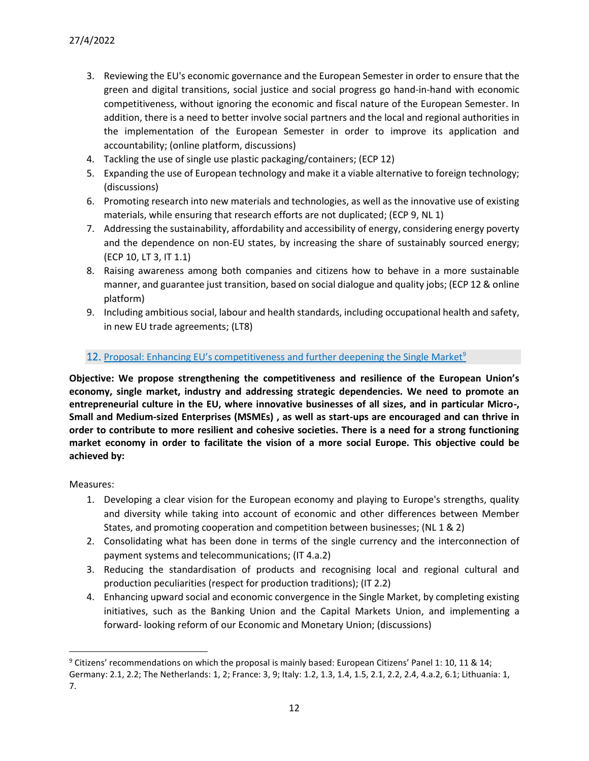3. Reviewing the EU's economic governance and the European Semester in order to ensure that the green and digital transitions, social justice and social progress go hand-in-hand with economic competitiveness, without ignoring the economic and fiscal nature of the European Semester. In addition, there is a need to better involve social partners and the local and regional authorities in the implementation of the European Semester in order to improve its application and accountability; (online platform, discussions)
4. Tackling the use of single use plastic packaging/containers; (ECP 12)
5. Expanding the use of European technology and make it a viable alternative to foreign technology; (discussions)
6. Promoting research into new materials and technologies, as well as the innovative use of existing materials, while ensuring that research efforts are not duplicated; (ECP 9, NL 1)
7. Addressing the sustainability, affordability and accessibility of energy, considering energy poverty and the dependence on non-EU states, by increasing the share of sustainably sourced energy; (ECP 10, LT 3, IT 1.1)
8. Raising awareness among both companies and citizens how to behave in a more sustainable manner, and guarantee just transition, based on social dialogue and quality jobs; (ECP 12 & online platform)
9. Including ambitious social, labour and health standards, including occupational health and safety, in new EU trade agreements; (LT8)

## 12. Proposal: Enhancing EU's competitiveness and further deepening the Single Market[9]

**Objective: We propose strengthening the competitiveness and resilience of the European Union's economy, single market, industry and addressing strategic dependencies. We need to promote an entrepreneurial culture in the EU, where innovative businesses of all sizes, and in particular Micro-, Small and Medium-sized Enterprises (MSMEs) , as well as start-ups are encouraged and can thrive in order to contribute to more resilient and cohesive societies. There is a need for a strong functioning market economy in order to facilitate the vision of a more social Europe. This objective could be achieved by:**

Measures:

1. Developing a clear vision for the European economy and playing to Europe's strengths, quality and diversity while taking into account of economic and other differences between Member States, and promoting cooperation and competition between businesses; (NL 1 & 2)
2. Consolidating what has been done in terms of the single currency and the interconnection of payment systems and telecommunications; (IT 4.a.2)
3. Reducing the standardisation of products and recognising local and regional cultural and production peculiarities (respect for production traditions); (IT 2.2)
4. Enhancing upward social and economic convergence in the Single Market, by completing existing initiatives, such as the Banking Union and the Capital Markets Union, and implementing a forward- looking reform of our Economic and Monetary Union; (discussions)

[9] Citizens' recommendations on which the proposal is mainly based: European Citizens' Panel 1: 10, 11 & 14; Germany: 2.1, 2.2; The Netherlands: 1, 2; France: 3, 9; Italy: 1.2, 1.3, 1.4, 1.5, 2.1, 2.2, 2.4, 4.a.2, 6.1; Lithuania: 1, 7.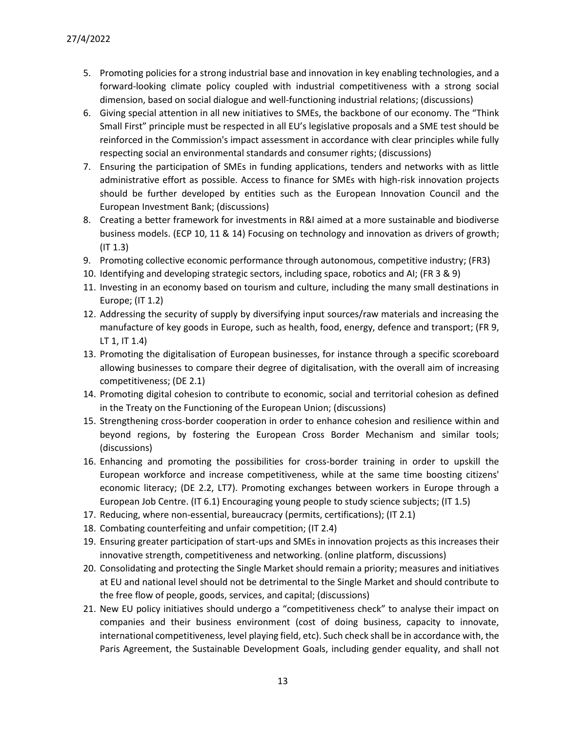5. Promoting policies for a strong industrial base and innovation in key enabling technologies, and a forward-looking climate policy coupled with industrial competitiveness with a strong social dimension, based on social dialogue and well-functioning industrial relations; (discussions)
6. Giving special attention in all new initiatives to SMEs, the backbone of our economy. The "Think Small First" principle must be respected in all EU's legislative proposals and a SME test should be reinforced in the Commission's impact assessment in accordance with clear principles while fully respecting social an environmental standards and consumer rights; (discussions)
7. Ensuring the participation of SMEs in funding applications, tenders and networks with as little administrative effort as possible. Access to finance for SMEs with high-risk innovation projects should be further developed by entities such as the European Innovation Council and the European Investment Bank; (discussions)
8. Creating a better framework for investments in R&I aimed at a more sustainable and biodiverse business models. (ECP 10, 11 & 14) Focusing on technology and innovation as drivers of growth; (IT 1.3)
9. Promoting collective economic performance through autonomous, competitive industry; (FR3)
10. Identifying and developing strategic sectors, including space, robotics and AI; (FR 3 & 9)
11. Investing in an economy based on tourism and culture, including the many small destinations in Europe; (IT 1.2)
12. Addressing the security of supply by diversifying input sources/raw materials and increasing the manufacture of key goods in Europe, such as health, food, energy, defence and transport; (FR 9, LT 1, IT 1.4)
13. Promoting the digitalisation of European businesses, for instance through a specific scoreboard allowing businesses to compare their degree of digitalisation, with the overall aim of increasing competitiveness; (DE 2.1)
14. Promoting digital cohesion to contribute to economic, social and territorial cohesion as defined in the Treaty on the Functioning of the European Union; (discussions)
15. Strengthening cross-border cooperation in order to enhance cohesion and resilience within and beyond regions, by fostering the European Cross Border Mechanism and similar tools; (discussions)
16. Enhancing and promoting the possibilities for cross-border training in order to upskill the European workforce and increase competitiveness, while at the same time boosting citizens' economic literacy; (DE 2.2, LT7). Promoting exchanges between workers in Europe through a European Job Centre. (IT 6.1) Encouraging young people to study science subjects; (IT 1.5)
17. Reducing, where non-essential, bureaucracy (permits, certifications); (IT 2.1)
18. Combating counterfeiting and unfair competition; (IT 2.4)
19. Ensuring greater participation of start-ups and SMEs in innovation projects as this increases their innovative strength, competitiveness and networking. (online platform, discussions)
20. Consolidating and protecting the Single Market should remain a priority; measures and initiatives at EU and national level should not be detrimental to the Single Market and should contribute to the free flow of people, goods, services, and capital; (discussions)
21. New EU policy initiatives should undergo a "competitiveness check" to analyse their impact on companies and their business environment (cost of doing business, capacity to innovate, international competitiveness, level playing field, etc). Such check shall be in accordance with, the Paris Agreement, the Sustainable Development Goals, including gender equality, and shall not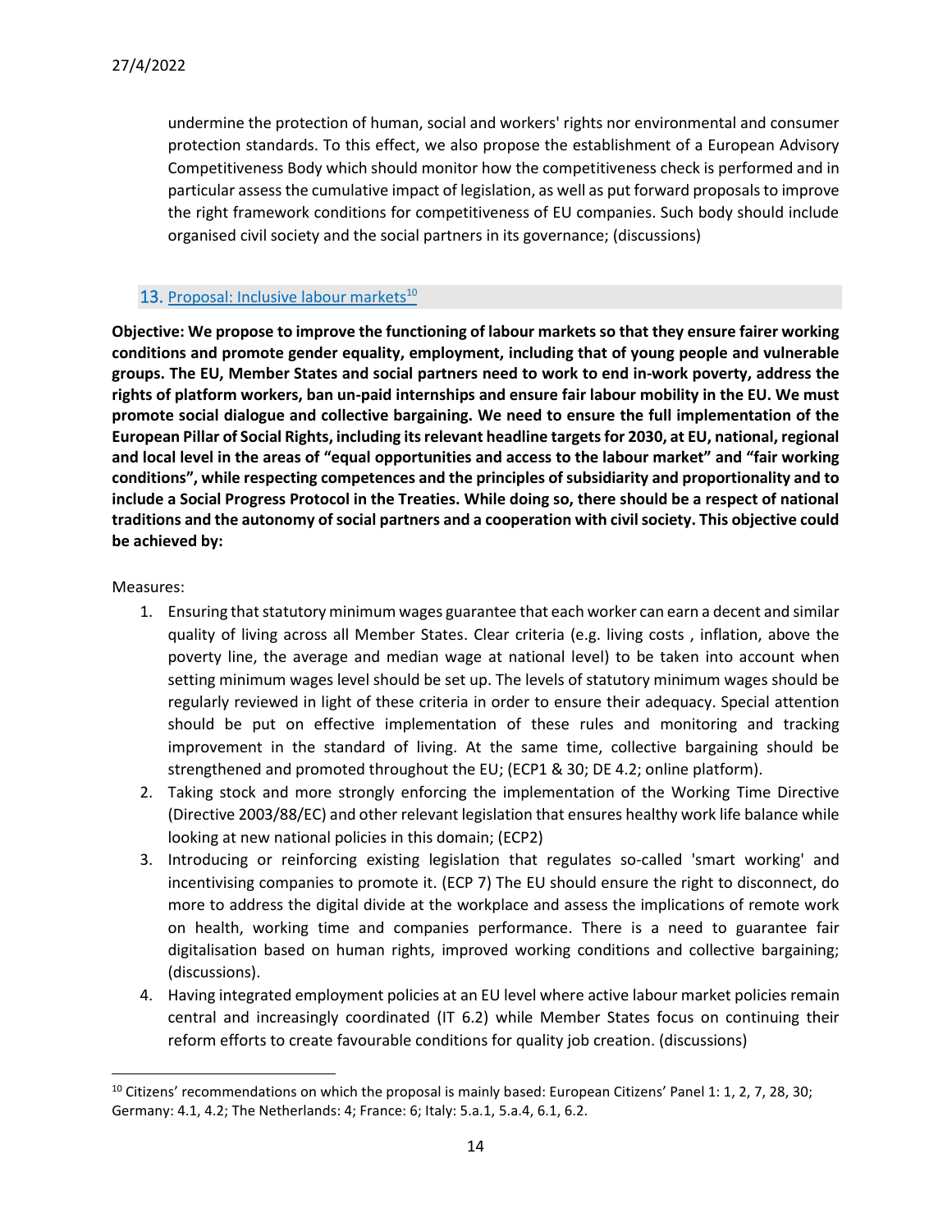undermine the protection of human, social and workers' rights nor environmental and consumer protection standards. To this effect, we also propose the establishment of a European Advisory Competitiveness Body which should monitor how the competitiveness check is performed and in particular assess the cumulative impact of legislation, as well as put forward proposals to improve the right framework conditions for competitiveness of EU companies. Such body should include organised civil society and the social partners in its governance; (discussions)

## 13. Proposal: Inclusive labour markets[10]

**Objective: We propose to improve the functioning of labour markets so that they ensure fairer working conditions and promote gender equality, employment, including that of young people and vulnerable groups. The EU, Member States and social partners need to work to end in-work poverty, address the rights of platform workers, ban un-paid internships and ensure fair labour mobility in the EU. We must promote social dialogue and collective bargaining. We need to ensure the full implementation of the European Pillar of Social Rights, including its relevant headline targets for 2030, at EU, national, regional and local level in the areas of "equal opportunities and access to the labour market" and "fair working conditions", while respecting competences and the principles of subsidiarity and proportionality and to include a Social Progress Protocol in the Treaties. While doing so, there should be a respect of national traditions and the autonomy of social partners and a cooperation with civil society. This objective could be achieved by:**

Measures:

1. Ensuring that statutory minimum wages guarantee that each worker can earn a decent and similar quality of living across all Member States. Clear criteria (e.g. living costs , inflation, above the poverty line, the average and median wage at national level) to be taken into account when setting minimum wages level should be set up. The levels of statutory minimum wages should be regularly reviewed in light of these criteria in order to ensure their adequacy. Special attention should be put on effective implementation of these rules and monitoring and tracking improvement in the standard of living. At the same time, collective bargaining should be strengthened and promoted throughout the EU; (ECP1 & 30; DE 4.2; online platform).
2. Taking stock and more strongly enforcing the implementation of the Working Time Directive (Directive 2003/88/EC) and other relevant legislation that ensures healthy work life balance while looking at new national policies in this domain; (ECP2)
3. Introducing or reinforcing existing legislation that regulates so-called 'smart working' and incentivising companies to promote it. (ECP 7) The EU should ensure the right to disconnect, do more to address the digital divide at the workplace and assess the implications of remote work on health, working time and companies performance. There is a need to guarantee fair digitalisation based on human rights, improved working conditions and collective bargaining; (discussions).
4. Having integrated employment policies at an EU level where active labour market policies remain central and increasingly coordinated (IT 6.2) while Member States focus on continuing their reform efforts to create favourable conditions for quality job creation. (discussions)

[10] Citizens' recommendations on which the proposal is mainly based: European Citizens' Panel 1: 1, 2, 7, 28, 30; Germany: 4.1, 4.2; The Netherlands: 4; France: 6; Italy: 5.a.1, 5.a.4, 6.1, 6.2.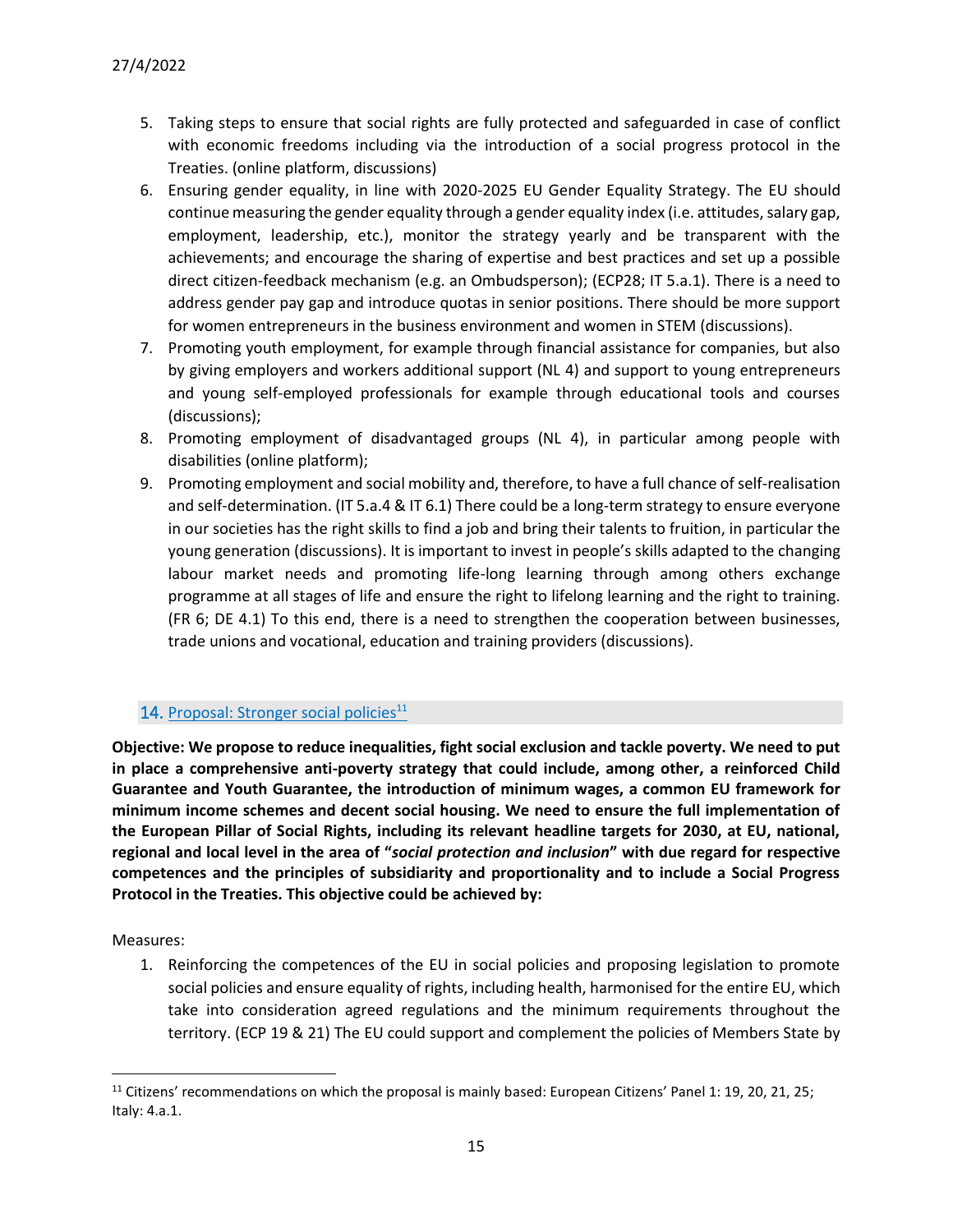5. Taking steps to ensure that social rights are fully protected and safeguarded in case of conflict with economic freedoms including via the introduction of a social progress protocol in the Treaties. (online platform, discussions)
6. Ensuring gender equality, in line with 2020-2025 EU Gender Equality Strategy. The EU should continue measuring the gender equality through a gender equality index (i.e. attitudes, salary gap, employment, leadership, etc.), monitor the strategy yearly and be transparent with the achievements; and encourage the sharing of expertise and best practices and set up a possible direct citizen-feedback mechanism (e.g. an Ombudsperson); (ECP28; IT 5.a.1). There is a need to address gender pay gap and introduce quotas in senior positions. There should be more support for women entrepreneurs in the business environment and women in STEM (discussions).
7. Promoting youth employment, for example through financial assistance for companies, but also by giving employers and workers additional support (NL 4) and support to young entrepreneurs and young self-employed professionals for example through educational tools and courses (discussions);
8. Promoting employment of disadvantaged groups (NL 4), in particular among people with disabilities (online platform);
9. Promoting employment and social mobility and, therefore, to have a full chance of self-realisation and self-determination. (IT 5.a.4 & IT 6.1) There could be a long-term strategy to ensure everyone in our societies has the right skills to find a job and bring their talents to fruition, in particular the young generation (discussions). It is important to invest in people's skills adapted to the changing labour market needs and promoting life-long learning through among others exchange programme at all stages of life and ensure the right to lifelong learning and the right to training. (FR 6; DE 4.1) To this end, there is a need to strengthen the cooperation between businesses, trade unions and vocational, education and training providers (discussions).

## 14. Proposal: Stronger social policies[11]

**Objective: We propose to reduce inequalities, fight social exclusion and tackle poverty. We need to put in place a comprehensive anti-poverty strategy that could include, among other, a reinforced Child Guarantee and Youth Guarantee, the introduction of minimum wages, a common EU framework for minimum income schemes and decent social housing. We need to ensure the full implementation of the European Pillar of Social Rights, including its relevant headline targets for 2030, at EU, national, regional and local level in the area of "*social protection and inclusion*" with due regard for respective competences and the principles of subsidiarity and proportionality and to include a Social Progress Protocol in the Treaties. This objective could be achieved by:**

Measures:

1. Reinforcing the competences of the EU in social policies and proposing legislation to promote social policies and ensure equality of rights, including health, harmonised for the entire EU, which take into consideration agreed regulations and the minimum requirements throughout the territory. (ECP 19 & 21) The EU could support and complement the policies of Members State by

[11] Citizens' recommendations on which the proposal is mainly based: European Citizens' Panel 1: 19, 20, 21, 25; Italy: 4.a.1.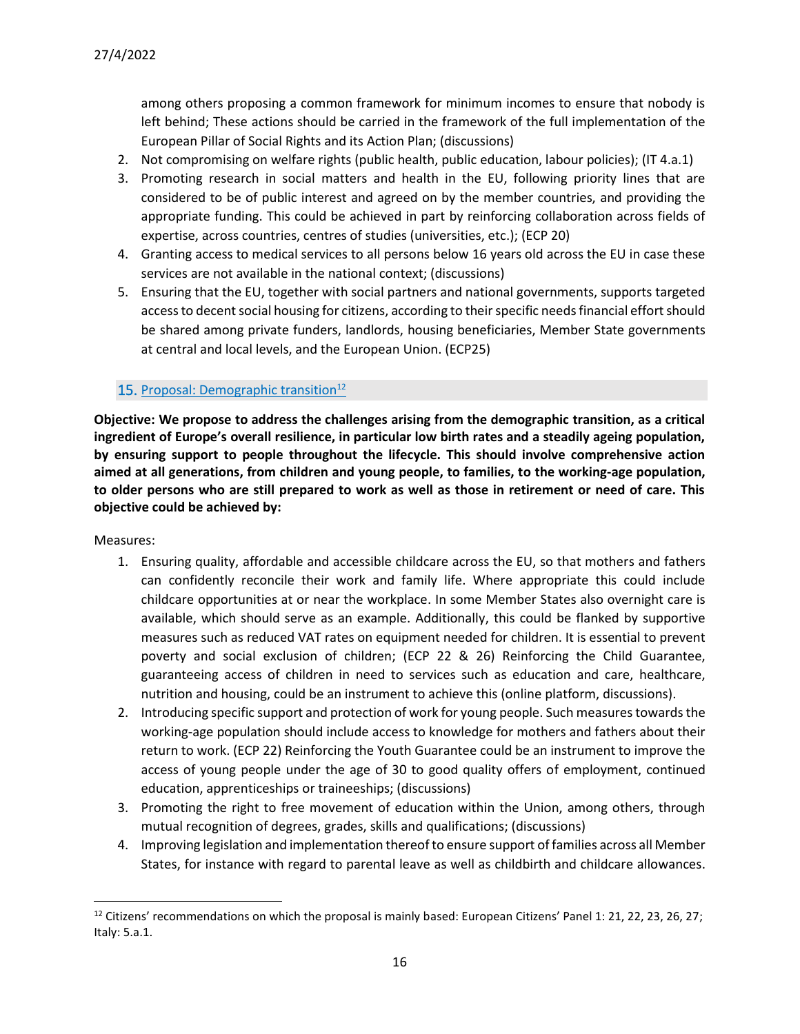among others proposing a common framework for minimum incomes to ensure that nobody is left behind; These actions should be carried in the framework of the full implementation of the European Pillar of Social Rights and its Action Plan; (discussions)

2. Not compromising on welfare rights (public health, public education, labour policies); (IT 4.a.1)
3. Promoting research in social matters and health in the EU, following priority lines that are considered to be of public interest and agreed on by the member countries, and providing the appropriate funding. This could be achieved in part by reinforcing collaboration across fields of expertise, across countries, centres of studies (universities, etc.); (ECP 20)
4. Granting access to medical services to all persons below 16 years old across the EU in case these services are not available in the national context; (discussions)
5. Ensuring that the EU, together with social partners and national governments, supports targeted access to decent social housing for citizens, according to their specific needs financial effort should be shared among private funders, landlords, housing beneficiaries, Member State governments at central and local levels, and the European Union. (ECP25)

## 15. Proposal: Demographic transition[12]

**Objective: We propose to address the challenges arising from the demographic transition, as a critical ingredient of Europe's overall resilience, in particular low birth rates and a steadily ageing population, by ensuring support to people throughout the lifecycle. This should involve comprehensive action aimed at all generations, from children and young people, to families, to the working-age population, to older persons who are still prepared to work as well as those in retirement or need of care. This objective could be achieved by:**

Measures:

1. Ensuring quality, affordable and accessible childcare across the EU, so that mothers and fathers can confidently reconcile their work and family life. Where appropriate this could include childcare opportunities at or near the workplace. In some Member States also overnight care is available, which should serve as an example. Additionally, this could be flanked by supportive measures such as reduced VAT rates on equipment needed for children. It is essential to prevent poverty and social exclusion of children; (ECP 22 & 26) Reinforcing the Child Guarantee, guaranteeing access of children in need to services such as education and care, healthcare, nutrition and housing, could be an instrument to achieve this (online platform, discussions).
2. Introducing specific support and protection of work for young people. Such measures towards the working-age population should include access to knowledge for mothers and fathers about their return to work. (ECP 22) Reinforcing the Youth Guarantee could be an instrument to improve the access of young people under the age of 30 to good quality offers of employment, continued education, apprenticeships or traineeships; (discussions)
3. Promoting the right to free movement of education within the Union, among others, through mutual recognition of degrees, grades, skills and qualifications; (discussions)
4. Improving legislation and implementation thereof to ensure support of families across all Member States, for instance with regard to parental leave as well as childbirth and childcare allowances.

[12] Citizens' recommendations on which the proposal is mainly based: European Citizens' Panel 1: 21, 22, 23, 26, 27; Italy: 5.a.1.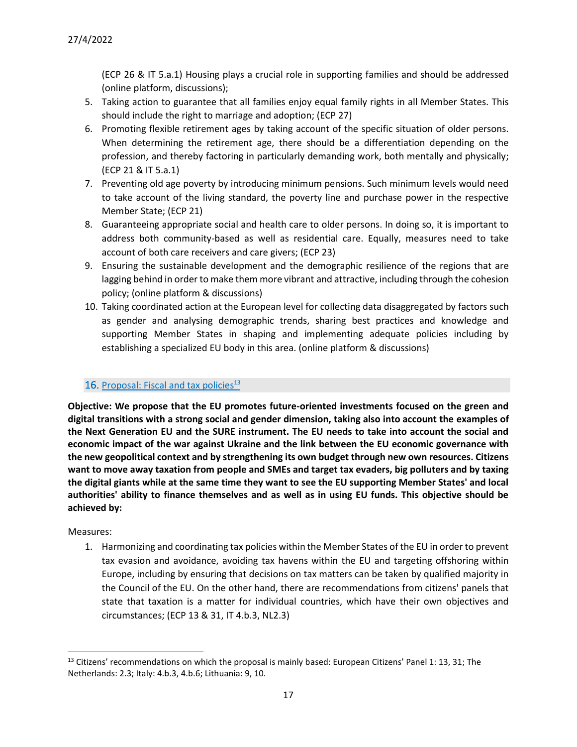(ECP 26 & IT 5.a.1) Housing plays a crucial role in supporting families and should be addressed (online platform, discussions);

5. Taking action to guarantee that all families enjoy equal family rights in all Member States. This should include the right to marriage and adoption; (ECP 27)
6. Promoting flexible retirement ages by taking account of the specific situation of older persons. When determining the retirement age, there should be a differentiation depending on the profession, and thereby factoring in particularly demanding work, both mentally and physically; (ECP 21 & IT 5.a.1)
7. Preventing old age poverty by introducing minimum pensions. Such minimum levels would need to take account of the living standard, the poverty line and purchase power in the respective Member State; (ECP 21)
8. Guaranteeing appropriate social and health care to older persons. In doing so, it is important to address both community-based as well as residential care. Equally, measures need to take account of both care receivers and care givers; (ECP 23)
9. Ensuring the sustainable development and the demographic resilience of the regions that are lagging behind in order to make them more vibrant and attractive, including through the cohesion policy; (online platform & discussions)
10. Taking coordinated action at the European level for collecting data disaggregated by factors such as gender and analysing demographic trends, sharing best practices and knowledge and supporting Member States in shaping and implementing adequate policies including by establishing a specialized EU body in this area. (online platform & discussions)

## 16. Proposal: Fiscal and tax policies[13]

**Objective: We propose that the EU promotes future-oriented investments focused on the green and digital transitions with a strong social and gender dimension, taking also into account the examples of the Next Generation EU and the SURE instrument. The EU needs to take into account the social and economic impact of the war against Ukraine and the link between the EU economic governance with the new geopolitical context and by strengthening its own budget through new own resources. Citizens want to move away taxation from people and SMEs and target tax evaders, big polluters and by taxing the digital giants while at the same time they want to see the EU supporting Member States' and local authorities' ability to finance themselves and as well as in using EU funds. This objective should be achieved by:**

Measures:

1. Harmonizing and coordinating tax policies within the Member States of the EU in order to prevent tax evasion and avoidance, avoiding tax havens within the EU and targeting offshoring within Europe, including by ensuring that decisions on tax matters can be taken by qualified majority in the Council of the EU. On the other hand, there are recommendations from citizens' panels that state that taxation is a matter for individual countries, which have their own objectives and circumstances; (ECP 13 & 31, IT 4.b.3, NL2.3)

[13] Citizens' recommendations on which the proposal is mainly based: European Citizens' Panel 1: 13, 31; The Netherlands: 2.3; Italy: 4.b.3, 4.b.6; Lithuania: 9, 10.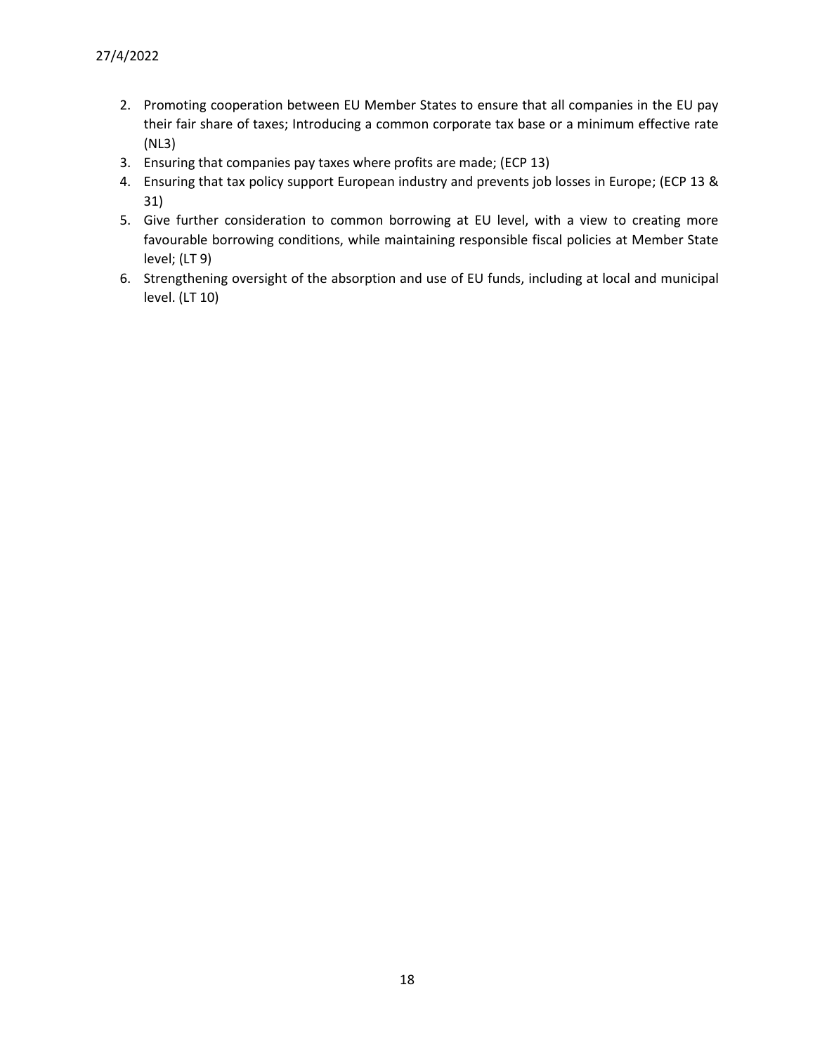2. Promoting cooperation between EU Member States to ensure that all companies in the EU pay their fair share of taxes; Introducing a common corporate tax base or a minimum effective rate (NL3)
3. Ensuring that companies pay taxes where profits are made; (ECP 13)
4. Ensuring that tax policy support European industry and prevents job losses in Europe; (ECP 13 & 31)
5. Give further consideration to common borrowing at EU level, with a view to creating more favourable borrowing conditions, while maintaining responsible fiscal policies at Member State level; (LT 9)
6. Strengthening oversight of the absorption and use of EU funds, including at local and municipal level. (LT 10)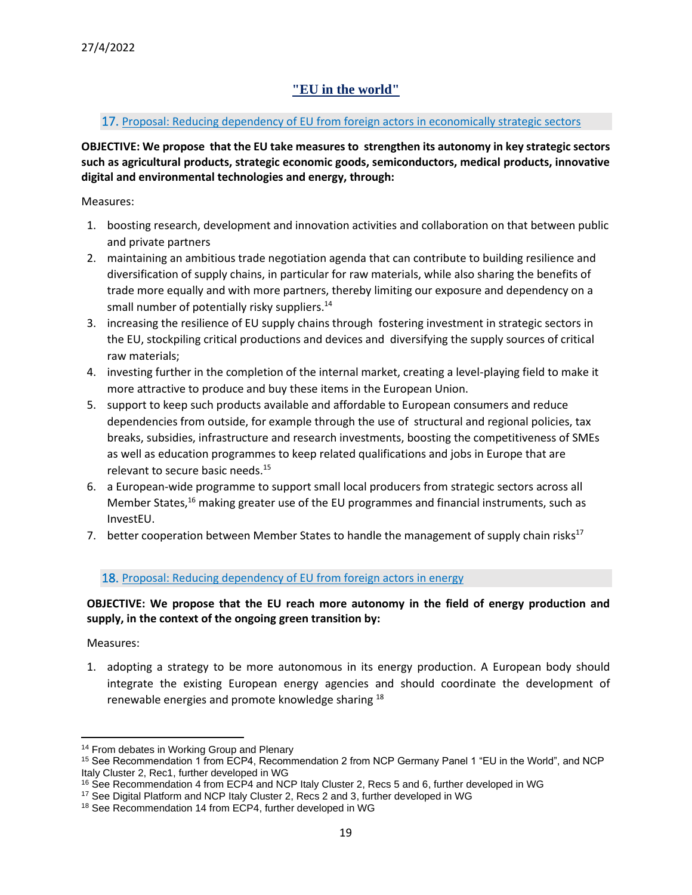## "EU in the world"

### 17. Proposal: Reducing dependency of EU from foreign actors in economically strategic sectors

**OBJECTIVE: We propose that the EU take measures to strengthen its autonomy in key strategic sectors such as agricultural products, strategic economic goods, semiconductors, medical products, innovative digital and environmental technologies and energy, through:**

Measures:

1. boosting research, development and innovation activities and collaboration on that between public and private partners
2. maintaining an ambitious trade negotiation agenda that can contribute to building resilience and diversification of supply chains, in particular for raw materials, while also sharing the benefits of trade more equally and with more partners, thereby limiting our exposure and dependency on a small number of potentially risky suppliers.[14]
3. increasing the resilience of EU supply chains through fostering investment in strategic sectors in the EU, stockpiling critical productions and devices and diversifying the supply sources of critical raw materials;
4. investing further in the completion of the internal market, creating a level-playing field to make it more attractive to produce and buy these items in the European Union.
5. support to keep such products available and affordable to European consumers and reduce dependencies from outside, for example through the use of structural and regional policies, tax breaks, subsidies, infrastructure and research investments, boosting the competitiveness of SMEs as well as education programmes to keep related qualifications and jobs in Europe that are relevant to secure basic needs.[15]
6. a European-wide programme to support small local producers from strategic sectors across all Member States,[16] making greater use of the EU programmes and financial instruments, such as InvestEU.
7. better cooperation between Member States to handle the management of supply chain risks[17]

### 18. Proposal: Reducing dependency of EU from foreign actors in energy

**OBJECTIVE: We propose that the EU reach more autonomy in the field of energy production and supply, in the context of the ongoing green transition by:**

Measures:

1. adopting a strategy to be more autonomous in its energy production. A European body should integrate the existing European energy agencies and should coordinate the development of renewable energies and promote knowledge sharing [18]

---

[14] From debates in Working Group and Plenary

[15] See Recommendation 1 from ECP4, Recommendation 2 from NCP Germany Panel 1 "EU in the World", and NCP Italy Cluster 2, Rec1, further developed in WG

[16] See Recommendation 4 from ECP4 and NCP Italy Cluster 2, Recs 5 and 6, further developed in WG

[17] See Digital Platform and NCP Italy Cluster 2, Recs 2 and 3, further developed in WG

[18] See Recommendation 14 from ECP4, further developed in WG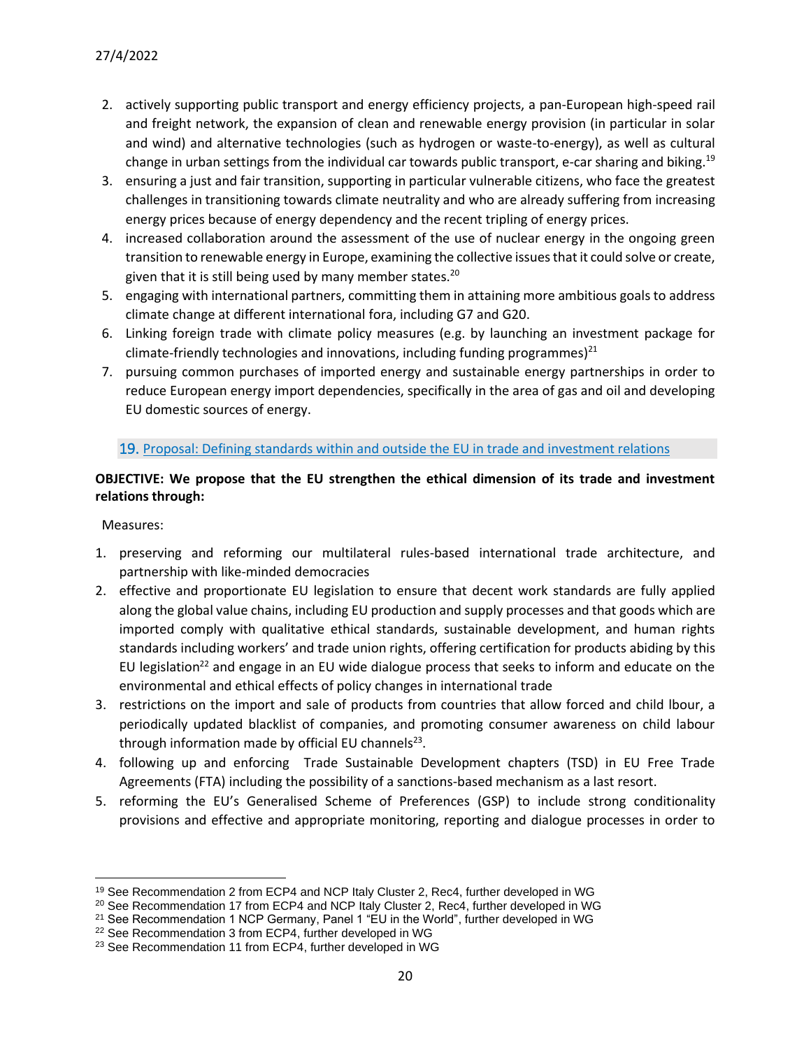2. actively supporting public transport and energy efficiency projects, a pan-European high-speed rail and freight network, the expansion of clean and renewable energy provision (in particular in solar and wind) and alternative technologies (such as hydrogen or waste-to-energy), as well as cultural change in urban settings from the individual car towards public transport, e-car sharing and biking.[19]
3. ensuring a just and fair transition, supporting in particular vulnerable citizens, who face the greatest challenges in transitioning towards climate neutrality and who are already suffering from increasing energy prices because of energy dependency and the recent tripling of energy prices.
4. increased collaboration around the assessment of the use of nuclear energy in the ongoing green transition to renewable energy in Europe, examining the collective issues that it could solve or create, given that it is still being used by many member states.[20]
5. engaging with international partners, committing them in attaining more ambitious goals to address climate change at different international fora, including G7 and G20.
6. Linking foreign trade with climate policy measures (e.g. by launching an investment package for climate-friendly technologies and innovations, including funding programmes)[21]
7. pursuing common purchases of imported energy and sustainable energy partnerships in order to reduce European energy import dependencies, specifically in the area of gas and oil and developing EU domestic sources of energy.

## 19. Proposal: Defining standards within and outside the EU in trade and investment relations

**OBJECTIVE: We propose that the EU strengthen the ethical dimension of its trade and investment relations through:**

Measures:

1. preserving and reforming our multilateral rules-based international trade architecture, and partnership with like-minded democracies
2. effective and proportionate EU legislation to ensure that decent work standards are fully applied along the global value chains, including EU production and supply processes and that goods which are imported comply with qualitative ethical standards, sustainable development, and human rights standards including workers' and trade union rights, offering certification for products abiding by this EU legislation[22] and engage in an EU wide dialogue process that seeks to inform and educate on the environmental and ethical effects of policy changes in international trade
3. restrictions on the import and sale of products from countries that allow forced and child lbour, a periodically updated blacklist of companies, and promoting consumer awareness on child labour through information made by official EU channels[23].
4. following up and enforcing Trade Sustainable Development chapters (TSD) in EU Free Trade Agreements (FTA) including the possibility of a sanctions-based mechanism as a last resort.
5. reforming the EU's Generalised Scheme of Preferences (GSP) to include strong conditionality provisions and effective and appropriate monitoring, reporting and dialogue processes in order to

---

[19] See Recommendation 2 from ECP4 and NCP Italy Cluster 2, Rec4, further developed in WG

[20] See Recommendation 17 from ECP4 and NCP Italy Cluster 2, Rec4, further developed in WG

[21] See Recommendation 1 NCP Germany, Panel 1 "EU in the World", further developed in WG

[22] See Recommendation 3 from ECP4, further developed in WG

[23] See Recommendation 11 from ECP4, further developed in WG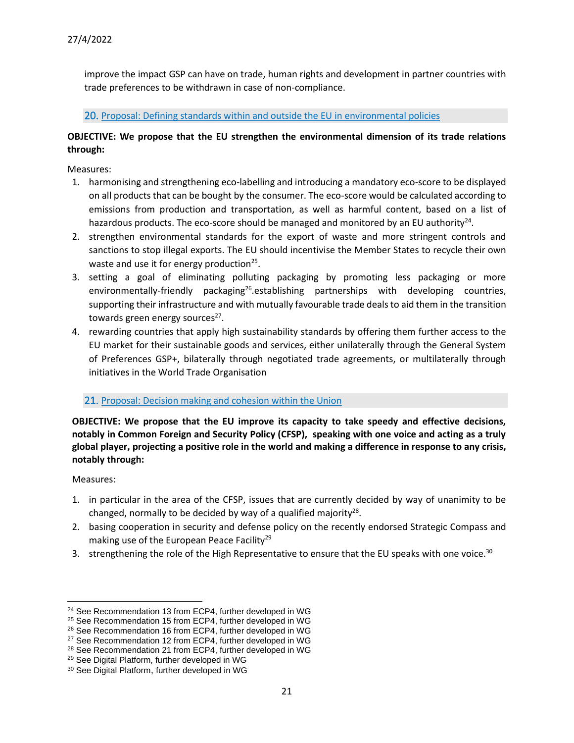improve the impact GSP can have on trade, human rights and development in partner countries with trade preferences to be withdrawn in case of non-compliance.

## 20. Proposal: Defining standards within and outside the EU in environmental policies

**OBJECTIVE: We propose that the EU strengthen the environmental dimension of its trade relations through:**

Measures:

1. harmonising and strengthening eco-labelling and introducing a mandatory eco-score to be displayed on all products that can be bought by the consumer. The eco-score would be calculated according to emissions from production and transportation, as well as harmful content, based on a list of hazardous products. The eco-score should be managed and monitored by an EU authority[24].
2. strengthen environmental standards for the export of waste and more stringent controls and sanctions to stop illegal exports. The EU should incentivise the Member States to recycle their own waste and use it for energy production[25].
3. setting a goal of eliminating polluting packaging by promoting less packaging or more environmentally-friendly packaging[26].establishing partnerships with developing countries, supporting their infrastructure and with mutually favourable trade deals to aid them in the transition towards green energy sources[27].
4. rewarding countries that apply high sustainability standards by offering them further access to the EU market for their sustainable goods and services, either unilaterally through the General System of Preferences GSP+, bilaterally through negotiated trade agreements, or multilaterally through initiatives in the World Trade Organisation

## 21. Proposal: Decision making and cohesion within the Union

**OBJECTIVE: We propose that the EU improve its capacity to take speedy and effective decisions, notably in Common Foreign and Security Policy (CFSP), speaking with one voice and acting as a truly global player, projecting a positive role in the world and making a difference in response to any crisis, notably through:**

Measures:

1. in particular in the area of the CFSP, issues that are currently decided by way of unanimity to be changed, normally to be decided by way of a qualified majority[28].
2. basing cooperation in security and defense policy on the recently endorsed Strategic Compass and making use of the European Peace Facility[29]
3. strengthening the role of the High Representative to ensure that the EU speaks with one voice.[30]

---

[24] See Recommendation 13 from ECP4, further developed in WG
[25] See Recommendation 15 from ECP4, further developed in WG
[26] See Recommendation 16 from ECP4, further developed in WG
[27] See Recommendation 12 from ECP4, further developed in WG
[28] See Recommendation 21 from ECP4, further developed in WG
[29] See Digital Platform, further developed in WG
[30] See Digital Platform, further developed in WG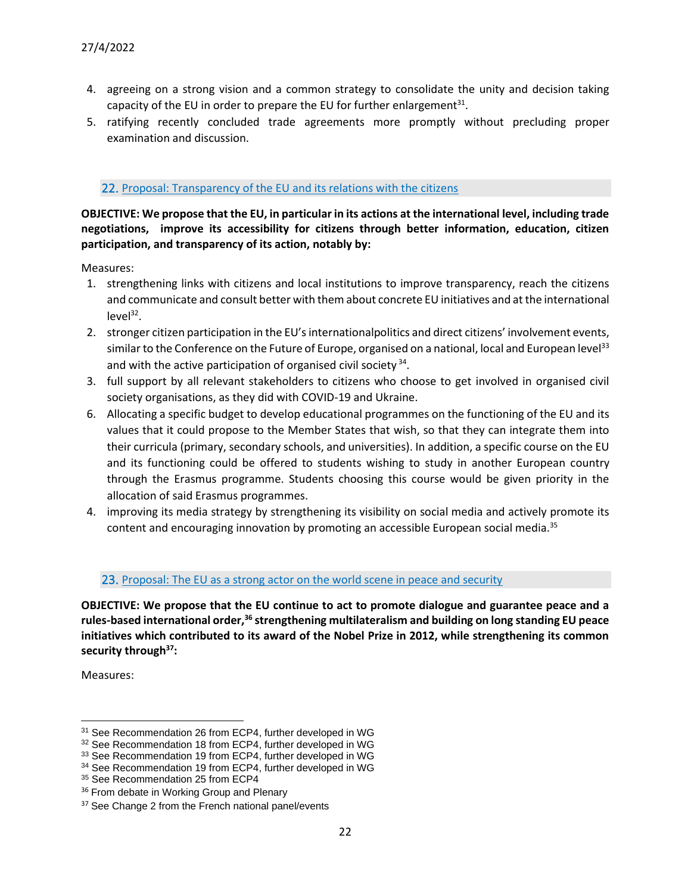27/4/2022

4. agreeing on a strong vision and a common strategy to consolidate the unity and decision taking capacity of the EU in order to prepare the EU for further enlargement[31].
5. ratifying recently concluded trade agreements more promptly without precluding proper examination and discussion.

## 22. Proposal: Transparency of the EU and its relations with the citizens

**OBJECTIVE: We propose that the EU, in particular in its actions at the international level, including trade negotiations, improve its accessibility for citizens through better information, education, citizen participation, and transparency of its action, notably by:**

Measures:

1. strengthening links with citizens and local institutions to improve transparency, reach the citizens and communicate and consult better with them about concrete EU initiatives and at the international level[32].
2. stronger citizen participation in the EU's internationalpolitics and direct citizens' involvement events, similar to the Conference on the Future of Europe, organised on a national, local and European level[33] and with the active participation of organised civil society[34].
3. full support by all relevant stakeholders to citizens who choose to get involved in organised civil society organisations, as they did with COVID-19 and Ukraine.

6. Allocating a specific budget to develop educational programmes on the functioning of the EU and its values that it could propose to the Member States that wish, so that they can integrate them into their curricula (primary, secondary schools, and universities). In addition, a specific course on the EU and its functioning could be offered to students wishing to study in another European country through the Erasmus programme. Students choosing this course would be given priority in the allocation of said Erasmus programmes.

4. improving its media strategy by strengthening its visibility on social media and actively promote its content and encouraging innovation by promoting an accessible European social media.[35]

## 23. Proposal: The EU as a strong actor on the world scene in peace and security

**OBJECTIVE: We propose that the EU continue to act to promote dialogue and guarantee peace and a rules-based international order,[36] strengthening multilateralism and building on long standing EU peace initiatives which contributed to its award of the Nobel Prize in 2012, while strengthening its common security through[37]:**

Measures:

---

[31] See Recommendation 26 from ECP4, further developed in WG
[32] See Recommendation 18 from ECP4, further developed in WG
[33] See Recommendation 19 from ECP4, further developed in WG
[34] See Recommendation 19 from ECP4, further developed in WG
[35] See Recommendation 25 from ECP4
[36] From debate in Working Group and Plenary
[37] See Change 2 from the French national panel/events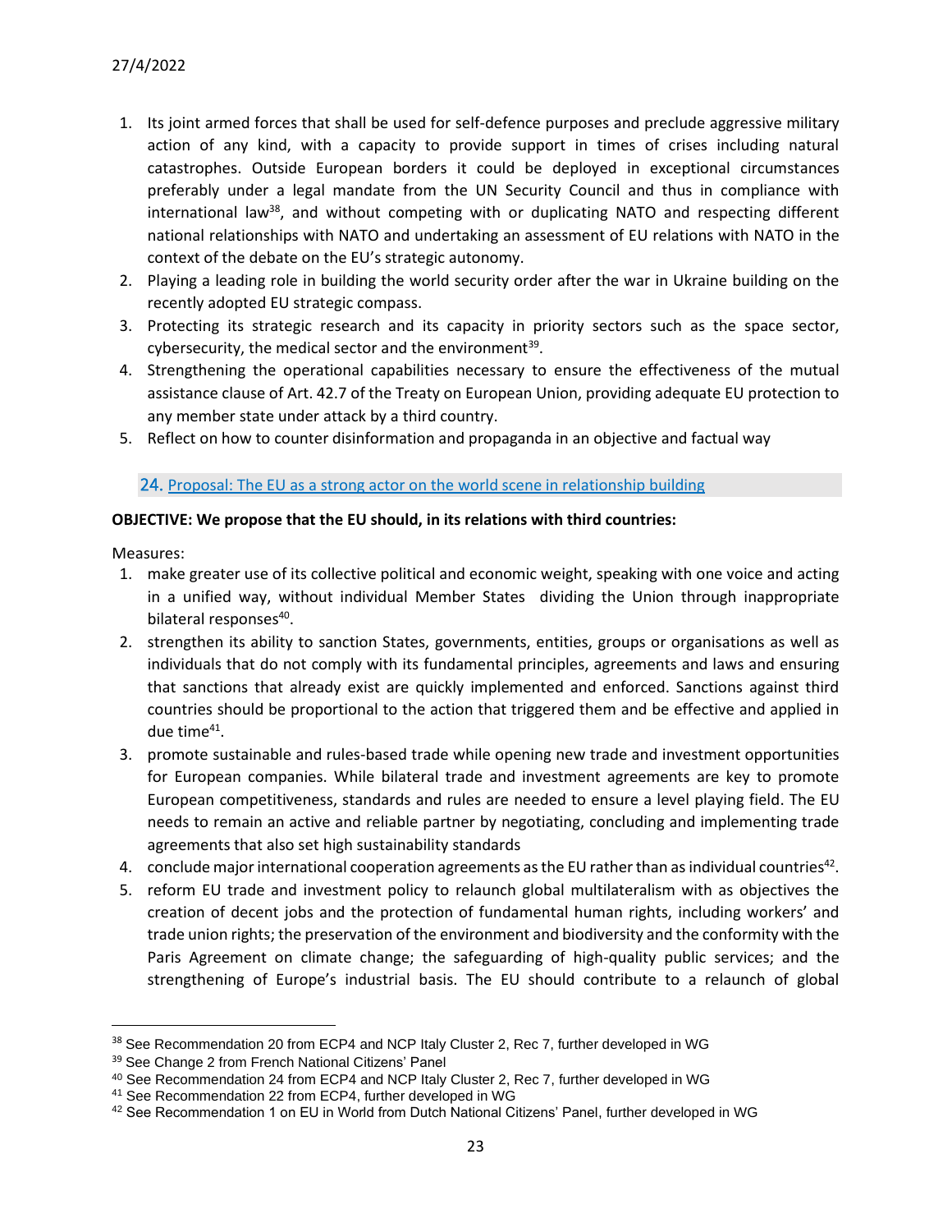1. Its joint armed forces that shall be used for self-defence purposes and preclude aggressive military action of any kind, with a capacity to provide support in times of crises including natural catastrophes. Outside European borders it could be deployed in exceptional circumstances preferably under a legal mandate from the UN Security Council and thus in compliance with international law[38], and without competing with or duplicating NATO and respecting different national relationships with NATO and undertaking an assessment of EU relations with NATO in the context of the debate on the EU's strategic autonomy.
2. Playing a leading role in building the world security order after the war in Ukraine building on the recently adopted EU strategic compass.
3. Protecting its strategic research and its capacity in priority sectors such as the space sector, cybersecurity, the medical sector and the environment[39].
4. Strengthening the operational capabilities necessary to ensure the effectiveness of the mutual assistance clause of Art. 42.7 of the Treaty on European Union, providing adequate EU protection to any member state under attack by a third country.
5. Reflect on how to counter disinformation and propaganda in an objective and factual way

### 24. Proposal: The EU as a strong actor on the world scene in relationship building

**OBJECTIVE: We propose that the EU should, in its relations with third countries:**

Measures:

1. make greater use of its collective political and economic weight, speaking with one voice and acting in a unified way, without individual Member States dividing the Union through inappropriate bilateral responses[40].
2. strengthen its ability to sanction States, governments, entities, groups or organisations as well as individuals that do not comply with its fundamental principles, agreements and laws and ensuring that sanctions that already exist are quickly implemented and enforced. Sanctions against third countries should be proportional to the action that triggered them and be effective and applied in due time[41].
3. promote sustainable and rules-based trade while opening new trade and investment opportunities for European companies. While bilateral trade and investment agreements are key to promote European competitiveness, standards and rules are needed to ensure a level playing field. The EU needs to remain an active and reliable partner by negotiating, concluding and implementing trade agreements that also set high sustainability standards
4. conclude major international cooperation agreements as the EU rather than as individual countries[42].
5. reform EU trade and investment policy to relaunch global multilateralism with as objectives the creation of decent jobs and the protection of fundamental human rights, including workers' and trade union rights; the preservation of the environment and biodiversity and the conformity with the Paris Agreement on climate change; the safeguarding of high-quality public services; and the strengthening of Europe's industrial basis. The EU should contribute to a relaunch of global

---

[38] See Recommendation 20 from ECP4 and NCP Italy Cluster 2, Rec 7, further developed in WG

[39] See Change 2 from French National Citizens' Panel

[40] See Recommendation 24 from ECP4 and NCP Italy Cluster 2, Rec 7, further developed in WG

[41] See Recommendation 22 from ECP4, further developed in WG

[42] See Recommendation 1 on EU in World from Dutch National Citizens' Panel, further developed in WG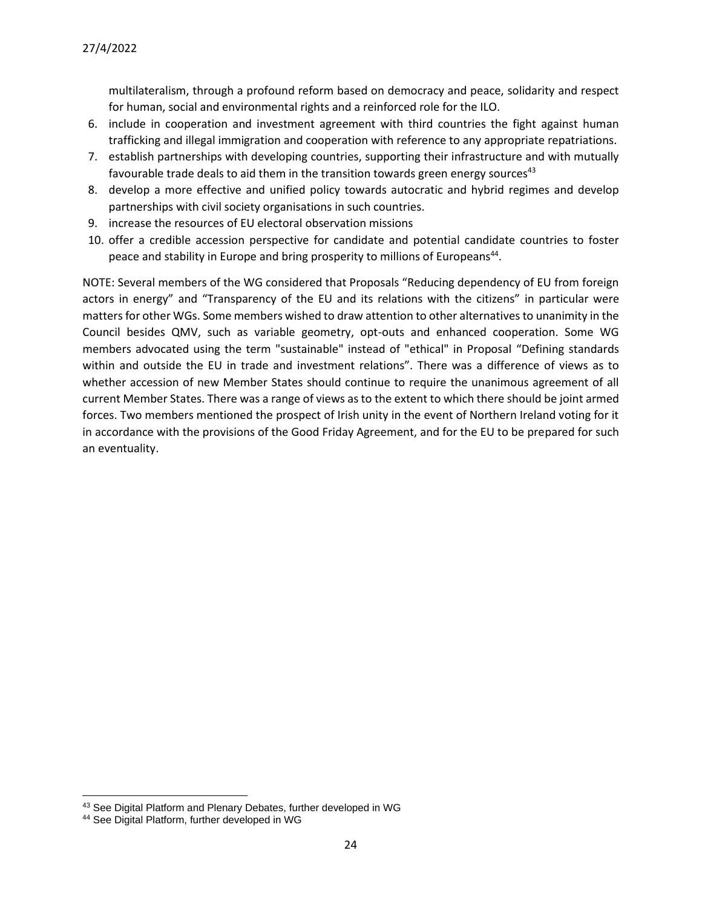multilateralism, through a profound reform based on democracy and peace, solidarity and respect for human, social and environmental rights and a reinforced role for the ILO.

6. include in cooperation and investment agreement with third countries the fight against human trafficking and illegal immigration and cooperation with reference to any appropriate repatriations.
7. establish partnerships with developing countries, supporting their infrastructure and with mutually favourable trade deals to aid them in the transition towards green energy sources[43]
8. develop a more effective and unified policy towards autocratic and hybrid regimes and develop partnerships with civil society organisations in such countries.
9. increase the resources of EU electoral observation missions
10. offer a credible accession perspective for candidate and potential candidate countries to foster peace and stability in Europe and bring prosperity to millions of Europeans[44].

NOTE: Several members of the WG considered that Proposals "Reducing dependency of EU from foreign actors in energy" and "Transparency of the EU and its relations with the citizens" in particular were matters for other WGs. Some members wished to draw attention to other alternatives to unanimity in the Council besides QMV, such as variable geometry, opt-outs and enhanced cooperation. Some WG members advocated using the term "sustainable" instead of "ethical" in Proposal "Defining standards within and outside the EU in trade and investment relations". There was a difference of views as to whether accession of new Member States should continue to require the unanimous agreement of all current Member States. There was a range of views as to the extent to which there should be joint armed forces. Two members mentioned the prospect of Irish unity in the event of Northern Ireland voting for it in accordance with the provisions of the Good Friday Agreement, and for the EU to be prepared for such an eventuality.

[43] See Digital Platform and Plenary Debates, further developed in WG

[44] See Digital Platform, further developed in WG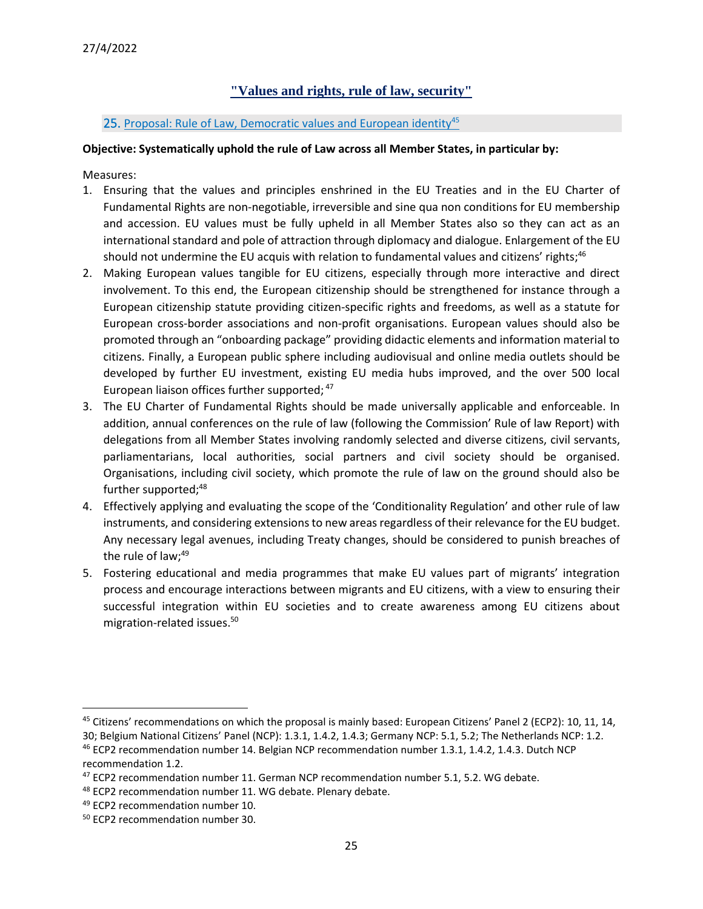## "Values and rights, rule of law, security"

### 25. Proposal: Rule of Law, Democratic values and European identity[45]

**Objective: Systematically uphold the rule of Law across all Member States, in particular by:**

Measures:

1. Ensuring that the values and principles enshrined in the EU Treaties and in the EU Charter of Fundamental Rights are non-negotiable, irreversible and sine qua non conditions for EU membership and accession. EU values must be fully upheld in all Member States also so they can act as an international standard and pole of attraction through diplomacy and dialogue. Enlargement of the EU should not undermine the EU acquis with relation to fundamental values and citizens' rights;[46]
2. Making European values tangible for EU citizens, especially through more interactive and direct involvement. To this end, the European citizenship should be strengthened for instance through a European citizenship statute providing citizen-specific rights and freedoms, as well as a statute for European cross-border associations and non-profit organisations. European values should also be promoted through an "onboarding package" providing didactic elements and information material to citizens. Finally, a European public sphere including audiovisual and online media outlets should be developed by further EU investment, existing EU media hubs improved, and the over 500 local European liaison offices further supported; [47]
3. The EU Charter of Fundamental Rights should be made universally applicable and enforceable. In addition, annual conferences on the rule of law (following the Commission' Rule of law Report) with delegations from all Member States involving randomly selected and diverse citizens, civil servants, parliamentarians, local authorities, social partners and civil society should be organised. Organisations, including civil society, which promote the rule of law on the ground should also be further supported;[48]
4. Effectively applying and evaluating the scope of the 'Conditionality Regulation' and other rule of law instruments, and considering extensions to new areas regardless of their relevance for the EU budget. Any necessary legal avenues, including Treaty changes, should be considered to punish breaches of the rule of law;[49]
5. Fostering educational and media programmes that make EU values part of migrants' integration process and encourage interactions between migrants and EU citizens, with a view to ensuring their successful integration within EU societies and to create awareness among EU citizens about migration-related issues.[50]

---

[45] Citizens' recommendations on which the proposal is mainly based: European Citizens' Panel 2 (ECP2): 10, 11, 14, 30; Belgium National Citizens' Panel (NCP): 1.3.1, 1.4.2, 1.4.3; Germany NCP: 5.1, 5.2; The Netherlands NCP: 1.2.

[46] ECP2 recommendation number 14. Belgian NCP recommendation number 1.3.1, 1.4.2, 1.4.3. Dutch NCP recommendation 1.2.

[47] ECP2 recommendation number 11. German NCP recommendation number 5.1, 5.2. WG debate.

[48] ECP2 recommendation number 11. WG debate. Plenary debate.

[49] ECP2 recommendation number 10.

[50] ECP2 recommendation number 30.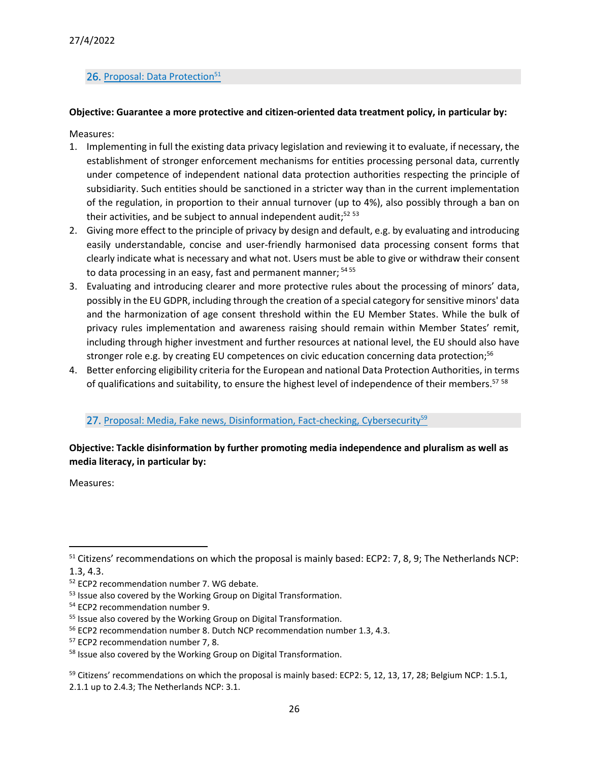## 26. Proposal: Data Protection[51]

**Objective: Guarantee a more protective and citizen-oriented data treatment policy, in particular by:**

Measures:

1. Implementing in full the existing data privacy legislation and reviewing it to evaluate, if necessary, the establishment of stronger enforcement mechanisms for entities processing personal data, currently under competence of independent national data protection authorities respecting the principle of subsidiarity. Such entities should be sanctioned in a stricter way than in the current implementation of the regulation, in proportion to their annual turnover (up to 4%), also possibly through a ban on their activities, and be subject to annual independent audit;[52] [53]
2. Giving more effect to the principle of privacy by design and default, e.g. by evaluating and introducing easily understandable, concise and user-friendly harmonised data processing consent forms that clearly indicate what is necessary and what not. Users must be able to give or withdraw their consent to data processing in an easy, fast and permanent manner; [54] [55]
3. Evaluating and introducing clearer and more protective rules about the processing of minors' data, possibly in the EU GDPR, including through the creation of a special category for sensitive minors' data and the harmonization of age consent threshold within the EU Member States. While the bulk of privacy rules implementation and awareness raising should remain within Member States' remit, including through higher investment and further resources at national level, the EU should also have stronger role e.g. by creating EU competences on civic education concerning data protection;[56]
4. Better enforcing eligibility criteria for the European and national Data Protection Authorities, in terms of qualifications and suitability, to ensure the highest level of independence of their members.[57] [58]

## 27. Proposal: Media, Fake news, Disinformation, Fact-checking, Cybersecurity[59]

**Objective: Tackle disinformation by further promoting media independence and pluralism as well as media literacy, in particular by:**

Measures:

---

[51] Citizens' recommendations on which the proposal is mainly based: ECP2: 7, 8, 9; The Netherlands NCP: 1.3, 4.3.

[52] ECP2 recommendation number 7. WG debate.

[53] Issue also covered by the Working Group on Digital Transformation.

[54] ECP2 recommendation number 9.

[55] Issue also covered by the Working Group on Digital Transformation.

[56] ECP2 recommendation number 8. Dutch NCP recommendation number 1.3, 4.3.

[57] ECP2 recommendation number 7, 8.

[58] Issue also covered by the Working Group on Digital Transformation.

[59] Citizens' recommendations on which the proposal is mainly based: ECP2: 5, 12, 13, 17, 28; Belgium NCP: 1.5.1, 2.1.1 up to 2.4.3; The Netherlands NCP: 3.1.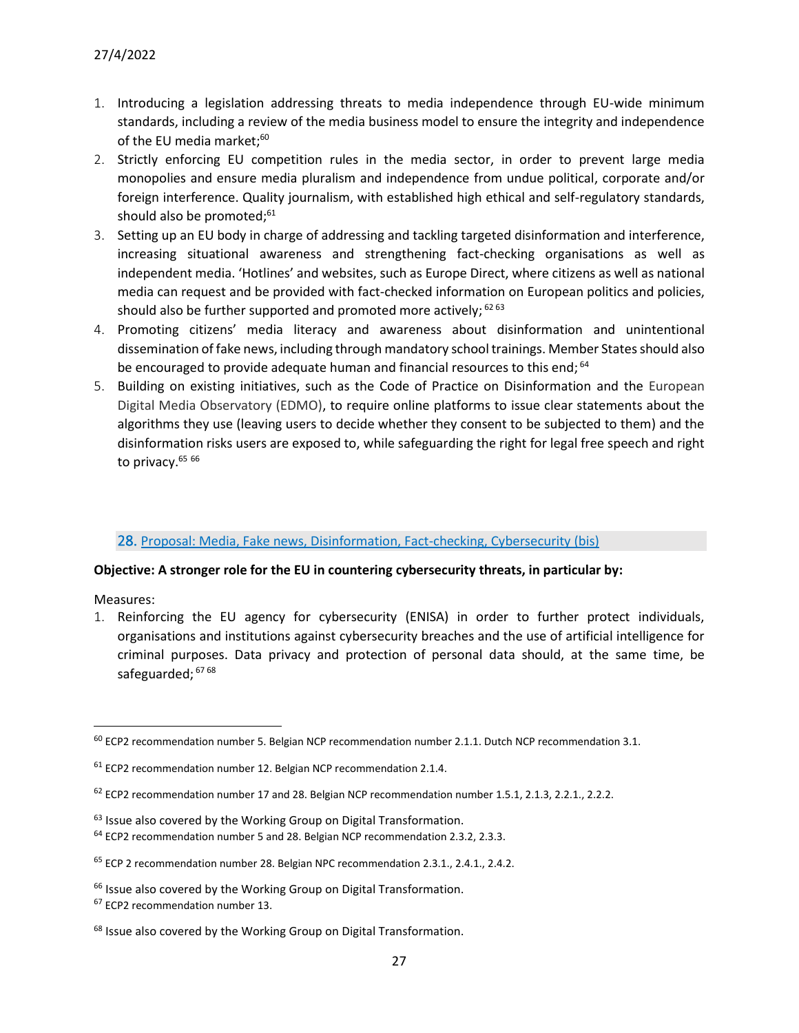1. Introducing a legislation addressing threats to media independence through EU-wide minimum standards, including a review of the media business model to ensure the integrity and independence of the EU media market;[60]
2. Strictly enforcing EU competition rules in the media sector, in order to prevent large media monopolies and ensure media pluralism and independence from undue political, corporate and/or foreign interference. Quality journalism, with established high ethical and self-regulatory standards, should also be promoted;[61]
3. Setting up an EU body in charge of addressing and tackling targeted disinformation and interference, increasing situational awareness and strengthening fact-checking organisations as well as independent media. 'Hotlines' and websites, such as Europe Direct, where citizens as well as national media can request and be provided with fact-checked information on European politics and policies, should also be further supported and promoted more actively; [62] [63]
4. Promoting citizens' media literacy and awareness about disinformation and unintentional dissemination of fake news, including through mandatory school trainings. Member States should also be encouraged to provide adequate human and financial resources to this end; [64]
5. Building on existing initiatives, such as the Code of Practice on Disinformation and the European Digital Media Observatory (EDMO), to require online platforms to issue clear statements about the algorithms they use (leaving users to decide whether they consent to be subjected to them) and the disinformation risks users are exposed to, while safeguarding the right for legal free speech and right to privacy.[65] [66]

## 28. Proposal: Media, Fake news, Disinformation, Fact-checking, Cybersecurity (bis)

**Objective: A stronger role for the EU in countering cybersecurity threats, in particular by:**

Measures:

1. Reinforcing the EU agency for cybersecurity (ENISA) in order to further protect individuals, organisations and institutions against cybersecurity breaches and the use of artificial intelligence for criminal purposes. Data privacy and protection of personal data should, at the same time, be safeguarded; [67] [68]

---

[60] ECP2 recommendation number 5. Belgian NCP recommendation number 2.1.1. Dutch NCP recommendation 3.1.

[61] ECP2 recommendation number 12. Belgian NCP recommendation 2.1.4.

[62] ECP2 recommendation number 17 and 28. Belgian NCP recommendation number 1.5.1, 2.1.3, 2.2.1., 2.2.2.

[63] Issue also covered by the Working Group on Digital Transformation.

[64] ECP2 recommendation number 5 and 28. Belgian NCP recommendation 2.3.2, 2.3.3.

[65] ECP 2 recommendation number 28. Belgian NPC recommendation 2.3.1., 2.4.1., 2.4.2.

[66] Issue also covered by the Working Group on Digital Transformation.

[67] ECP2 recommendation number 13.

[68] Issue also covered by the Working Group on Digital Transformation.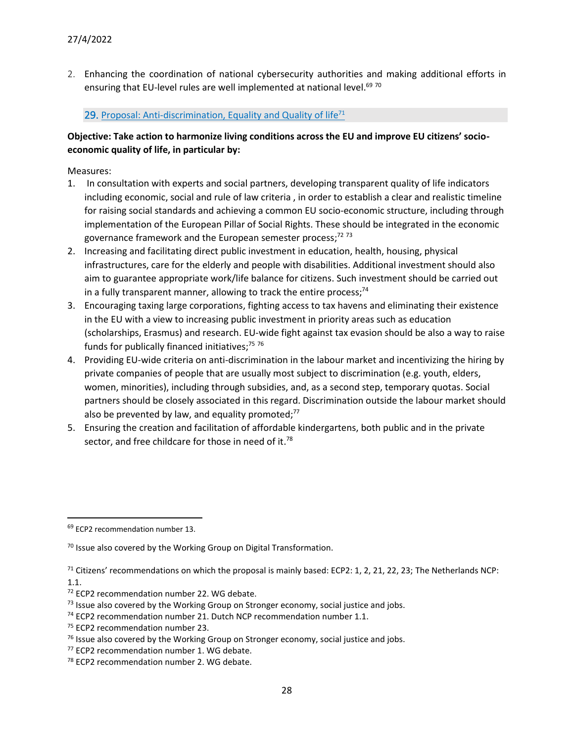2. Enhancing the coordination of national cybersecurity authorities and making additional efforts in ensuring that EU-level rules are well implemented at national level.[69] [70]

## 29. Proposal: Anti-discrimination, Equality and Quality of life[71]

**Objective: Take action to harmonize living conditions across the EU and improve EU citizens' socio-economic quality of life, in particular by:**

Measures:

1. In consultation with experts and social partners, developing transparent quality of life indicators including economic, social and rule of law criteria , in order to establish a clear and realistic timeline for raising social standards and achieving a common EU socio-economic structure, including through implementation of the European Pillar of Social Rights. These should be integrated in the economic governance framework and the European semester process;[72] [73]
2. Increasing and facilitating direct public investment in education, health, housing, physical infrastructures, care for the elderly and people with disabilities. Additional investment should also aim to guarantee appropriate work/life balance for citizens. Such investment should be carried out in a fully transparent manner, allowing to track the entire process;[74]
3. Encouraging taxing large corporations, fighting access to tax havens and eliminating their existence in the EU with a view to increasing public investment in priority areas such as education (scholarships, Erasmus) and research. EU-wide fight against tax evasion should be also a way to raise funds for publically financed initiatives;[75] [76]
4. Providing EU-wide criteria on anti-discrimination in the labour market and incentivizing the hiring by private companies of people that are usually most subject to discrimination (e.g. youth, elders, women, minorities), including through subsidies, and, as a second step, temporary quotas. Social partners should be closely associated in this regard. Discrimination outside the labour market should also be prevented by law, and equality promoted;[77]
5. Ensuring the creation and facilitation of affordable kindergartens, both public and in the private sector, and free childcare for those in need of it.[78]

---

[69] ECP2 recommendation number 13.

[70] Issue also covered by the Working Group on Digital Transformation.

[71] Citizens' recommendations on which the proposal is mainly based: ECP2: 1, 2, 21, 22, 23; The Netherlands NCP: 1.1.

[72] ECP2 recommendation number 22. WG debate.

[73] Issue also covered by the Working Group on Stronger economy, social justice and jobs.

[74] ECP2 recommendation number 21. Dutch NCP recommendation number 1.1.

[75] ECP2 recommendation number 23.

[76] Issue also covered by the Working Group on Stronger economy, social justice and jobs.

[77] ECP2 recommendation number 1. WG debate.

[78] ECP2 recommendation number 2. WG debate.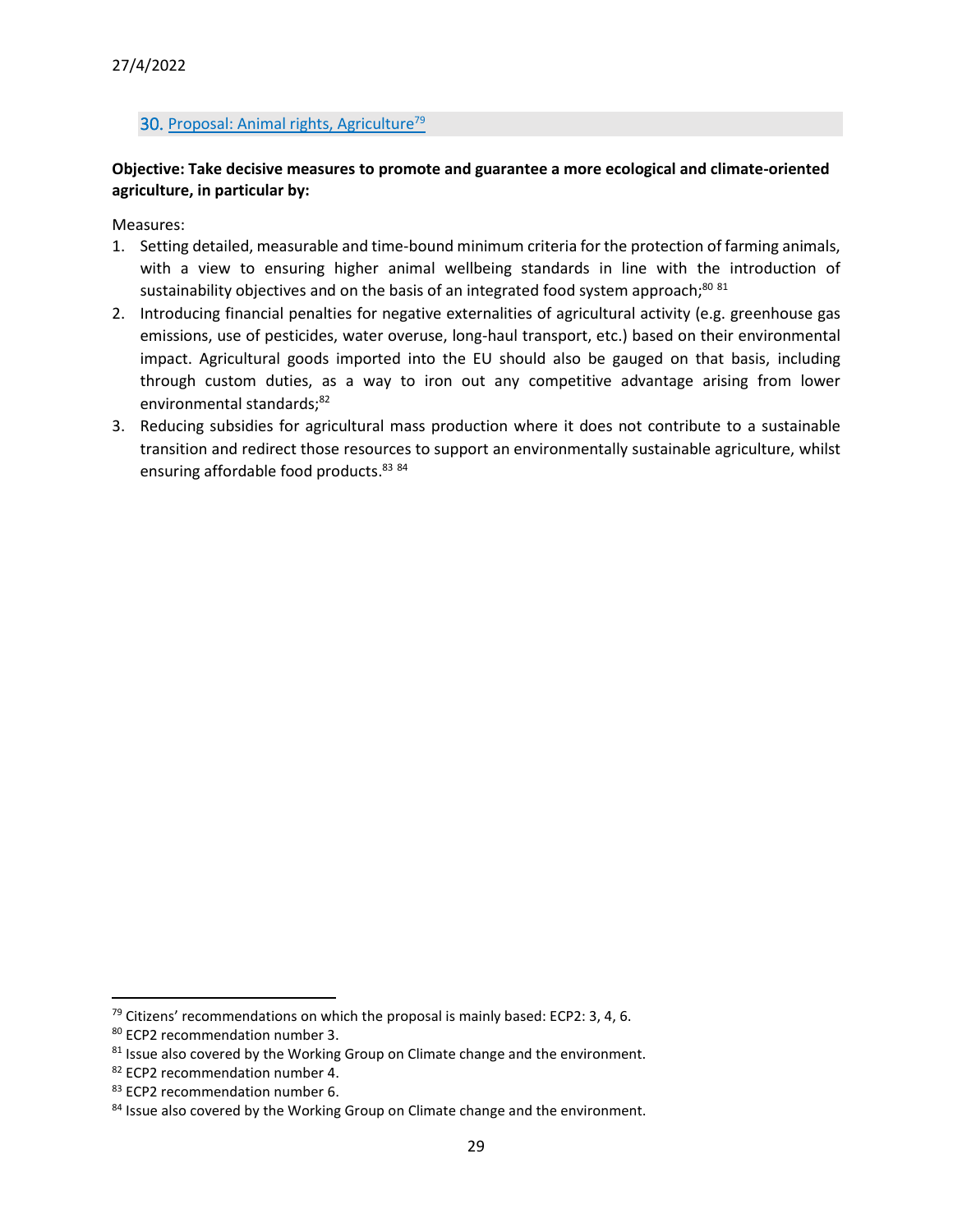## 30. Proposal: Animal rights, Agriculture[79]

**Objective: Take decisive measures to promote and guarantee a more ecological and climate-oriented agriculture, in particular by:**

Measures:

1. Setting detailed, measurable and time-bound minimum criteria for the protection of farming animals, with a view to ensuring higher animal wellbeing standards in line with the introduction of sustainability objectives and on the basis of an integrated food system approach;[80] [81]
2. Introducing financial penalties for negative externalities of agricultural activity (e.g. greenhouse gas emissions, use of pesticides, water overuse, long-haul transport, etc.) based on their environmental impact. Agricultural goods imported into the EU should also be gauged on that basis, including through custom duties, as a way to iron out any competitive advantage arising from lower environmental standards;[82]
3. Reducing subsidies for agricultural mass production where it does not contribute to a sustainable transition and redirect those resources to support an environmentally sustainable agriculture, whilst ensuring affordable food products.[83] [84]

---

[79] Citizens' recommendations on which the proposal is mainly based: ECP2: 3, 4, 6.

[80] ECP2 recommendation number 3.

[81] Issue also covered by the Working Group on Climate change and the environment.

[82] ECP2 recommendation number 4.

[83] ECP2 recommendation number 6.

[84] Issue also covered by the Working Group on Climate change and the environment.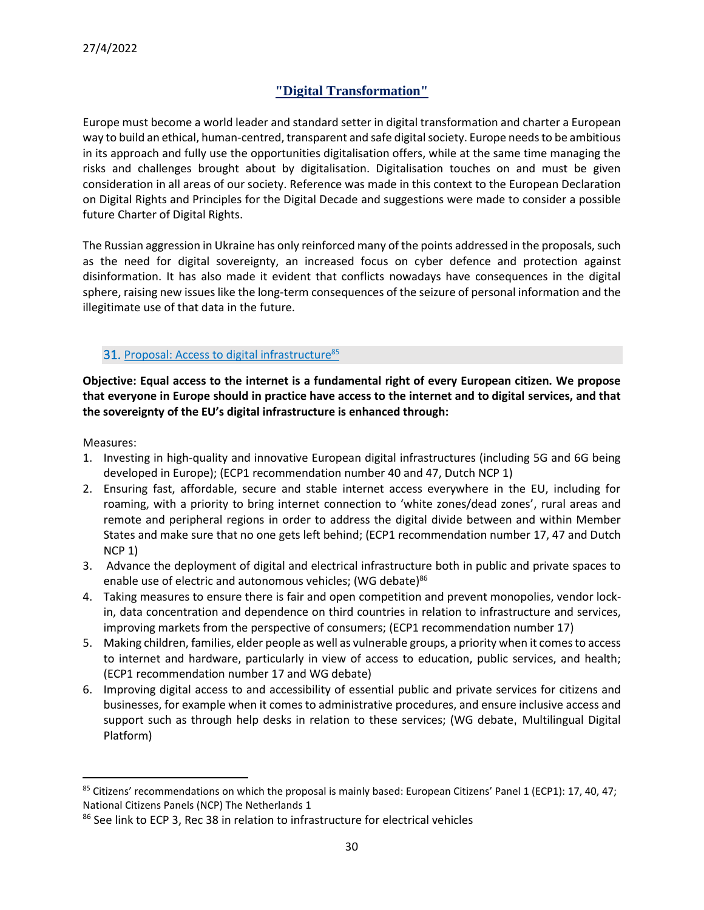27/4/2022

# "Digital Transformation"

Europe must become a world leader and standard setter in digital transformation and charter a European way to build an ethical, human-centred, transparent and safe digital society. Europe needs to be ambitious in its approach and fully use the opportunities digitalisation offers, while at the same time managing the risks and challenges brought about by digitalisation. Digitalisation touches on and must be given consideration in all areas of our society. Reference was made in this context to the European Declaration on Digital Rights and Principles for the Digital Decade and suggestions were made to consider a possible future Charter of Digital Rights.

The Russian aggression in Ukraine has only reinforced many of the points addressed in the proposals, such as the need for digital sovereignty, an increased focus on cyber defence and protection against disinformation. It has also made it evident that conflicts nowadays have consequences in the digital sphere, raising new issues like the long-term consequences of the seizure of personal information and the illegitimate use of that data in the future.

## 31. Proposal: Access to digital infrastructure[85]

**Objective: Equal access to the internet is a fundamental right of every European citizen. We propose that everyone in Europe should in practice have access to the internet and to digital services, and that the sovereignty of the EU's digital infrastructure is enhanced through:**

Measures:

1. Investing in high-quality and innovative European digital infrastructures (including 5G and 6G being developed in Europe); (ECP1 recommendation number 40 and 47, Dutch NCP 1)
2. Ensuring fast, affordable, secure and stable internet access everywhere in the EU, including for roaming, with a priority to bring internet connection to 'white zones/dead zones', rural areas and remote and peripheral regions in order to address the digital divide between and within Member States and make sure that no one gets left behind; (ECP1 recommendation number 17, 47 and Dutch NCP 1)
3. Advance the deployment of digital and electrical infrastructure both in public and private spaces to enable use of electric and autonomous vehicles; (WG debate)[86]
4. Taking measures to ensure there is fair and open competition and prevent monopolies, vendor lock-in, data concentration and dependence on third countries in relation to infrastructure and services, improving markets from the perspective of consumers; (ECP1 recommendation number 17)
5. Making children, families, elder people as well as vulnerable groups, a priority when it comes to access to internet and hardware, particularly in view of access to education, public services, and health; (ECP1 recommendation number 17 and WG debate)
6. Improving digital access to and accessibility of essential public and private services for citizens and businesses, for example when it comes to administrative procedures, and ensure inclusive access and support such as through help desks in relation to these services; (WG debate, Multilingual Digital Platform)

---

[85] Citizens' recommendations on which the proposal is mainly based: European Citizens' Panel 1 (ECP1): 17, 40, 47; National Citizens Panels (NCP) The Netherlands 1

[86] See link to ECP 3, Rec 38 in relation to infrastructure for electrical vehicles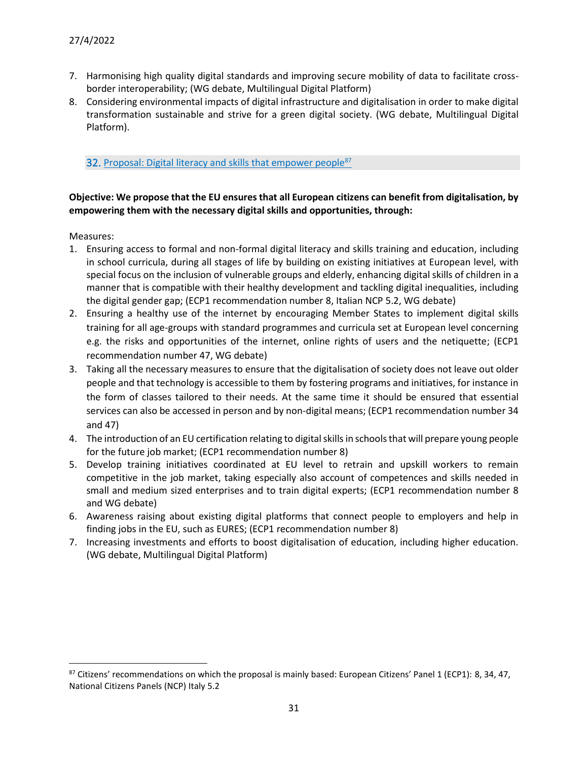7. Harmonising high quality digital standards and improving secure mobility of data to facilitate cross-border interoperability; (WG debate, Multilingual Digital Platform)
8. Considering environmental impacts of digital infrastructure and digitalisation in order to make digital transformation sustainable and strive for a green digital society. (WG debate, Multilingual Digital Platform).

## 32. Proposal: Digital literacy and skills that empower people[87]

**Objective: We propose that the EU ensures that all European citizens can benefit from digitalisation, by empowering them with the necessary digital skills and opportunities, through:**

Measures:

1. Ensuring access to formal and non-formal digital literacy and skills training and education, including in school curricula, during all stages of life by building on existing initiatives at European level, with special focus on the inclusion of vulnerable groups and elderly, enhancing digital skills of children in a manner that is compatible with their healthy development and tackling digital inequalities, including the digital gender gap; (ECP1 recommendation number 8, Italian NCP 5.2, WG debate)
2. Ensuring a healthy use of the internet by encouraging Member States to implement digital skills training for all age-groups with standard programmes and curricula set at European level concerning e.g. the risks and opportunities of the internet, online rights of users and the netiquette; (ECP1 recommendation number 47, WG debate)
3. Taking all the necessary measures to ensure that the digitalisation of society does not leave out older people and that technology is accessible to them by fostering programs and initiatives, for instance in the form of classes tailored to their needs. At the same time it should be ensured that essential services can also be accessed in person and by non-digital means; (ECP1 recommendation number 34 and 47)
4. The introduction of an EU certification relating to digital skills in schools that will prepare young people for the future job market; (ECP1 recommendation number 8)
5. Develop training initiatives coordinated at EU level to retrain and upskill workers to remain competitive in the job market, taking especially also account of competences and skills needed in small and medium sized enterprises and to train digital experts; (ECP1 recommendation number 8 and WG debate)
6. Awareness raising about existing digital platforms that connect people to employers and help in finding jobs in the EU, such as EURES; (ECP1 recommendation number 8)
7. Increasing investments and efforts to boost digitalisation of education, including higher education. (WG debate, Multilingual Digital Platform)

---

[87] Citizens' recommendations on which the proposal is mainly based: European Citizens' Panel 1 (ECP1): 8, 34, 47, National Citizens Panels (NCP) Italy 5.2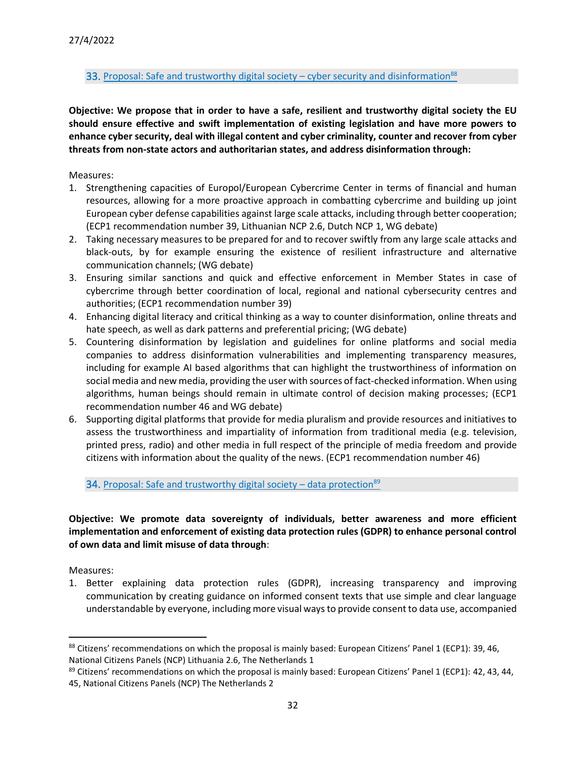## 33. Proposal: Safe and trustworthy digital society – cyber security and disinformation[88]

**Objective: We propose that in order to have a safe, resilient and trustworthy digital society the EU should ensure effective and swift implementation of existing legislation and have more powers to enhance cyber security, deal with illegal content and cyber criminality, counter and recover from cyber threats from non-state actors and authoritarian states, and address disinformation through:**

Measures:

1. Strengthening capacities of Europol/European Cybercrime Center in terms of financial and human resources, allowing for a more proactive approach in combatting cybercrime and building up joint European cyber defense capabilities against large scale attacks, including through better cooperation; (ECP1 recommendation number 39, Lithuanian NCP 2.6, Dutch NCP 1, WG debate)
2. Taking necessary measures to be prepared for and to recover swiftly from any large scale attacks and black-outs, by for example ensuring the existence of resilient infrastructure and alternative communication channels; (WG debate)
3. Ensuring similar sanctions and quick and effective enforcement in Member States in case of cybercrime through better coordination of local, regional and national cybersecurity centres and authorities; (ECP1 recommendation number 39)
4. Enhancing digital literacy and critical thinking as a way to counter disinformation, online threats and hate speech, as well as dark patterns and preferential pricing; (WG debate)
5. Countering disinformation by legislation and guidelines for online platforms and social media companies to address disinformation vulnerabilities and implementing transparency measures, including for example AI based algorithms that can highlight the trustworthiness of information on social media and new media, providing the user with sources of fact-checked information. When using algorithms, human beings should remain in ultimate control of decision making processes; (ECP1 recommendation number 46 and WG debate)
6. Supporting digital platforms that provide for media pluralism and provide resources and initiatives to assess the trustworthiness and impartiality of information from traditional media (e.g. television, printed press, radio) and other media in full respect of the principle of media freedom and provide citizens with information about the quality of the news. (ECP1 recommendation number 46)

## 34. Proposal: Safe and trustworthy digital society – data protection[89]

**Objective: We promote data sovereignty of individuals, better awareness and more efficient implementation and enforcement of existing data protection rules (GDPR) to enhance personal control of own data and limit misuse of data through**:

Measures:

1. Better explaining data protection rules (GDPR), increasing transparency and improving communication by creating guidance on informed consent texts that use simple and clear language understandable by everyone, including more visual ways to provide consent to data use, accompanied

---

[88] Citizens' recommendations on which the proposal is mainly based: European Citizens' Panel 1 (ECP1): 39, 46, National Citizens Panels (NCP) Lithuania 2.6, The Netherlands 1

[89] Citizens' recommendations on which the proposal is mainly based: European Citizens' Panel 1 (ECP1): 42, 43, 44, 45, National Citizens Panels (NCP) The Netherlands 2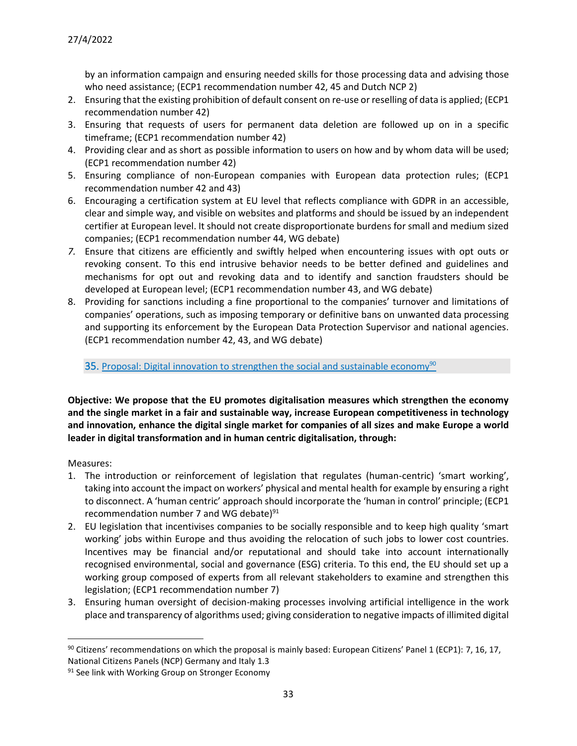by an information campaign and ensuring needed skills for those processing data and advising those who need assistance; (ECP1 recommendation number 42, 45 and Dutch NCP 2)

2. Ensuring that the existing prohibition of default consent on re-use or reselling of data is applied; (ECP1 recommendation number 42)
3. Ensuring that requests of users for permanent data deletion are followed up on in a specific timeframe; (ECP1 recommendation number 42)
4. Providing clear and as short as possible information to users on how and by whom data will be used; (ECP1 recommendation number 42)
5. Ensuring compliance of non-European companies with European data protection rules; (ECP1 recommendation number 42 and 43)
6. Encouraging a certification system at EU level that reflects compliance with GDPR in an accessible, clear and simple way, and visible on websites and platforms and should be issued by an independent certifier at European level. It should not create disproportionate burdens for small and medium sized companies; (ECP1 recommendation number 44, WG debate)
7. Ensure that citizens are efficiently and swiftly helped when encountering issues with opt outs or revoking consent. To this end intrusive behavior needs to be better defined and guidelines and mechanisms for opt out and revoking data and to identify and sanction fraudsters should be developed at European level; (ECP1 recommendation number 43, and WG debate)
8. Providing for sanctions including a fine proportional to the companies' turnover and limitations of companies' operations, such as imposing temporary or definitive bans on unwanted data processing and supporting its enforcement by the European Data Protection Supervisor and national agencies. (ECP1 recommendation number 42, 43, and WG debate)

## 35. Proposal: Digital innovation to strengthen the social and sustainable economy[90]

**Objective: We propose that the EU promotes digitalisation measures which strengthen the economy and the single market in a fair and sustainable way, increase European competitiveness in technology and innovation, enhance the digital single market for companies of all sizes and make Europe a world leader in digital transformation and in human centric digitalisation, through:**

Measures:

1. The introduction or reinforcement of legislation that regulates (human-centric) 'smart working', taking into account the impact on workers' physical and mental health for example by ensuring a right to disconnect. A 'human centric' approach should incorporate the 'human in control' principle; (ECP1 recommendation number 7 and WG debate)[91]
2. EU legislation that incentivises companies to be socially responsible and to keep high quality 'smart working' jobs within Europe and thus avoiding the relocation of such jobs to lower cost countries. Incentives may be financial and/or reputational and should take into account internationally recognised environmental, social and governance (ESG) criteria. To this end, the EU should set up a working group composed of experts from all relevant stakeholders to examine and strengthen this legislation; (ECP1 recommendation number 7)
3. Ensuring human oversight of decision-making processes involving artificial intelligence in the work place and transparency of algorithms used; giving consideration to negative impacts of illimited digital

[90] Citizens' recommendations on which the proposal is mainly based: European Citizens' Panel 1 (ECP1): 7, 16, 17, National Citizens Panels (NCP) Germany and Italy 1.3

[91] See link with Working Group on Stronger Economy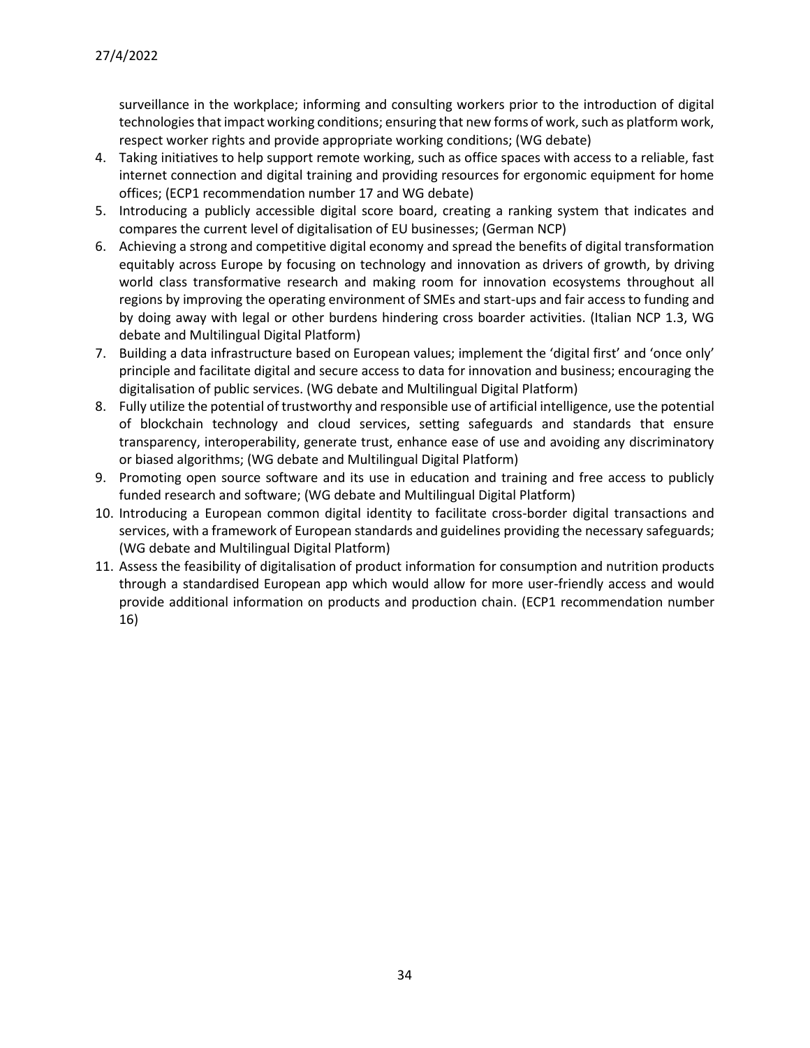surveillance in the workplace; informing and consulting workers prior to the introduction of digital technologies that impact working conditions; ensuring that new forms of work, such as platform work, respect worker rights and provide appropriate working conditions; (WG debate)

4. Taking initiatives to help support remote working, such as office spaces with access to a reliable, fast internet connection and digital training and providing resources for ergonomic equipment for home offices; (ECP1 recommendation number 17 and WG debate)
5. Introducing a publicly accessible digital score board, creating a ranking system that indicates and compares the current level of digitalisation of EU businesses; (German NCP)
6. Achieving a strong and competitive digital economy and spread the benefits of digital transformation equitably across Europe by focusing on technology and innovation as drivers of growth, by driving world class transformative research and making room for innovation ecosystems throughout all regions by improving the operating environment of SMEs and start-ups and fair access to funding and by doing away with legal or other burdens hindering cross boarder activities. (Italian NCP 1.3, WG debate and Multilingual Digital Platform)
7. Building a data infrastructure based on European values; implement the 'digital first' and 'once only' principle and facilitate digital and secure access to data for innovation and business; encouraging the digitalisation of public services. (WG debate and Multilingual Digital Platform)
8. Fully utilize the potential of trustworthy and responsible use of artificial intelligence, use the potential of blockchain technology and cloud services, setting safeguards and standards that ensure transparency, interoperability, generate trust, enhance ease of use and avoiding any discriminatory or biased algorithms; (WG debate and Multilingual Digital Platform)
9. Promoting open source software and its use in education and training and free access to publicly funded research and software; (WG debate and Multilingual Digital Platform)
10. Introducing a European common digital identity to facilitate cross-border digital transactions and services, with a framework of European standards and guidelines providing the necessary safeguards; (WG debate and Multilingual Digital Platform)
11. Assess the feasibility of digitalisation of product information for consumption and nutrition products through a standardised European app which would allow for more user-friendly access and would provide additional information on products and production chain. (ECP1 recommendation number 16)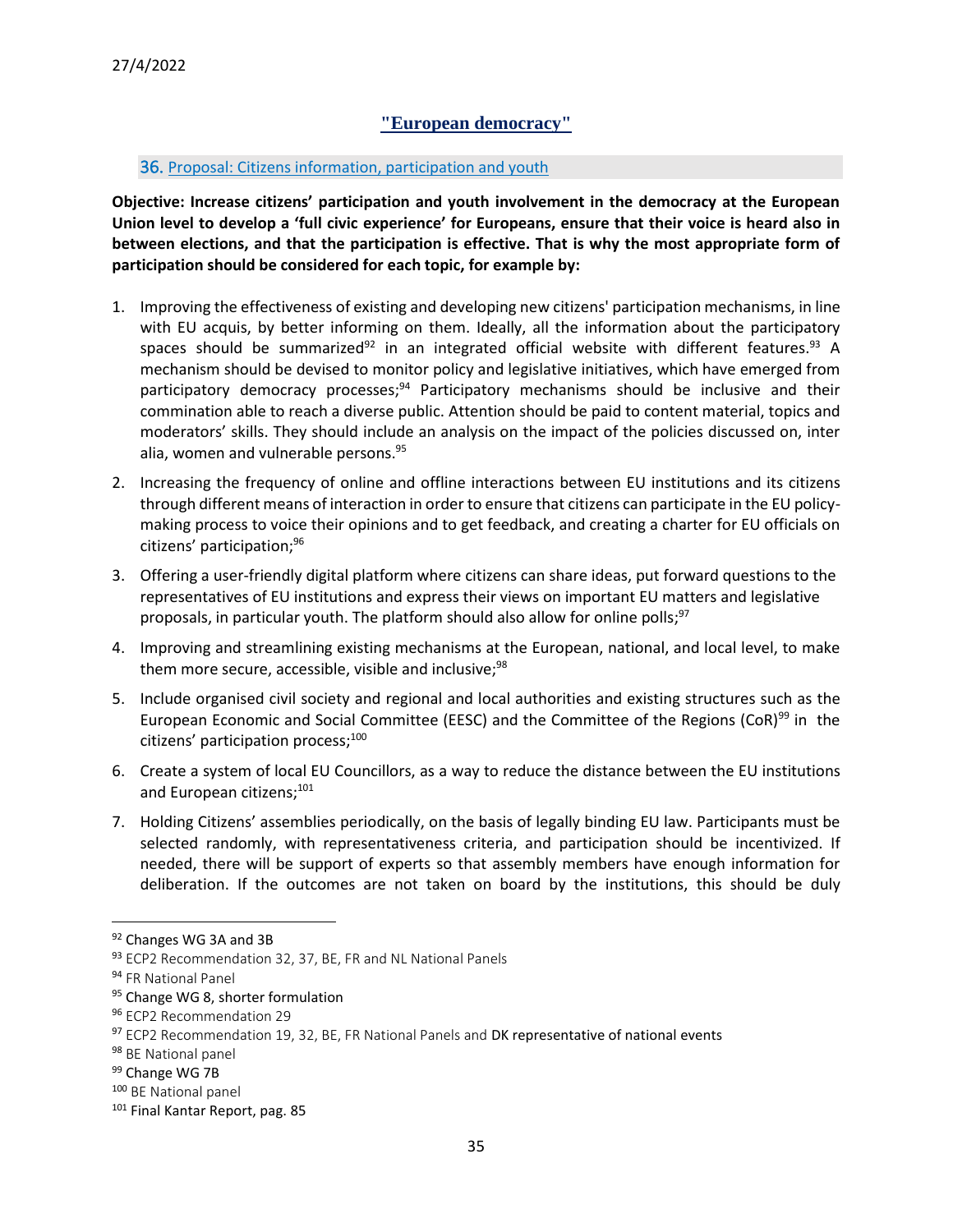27/4/2022

# "European democracy"

## 36. Proposal: Citizens information, participation and youth

**Objective: Increase citizens' participation and youth involvement in the democracy at the European Union level to develop a 'full civic experience' for Europeans, ensure that their voice is heard also in between elections, and that the participation is effective. That is why the most appropriate form of participation should be considered for each topic, for example by:**

1. Improving the effectiveness of existing and developing new citizens' participation mechanisms, in line with EU acquis, by better informing on them. Ideally, all the information about the participatory spaces should be summarized[92] in an integrated official website with different features.[93] A mechanism should be devised to monitor policy and legislative initiatives, which have emerged from participatory democracy processes;[94] Participatory mechanisms should be inclusive and their commination able to reach a diverse public. Attention should be paid to content material, topics and moderators' skills. They should include an analysis on the impact of the policies discussed on, inter alia, women and vulnerable persons.[95]
2. Increasing the frequency of online and offline interactions between EU institutions and its citizens through different means of interaction in order to ensure that citizens can participate in the EU policy-making process to voice their opinions and to get feedback, and creating a charter for EU officials on citizens' participation;[96]
3. Offering a user-friendly digital platform where citizens can share ideas, put forward questions to the representatives of EU institutions and express their views on important EU matters and legislative proposals, in particular youth. The platform should also allow for online polls;[97]
4. Improving and streamlining existing mechanisms at the European, national, and local level, to make them more secure, accessible, visible and inclusive;[98]
5. Include organised civil society and regional and local authorities and existing structures such as the European Economic and Social Committee (EESC) and the Committee of the Regions (CoR)[99] in the citizens' participation process;[100]
6. Create a system of local EU Councillors, as a way to reduce the distance between the EU institutions and European citizens;[101]
7. Holding Citizens' assemblies periodically, on the basis of legally binding EU law. Participants must be selected randomly, with representativeness criteria, and participation should be incentivized. If needed, there will be support of experts so that assembly members have enough information for deliberation. If the outcomes are not taken on board by the institutions, this should be duly

---

[92] Changes WG 3A and 3B

[93] ECP2 Recommendation 32, 37, BE, FR and NL National Panels

[94] FR National Panel

[95] Change WG 8, shorter formulation

[96] ECP2 Recommendation 29

[97] ECP2 Recommendation 19, 32, BE, FR National Panels and DK representative of national events

[98] BE National panel

[99] Change WG 7B

[100] BE National panel

[101] Final Kantar Report, pag. 85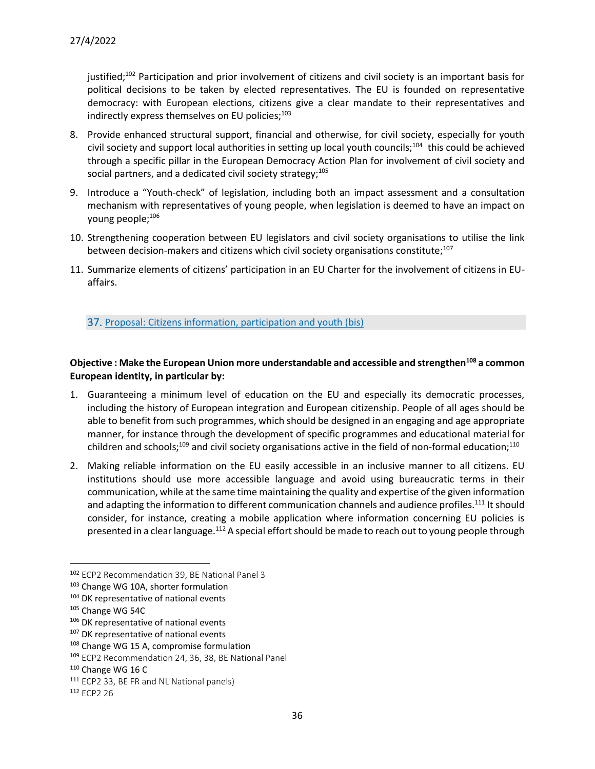justified;[102] Participation and prior involvement of citizens and civil society is an important basis for political decisions to be taken by elected representatives. The EU is founded on representative democracy: with European elections, citizens give a clear mandate to their representatives and indirectly express themselves on EU policies;[103]

8. Provide enhanced structural support, financial and otherwise, for civil society, especially for youth civil society and support local authorities in setting up local youth councils;[104] this could be achieved through a specific pillar in the European Democracy Action Plan for involvement of civil society and social partners, and a dedicated civil society strategy;[105]
9. Introduce a "Youth-check" of legislation, including both an impact assessment and a consultation mechanism with representatives of young people, when legislation is deemed to have an impact on young people;[106]
10. Strengthening cooperation between EU legislators and civil society organisations to utilise the link between decision-makers and citizens which civil society organisations constitute;[107]
11. Summarize elements of citizens' participation in an EU Charter for the involvement of citizens in EU-affairs.

## 37. Proposal: Citizens information, participation and youth (bis)

**Objective : Make the European Union more understandable and accessible and strengthen[108] a common European identity, in particular by:**

1. Guaranteeing a minimum level of education on the EU and especially its democratic processes, including the history of European integration and European citizenship. People of all ages should be able to benefit from such programmes, which should be designed in an engaging and age appropriate manner, for instance through the development of specific programmes and educational material for children and schools;[109] and civil society organisations active in the field of non-formal education;[110]
2. Making reliable information on the EU easily accessible in an inclusive manner to all citizens. EU institutions should use more accessible language and avoid using bureaucratic terms in their communication, while at the same time maintaining the quality and expertise of the given information and adapting the information to different communication channels and audience profiles.[111] It should consider, for instance, creating a mobile application where information concerning EU policies is presented in a clear language.[112] A special effort should be made to reach out to young people through

---

[102] ECP2 Recommendation 39, BE National Panel 3
[103] Change WG 10A, shorter formulation
[104] DK representative of national events
[105] Change WG 54C
[106] DK representative of national events
[107] DK representative of national events
[108] Change WG 15 A, compromise formulation
[109] ECP2 Recommendation 24, 36, 38, BE National Panel
[110] Change WG 16 C
[111] ECP2 33, BE FR and NL National panels)
[112] ECP2 26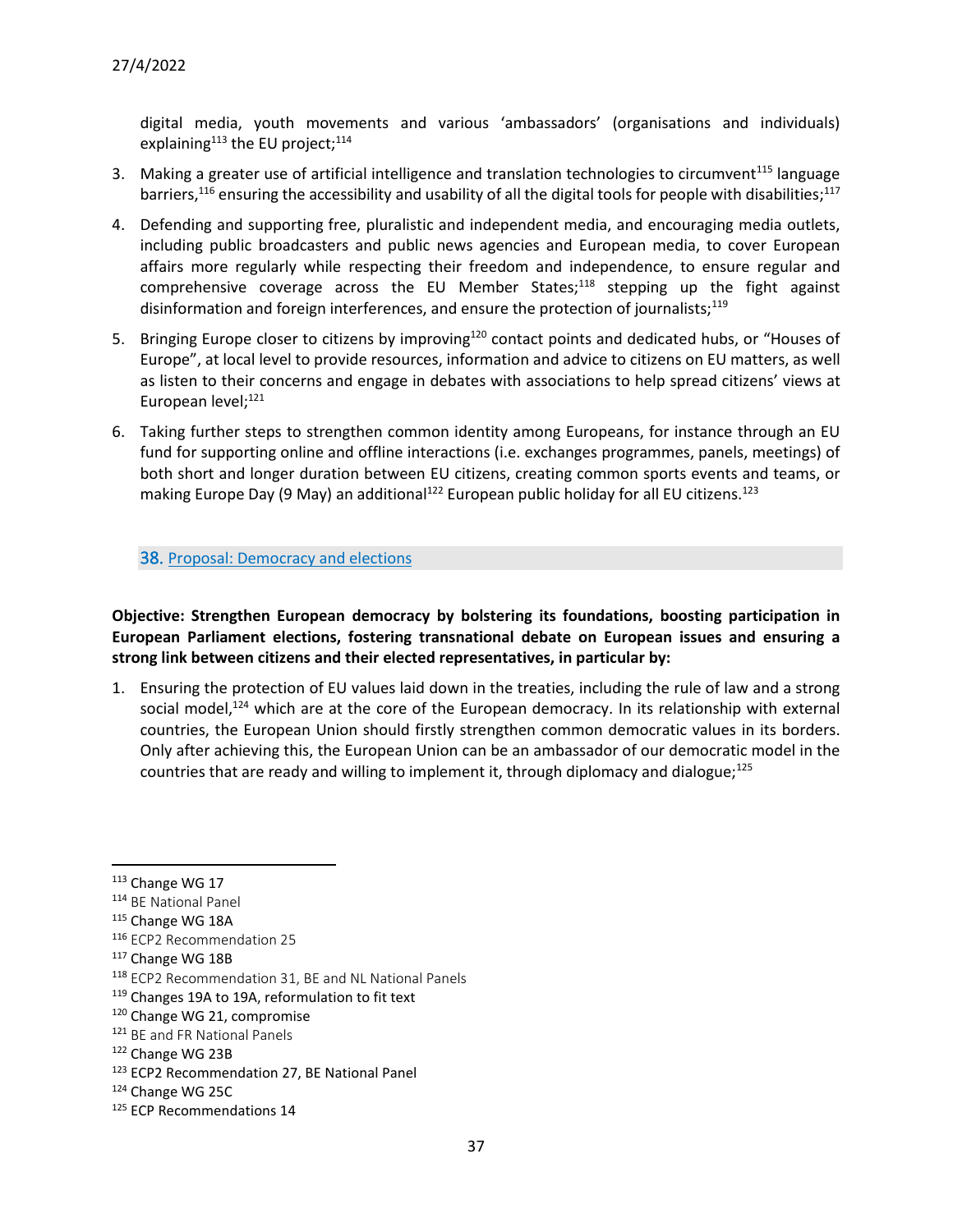digital media, youth movements and various 'ambassadors' (organisations and individuals) explaining[113] the EU project;[114]

3. Making a greater use of artificial intelligence and translation technologies to circumvent[115] language barriers,[116] ensuring the accessibility and usability of all the digital tools for people with disabilities;[117]

4. Defending and supporting free, pluralistic and independent media, and encouraging media outlets, including public broadcasters and public news agencies and European media, to cover European affairs more regularly while respecting their freedom and independence, to ensure regular and comprehensive coverage across the EU Member States;[118] stepping up the fight against disinformation and foreign interferences, and ensure the protection of journalists;[119]

5. Bringing Europe closer to citizens by improving[120] contact points and dedicated hubs, or "Houses of Europe", at local level to provide resources, information and advice to citizens on EU matters, as well as listen to their concerns and engage in debates with associations to help spread citizens' views at European level;[121]

6. Taking further steps to strengthen common identity among Europeans, for instance through an EU fund for supporting online and offline interactions (i.e. exchanges programmes, panels, meetings) of both short and longer duration between EU citizens, creating common sports events and teams, or making Europe Day (9 May) an additional[122] European public holiday for all EU citizens.[123]

## 38. Proposal: Democracy and elections

**Objective: Strengthen European democracy by bolstering its foundations, boosting participation in European Parliament elections, fostering transnational debate on European issues and ensuring a strong link between citizens and their elected representatives, in particular by:**

1. Ensuring the protection of EU values laid down in the treaties, including the rule of law and a strong social model,[124] which are at the core of the European democracy. In its relationship with external countries, the European Union should firstly strengthen common democratic values in its borders. Only after achieving this, the European Union can be an ambassador of our democratic model in the countries that are ready and willing to implement it, through diplomacy and dialogue;[125]

---

[113] Change WG 17
[114] BE National Panel
[115] Change WG 18A
[116] ECP2 Recommendation 25
[117] Change WG 18B
[118] ECP2 Recommendation 31, BE and NL National Panels
[119] Changes 19A to 19A, reformulation to fit text
[120] Change WG 21, compromise
[121] BE and FR National Panels
[122] Change WG 23B
[123] ECP2 Recommendation 27, BE National Panel
[124] Change WG 25C
[125] ECP Recommendations 14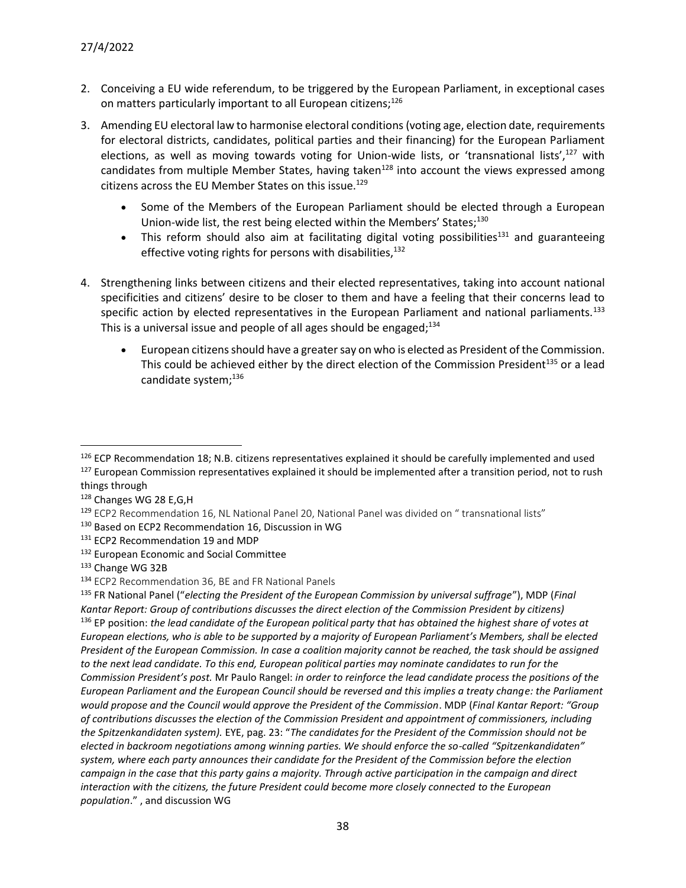2. Conceiving a EU wide referendum, to be triggered by the European Parliament, in exceptional cases on matters particularly important to all European citizens;[126]

3. Amending EU electoral law to harmonise electoral conditions (voting age, election date, requirements for electoral districts, candidates, political parties and their financing) for the European Parliament elections, as well as moving towards voting for Union-wide lists, or 'transnational lists',[127] with candidates from multiple Member States, having taken[128] into account the views expressed among citizens across the EU Member States on this issue.[129]

   - Some of the Members of the European Parliament should be elected through a European Union-wide list, the rest being elected within the Members' States;[130]
   - This reform should also aim at facilitating digital voting possibilities[131] and guaranteeing effective voting rights for persons with disabilities,[132]

4. Strengthening links between citizens and their elected representatives, taking into account national specificities and citizens' desire to be closer to them and have a feeling that their concerns lead to specific action by elected representatives in the European Parliament and national parliaments.[133] This is a universal issue and people of all ages should be engaged;[134]

   - European citizens should have a greater say on who is elected as President of the Commission. This could be achieved either by the direct election of the Commission President[135] or a lead candidate system;[136]

---

[126] ECP Recommendation 18; N.B. citizens representatives explained it should be carefully implemented and used

[127] European Commission representatives explained it should be implemented after a transition period, not to rush things through

[128] Changes WG 28 E,G,H

[129] ECP2 Recommendation 16, NL National Panel 20, National Panel was divided on " transnational lists"

[130] Based on ECP2 Recommendation 16, Discussion in WG

[131] ECP2 Recommendation 19 and MDP

[132] European Economic and Social Committee

[133] Change WG 32B

[134] ECP2 Recommendation 36, BE and FR National Panels

[135] FR National Panel ("*electing the President of the European Commission by universal suffrage*"), MDP (*Final Kantar Report: Group of contributions discusses the direct election of the Commission President by citizens)*

[136] EP position: *the lead candidate of the European political party that has obtained the highest share of votes at European elections, who is able to be supported by a majority of European Parliament's Members, shall be elected President of the European Commission. In case a coalition majority cannot be reached, the task should be assigned to the next lead candidate. To this end, European political parties may nominate candidates to run for the Commission President's post.* Mr Paulo Rangel: *in order to reinforce the lead candidate process the positions of the European Parliament and the European Council should be reversed and this implies a treaty change: the Parliament would propose and the Council would approve the President of the Commission*. MDP (*Final Kantar Report: "Group of contributions discusses the election of the Commission President and appointment of commissioners, including the Spitzenkandidaten system).* EYE, pag. 23: "*The candidates for the President of the Commission should not be elected in backroom negotiations among winning parties. We should enforce the so-called "Spitzenkandidaten" system, where each party announces their candidate for the President of the Commission before the election campaign in the case that this party gains a majority. Through active participation in the campaign and direct interaction with the citizens, the future President could become more closely connected to the European population*." , and discussion WG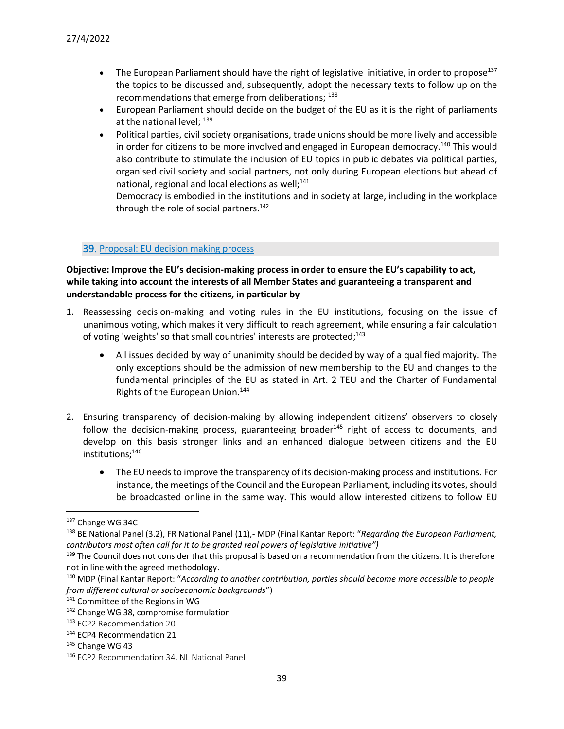- The European Parliament should have the right of legislative initiative, in order to propose[137] the topics to be discussed and, subsequently, adopt the necessary texts to follow up on the recommendations that emerge from deliberations; [138]
- European Parliament should decide on the budget of the EU as it is the right of parliaments at the national level; [139]
- Political parties, civil society organisations, trade unions should be more lively and accessible in order for citizens to be more involved and engaged in European democracy.[140] This would also contribute to stimulate the inclusion of EU topics in public debates via political parties, organised civil society and social partners, not only during European elections but ahead of national, regional and local elections as well;[141]

  Democracy is embodied in the institutions and in society at large, including in the workplace through the role of social partners.[142]

## 39. Proposal: EU decision making process

**Objective: Improve the EU's decision-making process in order to ensure the EU's capability to act, while taking into account the interests of all Member States and guaranteeing a transparent and understandable process for the citizens, in particular by**

1. Reassessing decision-making and voting rules in the EU institutions, focusing on the issue of unanimous voting, which makes it very difficult to reach agreement, while ensuring a fair calculation of voting 'weights' so that small countries' interests are protected;[143]
   - All issues decided by way of unanimity should be decided by way of a qualified majority. The only exceptions should be the admission of new membership to the EU and changes to the fundamental principles of the EU as stated in Art. 2 TEU and the Charter of Fundamental Rights of the European Union.[144]
2. Ensuring transparency of decision-making by allowing independent citizens' observers to closely follow the decision-making process, guaranteeing broader[145] right of access to documents, and develop on this basis stronger links and an enhanced dialogue between citizens and the EU institutions;[146]
   - The EU needs to improve the transparency of its decision-making process and institutions. For instance, the meetings of the Council and the European Parliament, including its votes, should be broadcasted online in the same way. This would allow interested citizens to follow EU

---

[137] Change WG 34C

[138] BE National Panel (3.2), FR National Panel (11),- MDP (Final Kantar Report: "*Regarding the European Parliament, contributors most often call for it to be granted real powers of legislative initiative")*

[139] The Council does not consider that this proposal is based on a recommendation from the citizens. It is therefore not in line with the agreed methodology.

[140] MDP (Final Kantar Report: "*According to another contribution, parties should become more accessible to people from different cultural or socioeconomic backgrounds*")

[141] Committee of the Regions in WG

[142] Change WG 38, compromise formulation

[143] ECP2 Recommendation 20

[144] ECP4 Recommendation 21

[145] Change WG 43

[146] ECP2 Recommendation 34, NL National Panel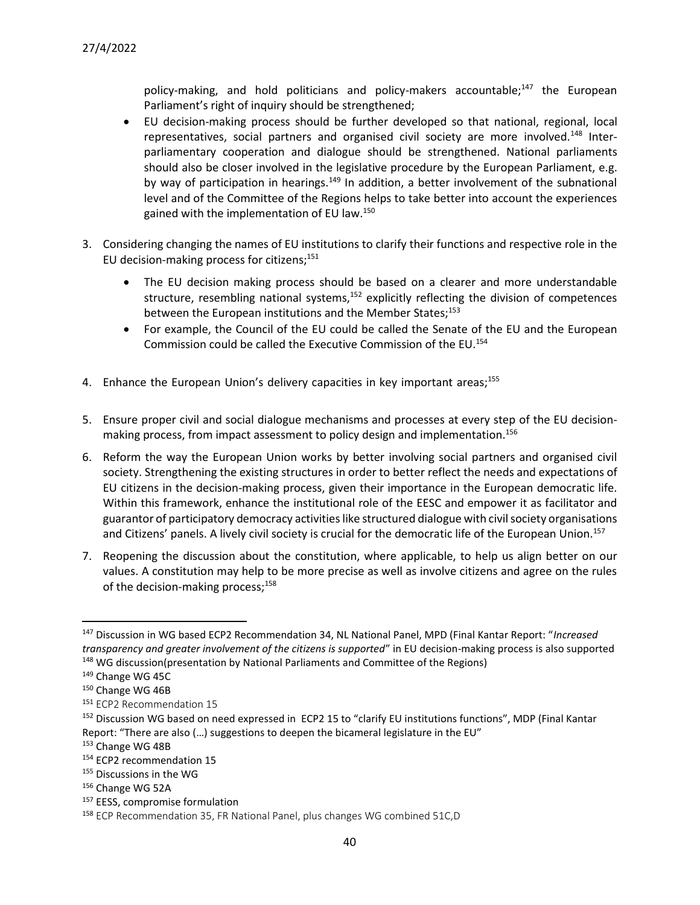policy-making, and hold politicians and policy-makers accountable;[147] the European Parliament's right of inquiry should be strengthened;

- EU decision-making process should be further developed so that national, regional, local representatives, social partners and organised civil society are more involved.[148] Inter-parliamentary cooperation and dialogue should be strengthened. National parliaments should also be closer involved in the legislative procedure by the European Parliament, e.g. by way of participation in hearings.[149] In addition, a better involvement of the subnational level and of the Committee of the Regions helps to take better into account the experiences gained with the implementation of EU law.[150]

3. Considering changing the names of EU institutions to clarify their functions and respective role in the EU decision-making process for citizens;[151]

   - The EU decision making process should be based on a clearer and more understandable structure, resembling national systems,[152] explicitly reflecting the division of competences between the European institutions and the Member States;[153]
   - For example, the Council of the EU could be called the Senate of the EU and the European Commission could be called the Executive Commission of the EU.[154]

4. Enhance the European Union's delivery capacities in key important areas;[155]

5. Ensure proper civil and social dialogue mechanisms and processes at every step of the EU decision-making process, from impact assessment to policy design and implementation.[156]

6. Reform the way the European Union works by better involving social partners and organised civil society. Strengthening the existing structures in order to better reflect the needs and expectations of EU citizens in the decision-making process, given their importance in the European democratic life. Within this framework, enhance the institutional role of the EESC and empower it as facilitator and guarantor of participatory democracy activities like structured dialogue with civil society organisations and Citizens' panels. A lively civil society is crucial for the democratic life of the European Union.[157]

7. Reopening the discussion about the constitution, where applicable, to help us align better on our values. A constitution may help to be more precise as well as involve citizens and agree on the rules of the decision-making process;[158]

---

[147] Discussion in WG based ECP2 Recommendation 34, NL National Panel, MPD (Final Kantar Report: "*Increased transparency and greater involvement of the citizens is supported*" in EU decision-making process is also supported

[148] WG discussion(presentation by National Parliaments and Committee of the Regions)

[149] Change WG 45C

[150] Change WG 46B

[151] ECP2 Recommendation 15

[152] Discussion WG based on need expressed in ECP2 15 to "clarify EU institutions functions", MDP (Final Kantar Report: "There are also (…) suggestions to deepen the bicameral legislature in the EU"

[153] Change WG 48B

[154] ECP2 recommendation 15

[155] Discussions in the WG

[156] Change WG 52A

[157] EESS, compromise formulation

[158] ECP Recommendation 35, FR National Panel, plus changes WG combined 51C,D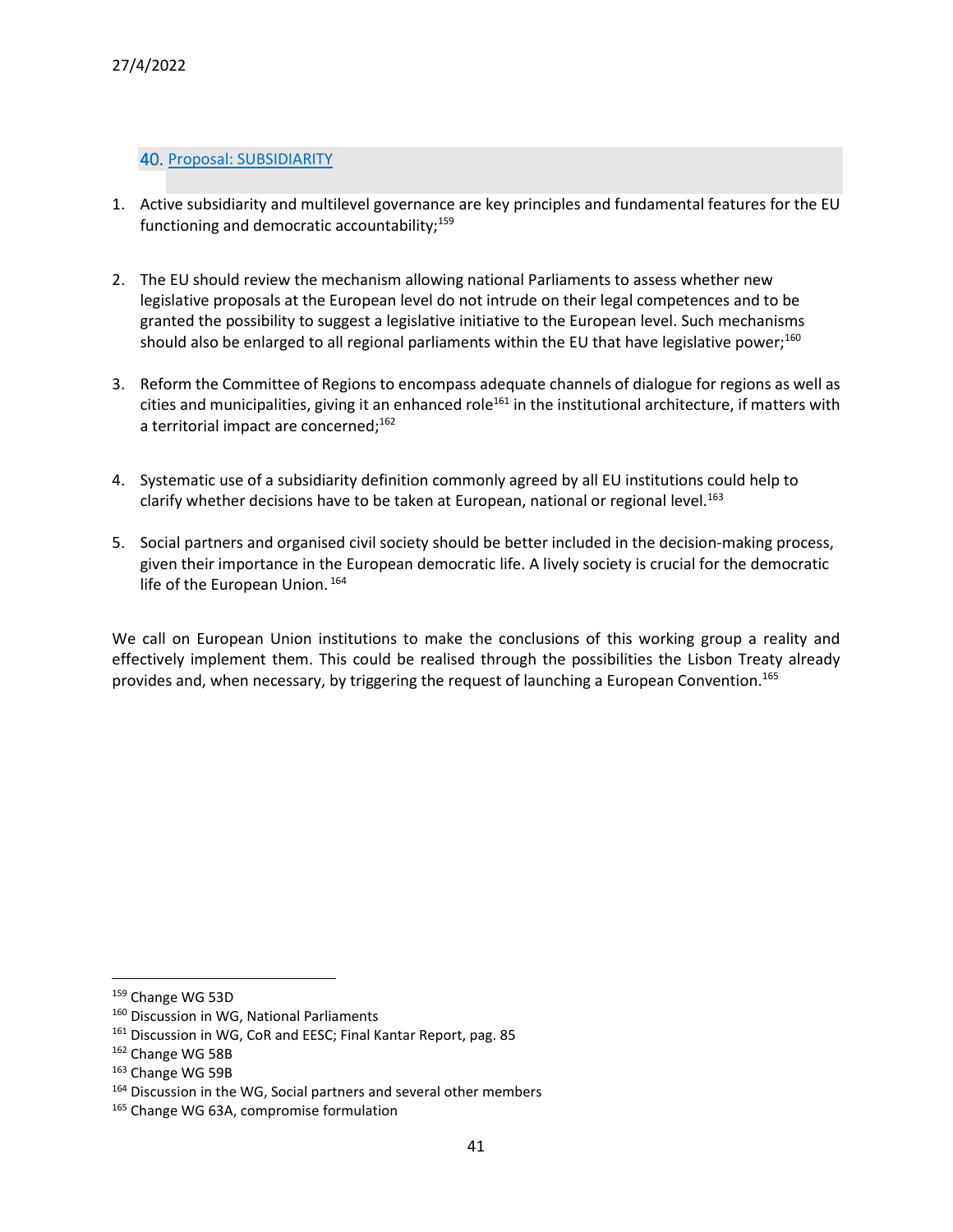## 40. Proposal: SUBSIDIARITY

1. Active subsidiarity and multilevel governance are key principles and fundamental features for the EU functioning and democratic accountability;[159]

2. The EU should review the mechanism allowing national Parliaments to assess whether new legislative proposals at the European level do not intrude on their legal competences and to be granted the possibility to suggest a legislative initiative to the European level. Such mechanisms should also be enlarged to all regional parliaments within the EU that have legislative power;[160]

3. Reform the Committee of Regions to encompass adequate channels of dialogue for regions as well as cities and municipalities, giving it an enhanced role[161] in the institutional architecture, if matters with a territorial impact are concerned;[162]

4. Systematic use of a subsidiarity definition commonly agreed by all EU institutions could help to clarify whether decisions have to be taken at European, national or regional level.[163]

5. Social partners and organised civil society should be better included in the decision-making process, given their importance in the European democratic life. A lively society is crucial for the democratic life of the European Union. [164]

We call on European Union institutions to make the conclusions of this working group a reality and effectively implement them. This could be realised through the possibilities the Lisbon Treaty already provides and, when necessary, by triggering the request of launching a European Convention.[165]

---

[159] Change WG 53D
[160] Discussion in WG, National Parliaments
[161] Discussion in WG, CoR and EESC; Final Kantar Report, pag. 85
[162] Change WG 58B
[163] Change WG 59B
[164] Discussion in the WG, Social partners and several other members
[165] Change WG 63A, compromise formulation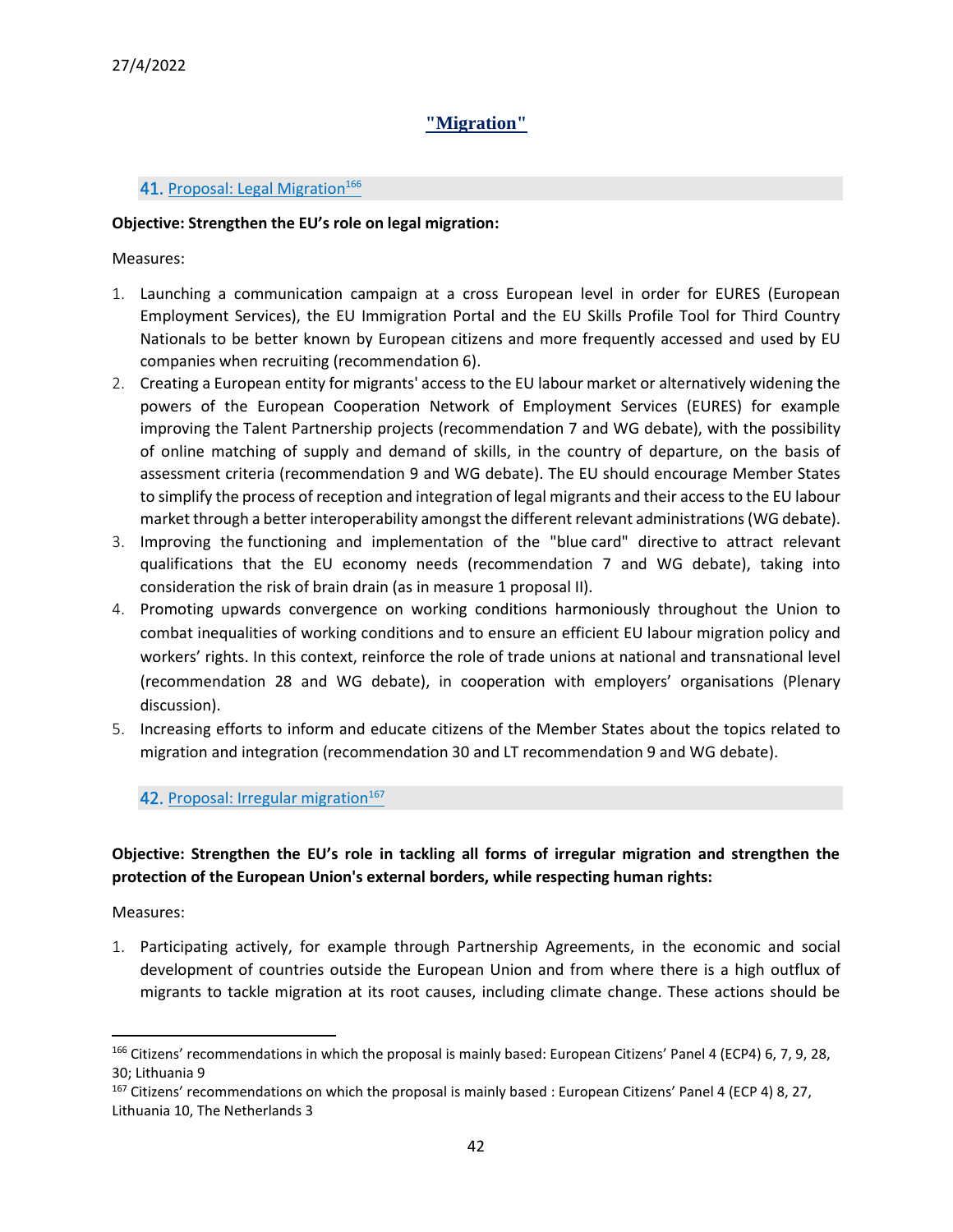27/4/2022

# "Migration"

## 41. Proposal: Legal Migration[166]

**Objective: Strengthen the EU's role on legal migration:**

Measures:

1. Launching a communication campaign at a cross European level in order for EURES (European Employment Services), the EU Immigration Portal and the EU Skills Profile Tool for Third Country Nationals to be better known by European citizens and more frequently accessed and used by EU companies when recruiting (recommendation 6).
2. Creating a European entity for migrants' access to the EU labour market or alternatively widening the powers of the European Cooperation Network of Employment Services (EURES) for example improving the Talent Partnership projects (recommendation 7 and WG debate), with the possibility of online matching of supply and demand of skills, in the country of departure, on the basis of assessment criteria (recommendation 9 and WG debate). The EU should encourage Member States to simplify the process of reception and integration of legal migrants and their access to the EU labour market through a better interoperability amongst the different relevant administrations (WG debate).
3. Improving the functioning and implementation of the "blue card" directive to attract relevant qualifications that the EU economy needs (recommendation 7 and WG debate), taking into consideration the risk of brain drain (as in measure 1 proposal II).
4. Promoting upwards convergence on working conditions harmoniously throughout the Union to combat inequalities of working conditions and to ensure an efficient EU labour migration policy and workers' rights. In this context, reinforce the role of trade unions at national and transnational level (recommendation 28 and WG debate), in cooperation with employers' organisations (Plenary discussion).
5. Increasing efforts to inform and educate citizens of the Member States about the topics related to migration and integration (recommendation 30 and LT recommendation 9 and WG debate).

## 42. Proposal: Irregular migration[167]

**Objective: Strengthen the EU's role in tackling all forms of irregular migration and strengthen the protection of the European Union's external borders, while respecting human rights:**

Measures:

1. Participating actively, for example through Partnership Agreements, in the economic and social development of countries outside the European Union and from where there is a high outflux of migrants to tackle migration at its root causes, including climate change. These actions should be

---

[166] Citizens' recommendations in which the proposal is mainly based: European Citizens' Panel 4 (ECP4) 6, 7, 9, 28, 30; Lithuania 9

[167] Citizens' recommendations on which the proposal is mainly based : European Citizens' Panel 4 (ECP 4) 8, 27, Lithuania 10, The Netherlands 3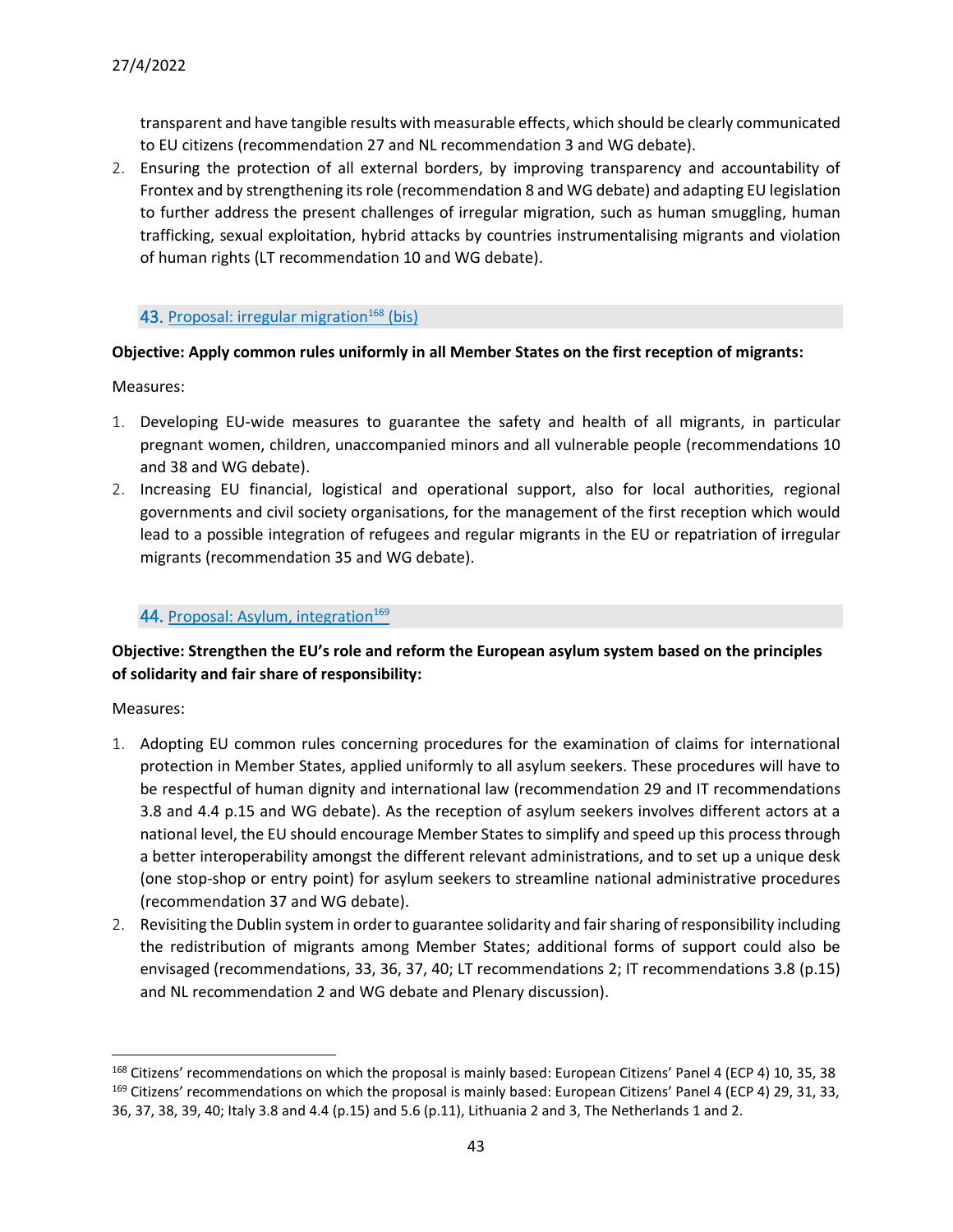transparent and have tangible results with measurable effects, which should be clearly communicated to EU citizens (recommendation 27 and NL recommendation 3 and WG debate).

2. Ensuring the protection of all external borders, by improving transparency and accountability of Frontex and by strengthening its role (recommendation 8 and WG debate) and adapting EU legislation to further address the present challenges of irregular migration, such as human smuggling, human trafficking, sexual exploitation, hybrid attacks by countries instrumentalising migrants and violation of human rights (LT recommendation 10 and WG debate).

## 43. Proposal: irregular migration[168] (bis)

**Objective: Apply common rules uniformly in all Member States on the first reception of migrants:**

Measures:

1. Developing EU-wide measures to guarantee the safety and health of all migrants, in particular pregnant women, children, unaccompanied minors and all vulnerable people (recommendations 10 and 38 and WG debate).
2. Increasing EU financial, logistical and operational support, also for local authorities, regional governments and civil society organisations, for the management of the first reception which would lead to a possible integration of refugees and regular migrants in the EU or repatriation of irregular migrants (recommendation 35 and WG debate).

## 44. Proposal: Asylum, integration[169]

**Objective: Strengthen the EU's role and reform the European asylum system based on the principles of solidarity and fair share of responsibility:**

Measures:

1. Adopting EU common rules concerning procedures for the examination of claims for international protection in Member States, applied uniformly to all asylum seekers. These procedures will have to be respectful of human dignity and international law (recommendation 29 and IT recommendations 3.8 and 4.4 p.15 and WG debate). As the reception of asylum seekers involves different actors at a national level, the EU should encourage Member States to simplify and speed up this process through a better interoperability amongst the different relevant administrations, and to set up a unique desk (one stop-shop or entry point) for asylum seekers to streamline national administrative procedures (recommendation 37 and WG debate).
2. Revisiting the Dublin system in order to guarantee solidarity and fair sharing of responsibility including the redistribution of migrants among Member States; additional forms of support could also be envisaged (recommendations, 33, 36, 37, 40; LT recommendations 2; IT recommendations 3.8 (p.15) and NL recommendation 2 and WG debate and Plenary discussion).

---

[168] Citizens' recommendations on which the proposal is mainly based: European Citizens' Panel 4 (ECP 4) 10, 35, 38

[169] Citizens' recommendations on which the proposal is mainly based: European Citizens' Panel 4 (ECP 4) 29, 31, 33, 36, 37, 38, 39, 40; Italy 3.8 and 4.4 (p.15) and 5.6 (p.11), Lithuania 2 and 3, The Netherlands 1 and 2.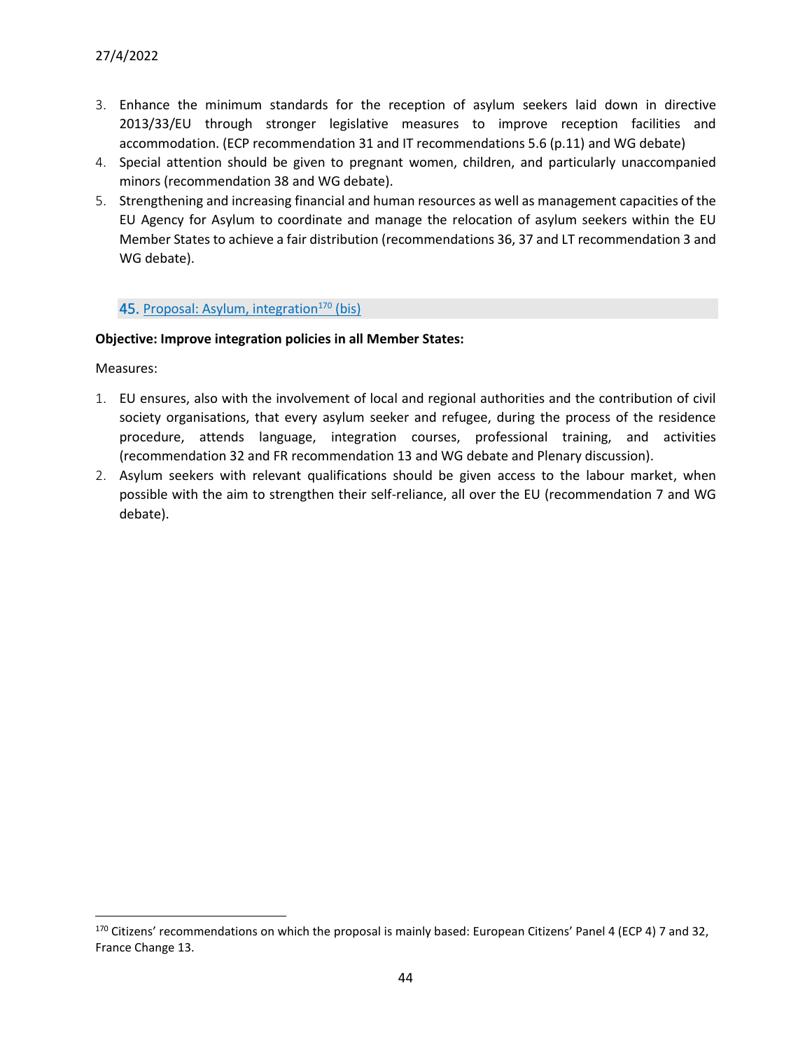3. Enhance the minimum standards for the reception of asylum seekers laid down in directive 2013/33/EU through stronger legislative measures to improve reception facilities and accommodation. (ECP recommendation 31 and IT recommendations 5.6 (p.11) and WG debate)
4. Special attention should be given to pregnant women, children, and particularly unaccompanied minors (recommendation 38 and WG debate).
5. Strengthening and increasing financial and human resources as well as management capacities of the EU Agency for Asylum to coordinate and manage the relocation of asylum seekers within the EU Member States to achieve a fair distribution (recommendations 36, 37 and LT recommendation 3 and WG debate).

## 45. Proposal: Asylum, integration[170] (bis)

**Objective: Improve integration policies in all Member States:**

Measures:

1. EU ensures, also with the involvement of local and regional authorities and the contribution of civil society organisations, that every asylum seeker and refugee, during the process of the residence procedure, attends language, integration courses, professional training, and activities (recommendation 32 and FR recommendation 13 and WG debate and Plenary discussion).
2. Asylum seekers with relevant qualifications should be given access to the labour market, when possible with the aim to strengthen their self-reliance, all over the EU (recommendation 7 and WG debate).

[170] Citizens' recommendations on which the proposal is mainly based: European Citizens' Panel 4 (ECP 4) 7 and 32, France Change 13.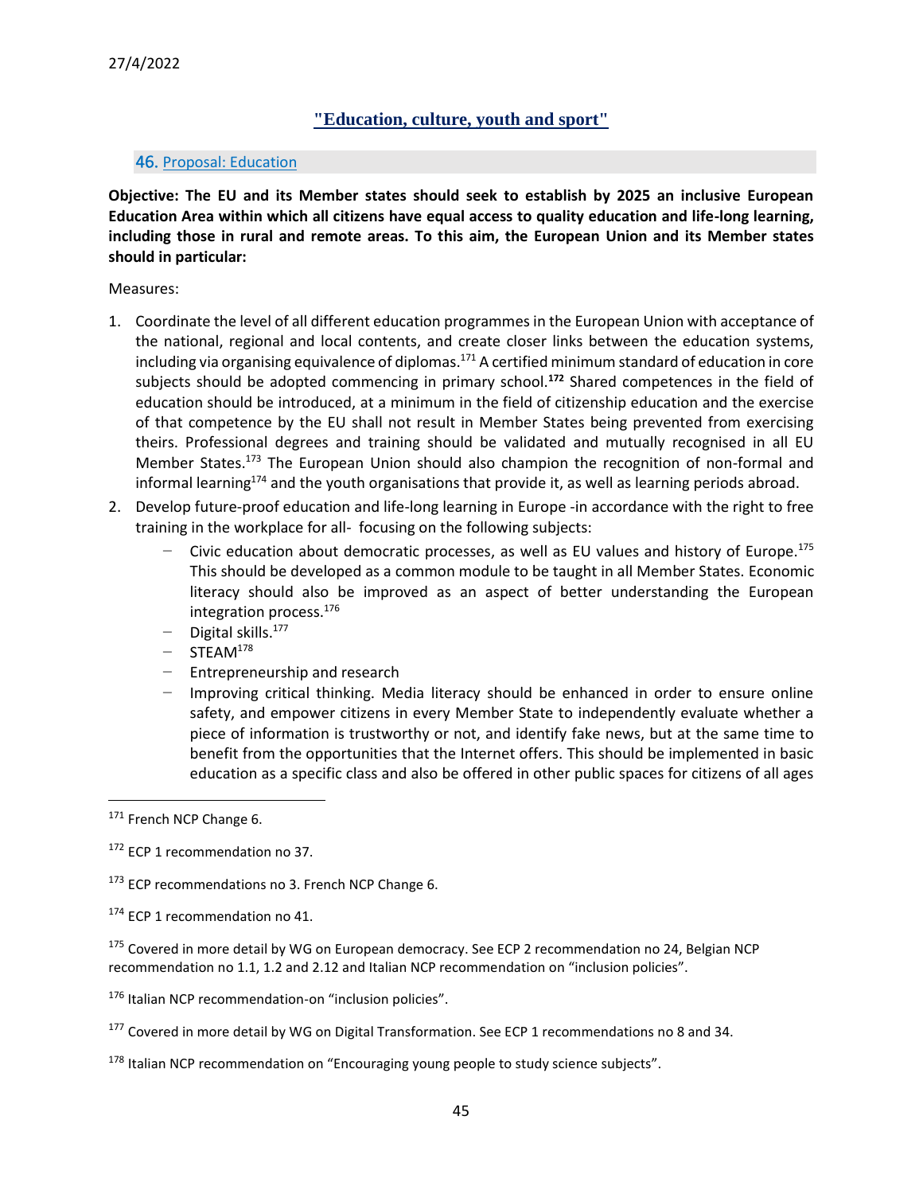27/4/2022

## "Education, culture, youth and sport"

### 46. Proposal: Education

**Objective: The EU and its Member states should seek to establish by 2025 an inclusive European Education Area within which all citizens have equal access to quality education and life-long learning, including those in rural and remote areas. To this aim, the European Union and its Member states should in particular:**

Measures:

1. Coordinate the level of all different education programmes in the European Union with acceptance of the national, regional and local contents, and create closer links between the education systems, including via organising equivalence of diplomas.[171] A certified minimum standard of education in core subjects should be adopted commencing in primary school.**[172]** Shared competences in the field of education should be introduced, at a minimum in the field of citizenship education and the exercise of that competence by the EU shall not result in Member States being prevented from exercising theirs. Professional degrees and training should be validated and mutually recognised in all EU Member States.[173] The European Union should also champion the recognition of non-formal and informal learning[174] and the youth organisations that provide it, as well as learning periods abroad.
2. Develop future-proof education and life-long learning in Europe -in accordance with the right to free training in the workplace for all- focusing on the following subjects:
   - Civic education about democratic processes, as well as EU values and history of Europe.[175] This should be developed as a common module to be taught in all Member States. Economic literacy should also be improved as an aspect of better understanding the European integration process.[176]
   - Digital skills.[177]
   - STEAM[178]
   - Entrepreneurship and research
   - Improving critical thinking. Media literacy should be enhanced in order to ensure online safety, and empower citizens in every Member State to independently evaluate whether a piece of information is trustworthy or not, and identify fake news, but at the same time to benefit from the opportunities that the Internet offers. This should be implemented in basic education as a specific class and also be offered in other public spaces for citizens of all ages

---

[171] French NCP Change 6.

[172] ECP 1 recommendation no 37.

[173] ECP recommendations no 3. French NCP Change 6.

[174] ECP 1 recommendation no 41.

[175] Covered in more detail by WG on European democracy. See ECP 2 recommendation no 24, Belgian NCP recommendation no 1.1, 1.2 and 2.12 and Italian NCP recommendation on "inclusion policies".

[176] Italian NCP recommendation-on "inclusion policies".

[177] Covered in more detail by WG on Digital Transformation. See ECP 1 recommendations no 8 and 34.

[178] Italian NCP recommendation on "Encouraging young people to study science subjects".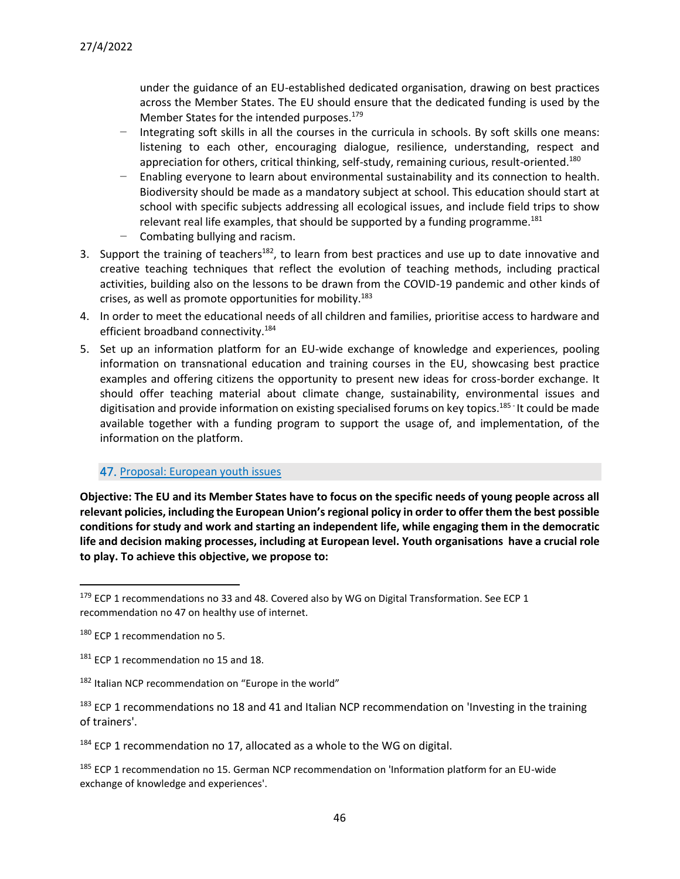under the guidance of an EU-established dedicated organisation, drawing on best practices across the Member States. The EU should ensure that the dedicated funding is used by the Member States for the intended purposes.[179]

- Integrating soft skills in all the courses in the curricula in schools. By soft skills one means: listening to each other, encouraging dialogue, resilience, understanding, respect and appreciation for others, critical thinking, self-study, remaining curious, result-oriented.[180]
- Enabling everyone to learn about environmental sustainability and its connection to health. Biodiversity should be made as a mandatory subject at school. This education should start at school with specific subjects addressing all ecological issues, and include field trips to show relevant real life examples, that should be supported by a funding programme.[181]
- Combating bullying and racism.

3. Support the training of teachers[182], to learn from best practices and use up to date innovative and creative teaching techniques that reflect the evolution of teaching methods, including practical activities, building also on the lessons to be drawn from the COVID-19 pandemic and other kinds of crises, as well as promote opportunities for mobility.[183]
4. In order to meet the educational needs of all children and families, prioritise access to hardware and efficient broadband connectivity.[184]
5. Set up an information platform for an EU-wide exchange of knowledge and experiences, pooling information on transnational education and training courses in the EU, showcasing best practice examples and offering citizens the opportunity to present new ideas for cross-border exchange. It should offer teaching material about climate change, sustainability, environmental issues and digitisation and provide information on existing specialised forums on key topics.[185] It could be made available together with a funding program to support the usage of, and implementation, of the information on the platform.

## 47. Proposal: European youth issues

**Objective: The EU and its Member States have to focus on the specific needs of young people across all relevant policies, including the European Union's regional policy in order to offer them the best possible conditions for study and work and starting an independent life, while engaging them in the democratic life and decision making processes, including at European level. Youth organisations have a crucial role to play. To achieve this objective, we propose to:**

---

[179] ECP 1 recommendations no 33 and 48. Covered also by WG on Digital Transformation. See ECP 1 recommendation no 47 on healthy use of internet.

[180] ECP 1 recommendation no 5.

[181] ECP 1 recommendation no 15 and 18.

[182] Italian NCP recommendation on "Europe in the world"

[183] ECP 1 recommendations no 18 and 41 and Italian NCP recommendation on 'Investing in the training of trainers'.

[184] ECP 1 recommendation no 17, allocated as a whole to the WG on digital.

[185] ECP 1 recommendation no 15. German NCP recommendation on 'Information platform for an EU-wide exchange of knowledge and experiences'.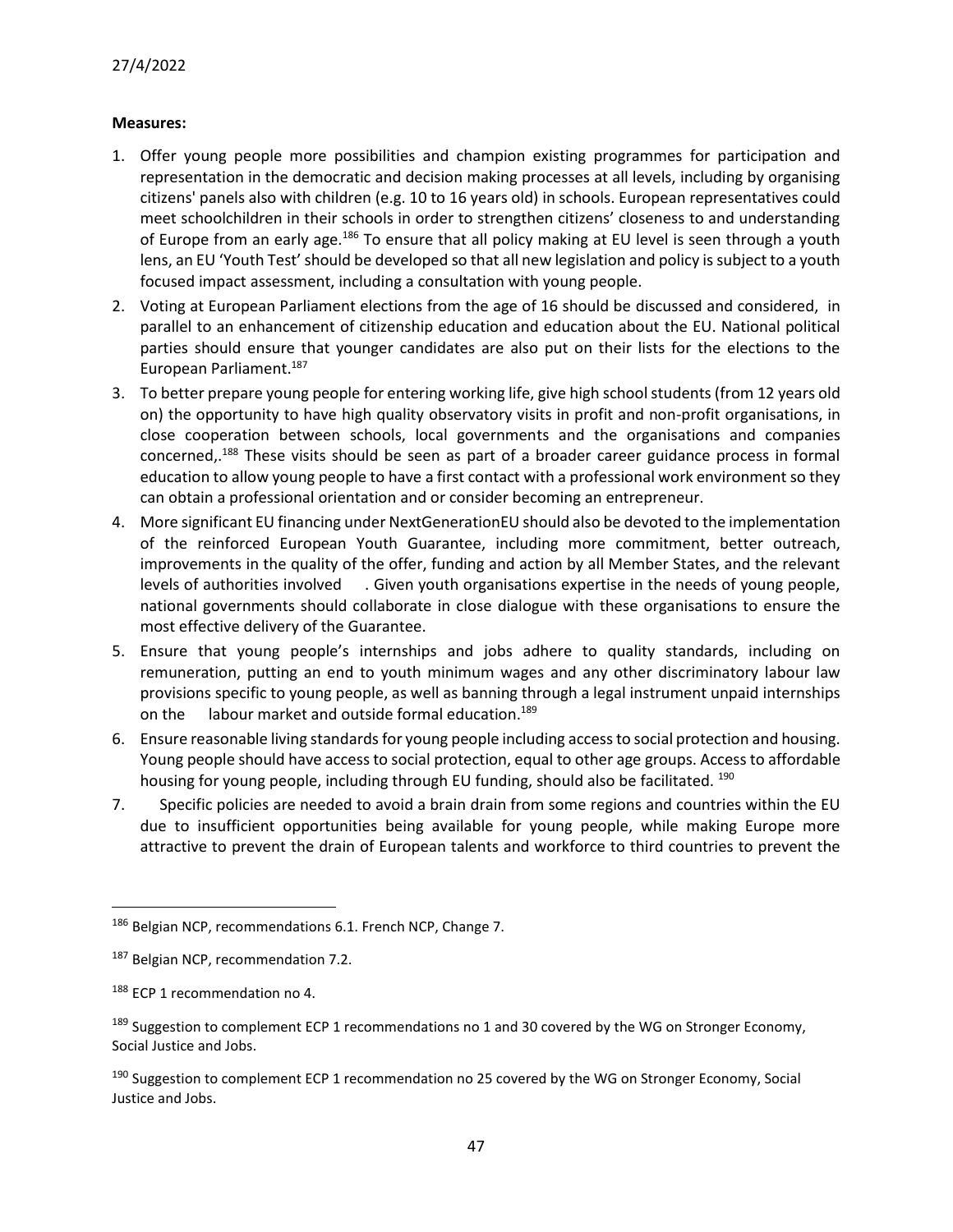**Measures:**

1. Offer young people more possibilities and champion existing programmes for participation and representation in the democratic and decision making processes at all levels, including by organising citizens' panels also with children (e.g. 10 to 16 years old) in schools. European representatives could meet schoolchildren in their schools in order to strengthen citizens' closeness to and understanding of Europe from an early age.[186] To ensure that all policy making at EU level is seen through a youth lens, an EU 'Youth Test' should be developed so that all new legislation and policy is subject to a youth focused impact assessment, including a consultation with young people.
2. Voting at European Parliament elections from the age of 16 should be discussed and considered, in parallel to an enhancement of citizenship education and education about the EU. National political parties should ensure that younger candidates are also put on their lists for the elections to the European Parliament.[187]
3. To better prepare young people for entering working life, give high school students (from 12 years old on) the opportunity to have high quality observatory visits in profit and non-profit organisations, in close cooperation between schools, local governments and the organisations and companies concerned,.[188] These visits should be seen as part of a broader career guidance process in formal education to allow young people to have a first contact with a professional work environment so they can obtain a professional orientation and or consider becoming an entrepreneur.
4. More significant EU financing under NextGenerationEU should also be devoted to the implementation of the reinforced European Youth Guarantee, including more commitment, better outreach, improvements in the quality of the offer, funding and action by all Member States, and the relevant levels of authorities involved . Given youth organisations expertise in the needs of young people, national governments should collaborate in close dialogue with these organisations to ensure the most effective delivery of the Guarantee.
5. Ensure that young people's internships and jobs adhere to quality standards, including on remuneration, putting an end to youth minimum wages and any other discriminatory labour law provisions specific to young people, as well as banning through a legal instrument unpaid internships on the labour market and outside formal education.[189]
6. Ensure reasonable living standards for young people including access to social protection and housing. Young people should have access to social protection, equal to other age groups. Access to affordable housing for young people, including through EU funding, should also be facilitated.[190]
7. Specific policies are needed to avoid a brain drain from some regions and countries within the EU due to insufficient opportunities being available for young people, while making Europe more attractive to prevent the drain of European talents and workforce to third countries to prevent the

---

[186] Belgian NCP, recommendations 6.1. French NCP, Change 7.

[187] Belgian NCP, recommendation 7.2.

[188] ECP 1 recommendation no 4.

[189] Suggestion to complement ECP 1 recommendations no 1 and 30 covered by the WG on Stronger Economy, Social Justice and Jobs.

[190] Suggestion to complement ECP 1 recommendation no 25 covered by the WG on Stronger Economy, Social Justice and Jobs.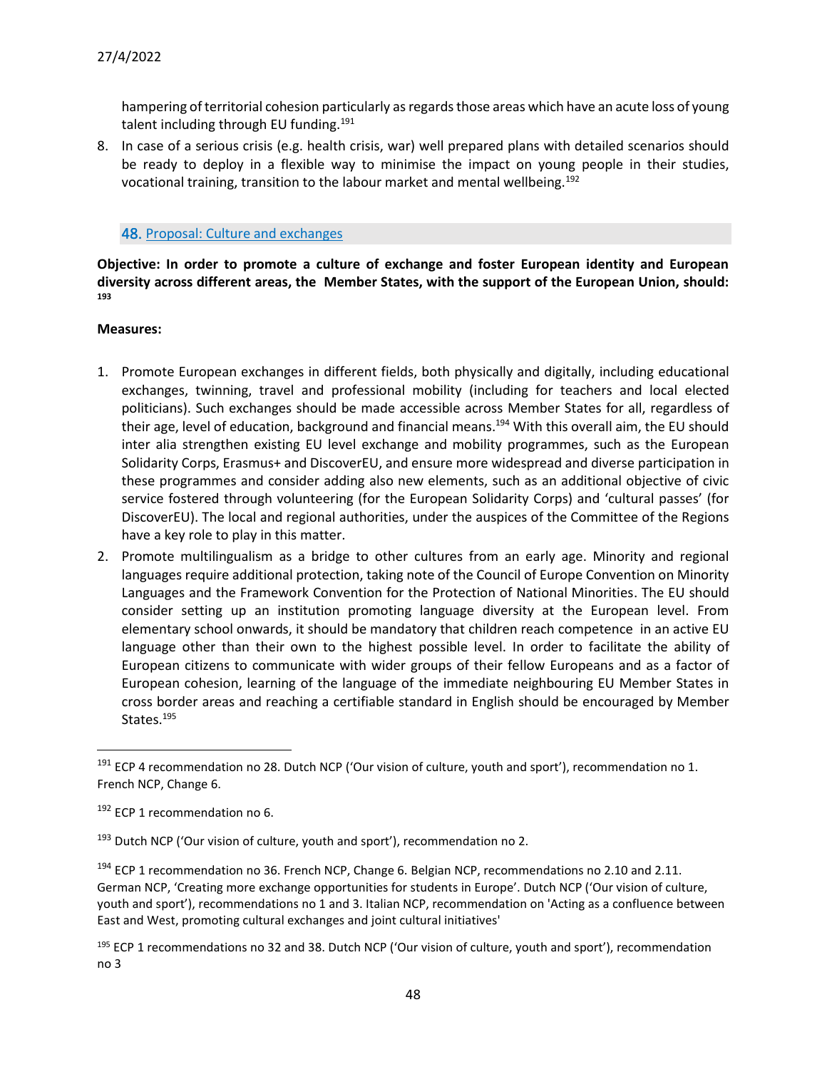hampering of territorial cohesion particularly as regards those areas which have an acute loss of young talent including through EU funding.[191]

8. In case of a serious crisis (e.g. health crisis, war) well prepared plans with detailed scenarios should be ready to deploy in a flexible way to minimise the impact on young people in their studies, vocational training, transition to the labour market and mental wellbeing.[192]

## 48. Proposal: Culture and exchanges

**Objective: In order to promote a culture of exchange and foster European identity and European diversity across different areas, the Member States, with the support of the European Union, should:** [193]

**Measures:**

1. Promote European exchanges in different fields, both physically and digitally, including educational exchanges, twinning, travel and professional mobility (including for teachers and local elected politicians). Such exchanges should be made accessible across Member States for all, regardless of their age, level of education, background and financial means.[194] With this overall aim, the EU should inter alia strengthen existing EU level exchange and mobility programmes, such as the European Solidarity Corps, Erasmus+ and DiscoverEU, and ensure more widespread and diverse participation in these programmes and consider adding also new elements, such as an additional objective of civic service fostered through volunteering (for the European Solidarity Corps) and 'cultural passes' (for DiscoverEU). The local and regional authorities, under the auspices of the Committee of the Regions have a key role to play in this matter.
2. Promote multilingualism as a bridge to other cultures from an early age. Minority and regional languages require additional protection, taking note of the Council of Europe Convention on Minority Languages and the Framework Convention for the Protection of National Minorities. The EU should consider setting up an institution promoting language diversity at the European level. From elementary school onwards, it should be mandatory that children reach competence in an active EU language other than their own to the highest possible level. In order to facilitate the ability of European citizens to communicate with wider groups of their fellow Europeans and as a factor of European cohesion, learning of the language of the immediate neighbouring EU Member States in cross border areas and reaching a certifiable standard in English should be encouraged by Member States.[195]

---

[191] ECP 4 recommendation no 28. Dutch NCP ('Our vision of culture, youth and sport'), recommendation no 1. French NCP, Change 6.

[192] ECP 1 recommendation no 6.

[193] Dutch NCP ('Our vision of culture, youth and sport'), recommendation no 2.

[194] ECP 1 recommendation no 36. French NCP, Change 6. Belgian NCP, recommendations no 2.10 and 2.11. German NCP, 'Creating more exchange opportunities for students in Europe'. Dutch NCP ('Our vision of culture, youth and sport'), recommendations no 1 and 3. Italian NCP, recommendation on 'Acting as a confluence between East and West, promoting cultural exchanges and joint cultural initiatives'

[195] ECP 1 recommendations no 32 and 38. Dutch NCP ('Our vision of culture, youth and sport'), recommendation no 3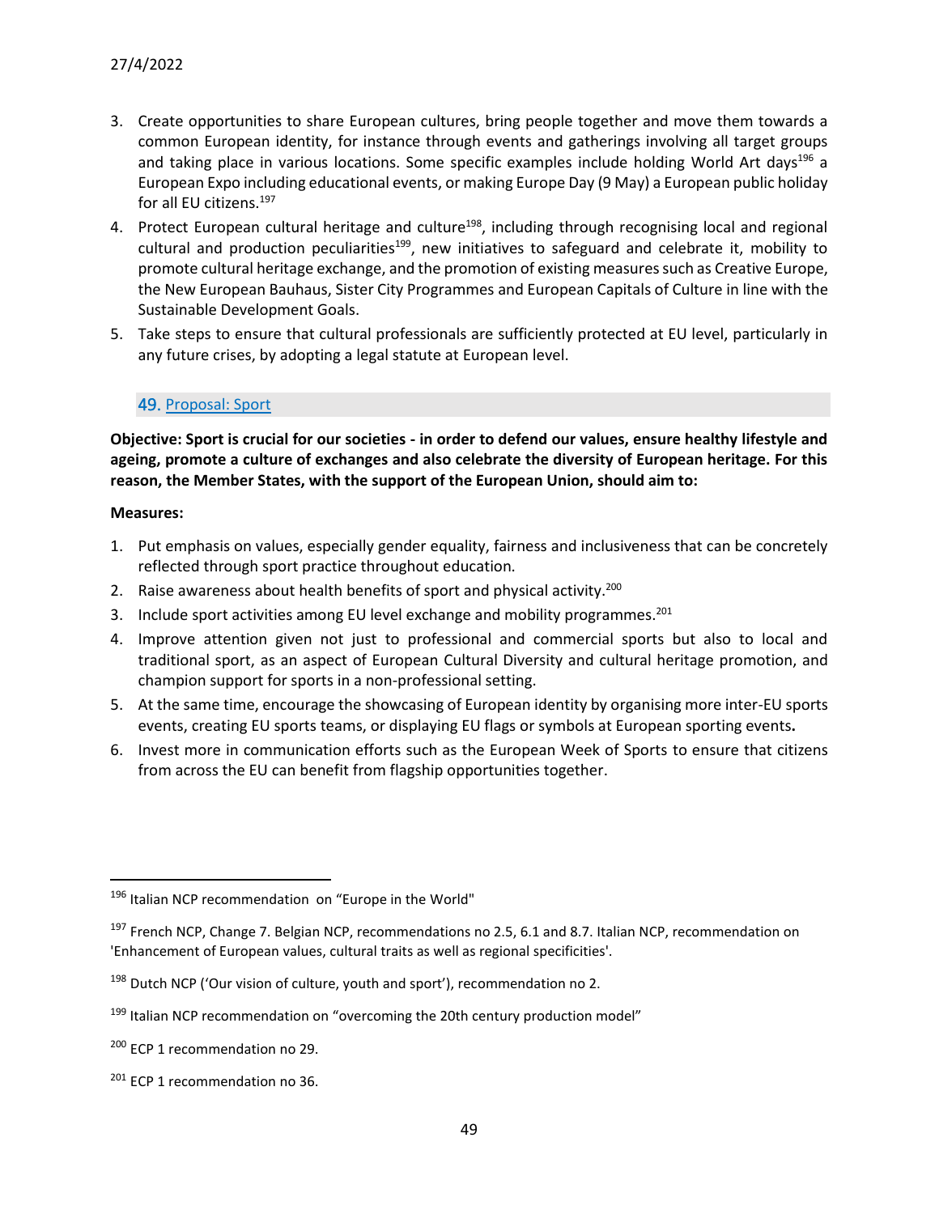3. Create opportunities to share European cultures, bring people together and move them towards a common European identity, for instance through events and gatherings involving all target groups and taking place in various locations. Some specific examples include holding World Art days[196] a European Expo including educational events, or making Europe Day (9 May) a European public holiday for all EU citizens.[197]
4. Protect European cultural heritage and culture[198], including through recognising local and regional cultural and production peculiarities[199], new initiatives to safeguard and celebrate it, mobility to promote cultural heritage exchange, and the promotion of existing measures such as Creative Europe, the New European Bauhaus, Sister City Programmes and European Capitals of Culture in line with the Sustainable Development Goals.
5. Take steps to ensure that cultural professionals are sufficiently protected at EU level, particularly in any future crises, by adopting a legal statute at European level.

## 49. Proposal: Sport

**Objective: Sport is crucial for our societies - in order to defend our values, ensure healthy lifestyle and ageing, promote a culture of exchanges and also celebrate the diversity of European heritage. For this reason, the Member States, with the support of the European Union, should aim to:**

**Measures:**

1. Put emphasis on values, especially gender equality, fairness and inclusiveness that can be concretely reflected through sport practice throughout education.
2. Raise awareness about health benefits of sport and physical activity.[200]
3. Include sport activities among EU level exchange and mobility programmes.[201]
4. Improve attention given not just to professional and commercial sports but also to local and traditional sport, as an aspect of European Cultural Diversity and cultural heritage promotion, and champion support for sports in a non-professional setting.
5. At the same time, encourage the showcasing of European identity by organising more inter-EU sports events, creating EU sports teams, or displaying EU flags or symbols at European sporting events**.**
6. Invest more in communication efforts such as the European Week of Sports to ensure that citizens from across the EU can benefit from flagship opportunities together.

---

[196] Italian NCP recommendation on "Europe in the World"

[197] French NCP, Change 7. Belgian NCP, recommendations no 2.5, 6.1 and 8.7. Italian NCP, recommendation on 'Enhancement of European values, cultural traits as well as regional specificities'.

[198] Dutch NCP ('Our vision of culture, youth and sport'), recommendation no 2.

[199] Italian NCP recommendation on "overcoming the 20th century production model"

[200] ECP 1 recommendation no 29.

[201] ECP 1 recommendation no 36.